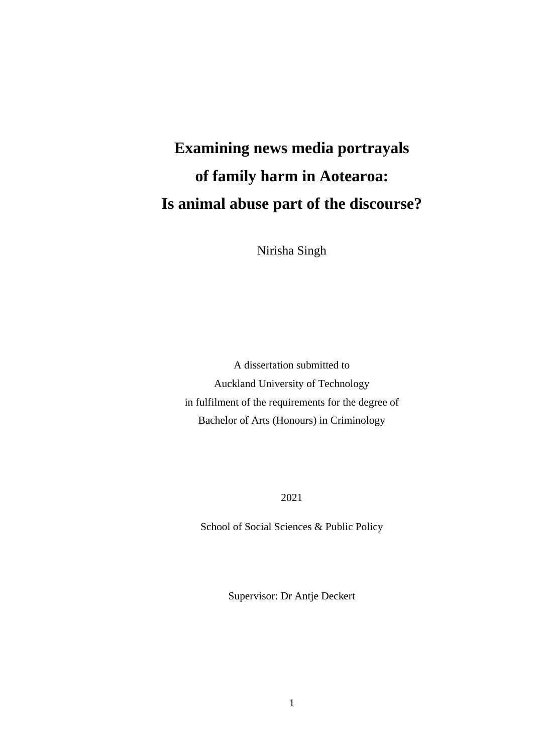# Examining news media portrayals of family harm in Aotearoa: Is animal abuse part of the discourse?

Nirisha Singh

A dissertation submitted to
Auckland University of Technology
in fulfilment of the requirements for the degree of
Bachelor of Arts (Honours) in Criminology

2021

School of Social Sciences & Public Policy

Supervisor: Dr Antje Deckert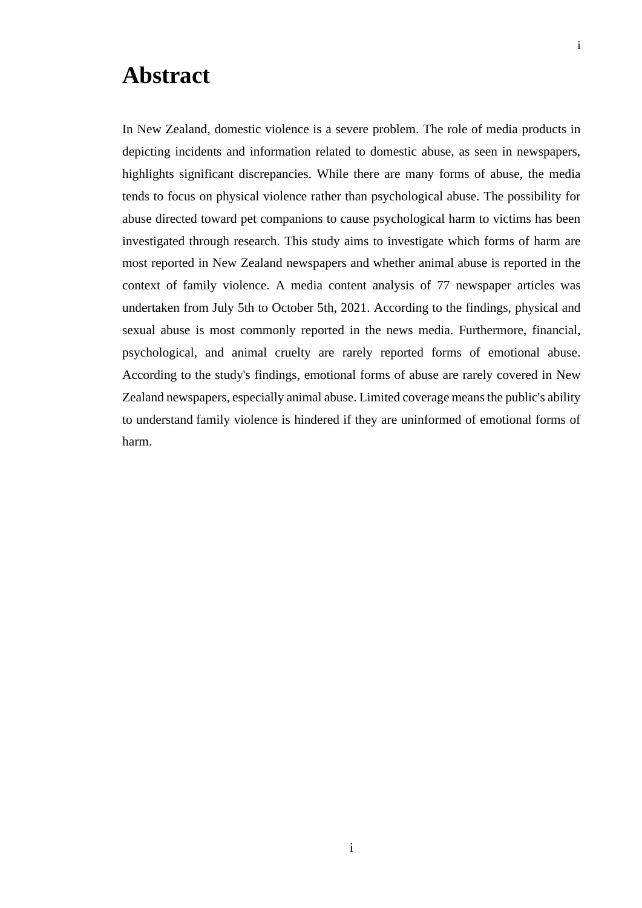# Abstract

In New Zealand, domestic violence is a severe problem. The role of media products in depicting incidents and information related to domestic abuse, as seen in newspapers, highlights significant discrepancies. While there are many forms of abuse, the media tends to focus on physical violence rather than psychological abuse. The possibility for abuse directed toward pet companions to cause psychological harm to victims has been investigated through research. This study aims to investigate which forms of harm are most reported in New Zealand newspapers and whether animal abuse is reported in the context of family violence. A media content analysis of 77 newspaper articles was undertaken from July 5th to October 5th, 2021. According to the findings, physical and sexual abuse is most commonly reported in the news media. Furthermore, financial, psychological, and animal cruelty are rarely reported forms of emotional abuse. According to the study's findings, emotional forms of abuse are rarely covered in New Zealand newspapers, especially animal abuse. Limited coverage means the public's ability to understand family violence is hindered if they are uninformed of emotional forms of harm.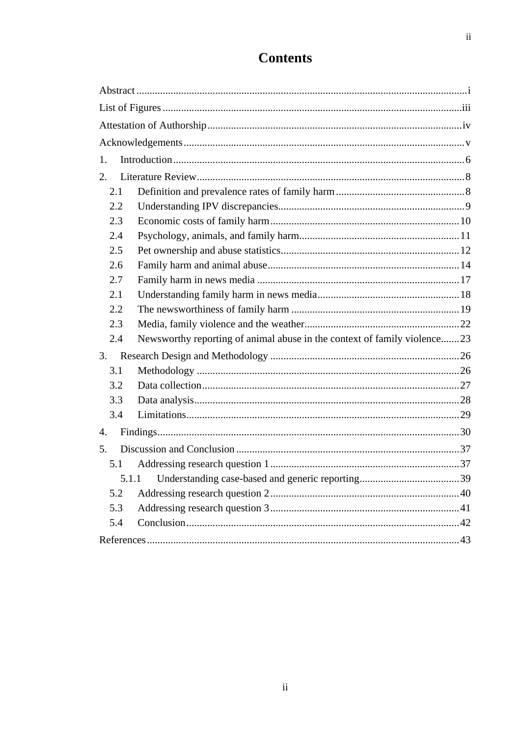# Contents

Abstract ............................................................................................................................ i

List of Figures .................................................................................................................. iii

Attestation of Authorship ................................................................................................ iv

Acknowledgements ........................................................................................................... v

1. Introduction ................................................................................................................. 6

2. Literature Review ......................................................................................................... 8

   2.1 Definition and prevalence rates of family harm ................................................... 8

   2.2 Understanding IPV discrepancies ......................................................................... 9

   2.3 Economic costs of family harm .......................................................................... 10

   2.4 Psychology, animals, and family harm ............................................................... 11

   2.5 Pet ownership and abuse statistics ...................................................................... 12

   2.6 Family harm and animal abuse ........................................................................... 14

   2.7 Family harm in news media ............................................................................... 17

   2.1 Understanding family harm in news media ........................................................ 18

   2.2 The newsworthiness of family harm .................................................................. 19

   2.3 Media, family violence and the weather ............................................................. 22

   2.4 Newsworthy reporting of animal abuse in the context of family violence ....... 23

3. Research Design and Methodology ........................................................................... 26

   3.1 Methodology ...................................................................................................... 26

   3.2 Data collection .................................................................................................... 27

   3.3 Data analysis ....................................................................................................... 28

   3.4 Limitations .......................................................................................................... 29

4. Findings ..................................................................................................................... 30

5. Discussion and Conclusion ........................................................................................ 37

   5.1 Addressing research question 1 .......................................................................... 37

      5.1.1 Understanding case-based and generic reporting ........................................ 39

   5.2 Addressing research question 2 .......................................................................... 40

   5.3 Addressing research question 3 .......................................................................... 41

   5.4 Conclusion .......................................................................................................... 42

References ...................................................................................................................... 43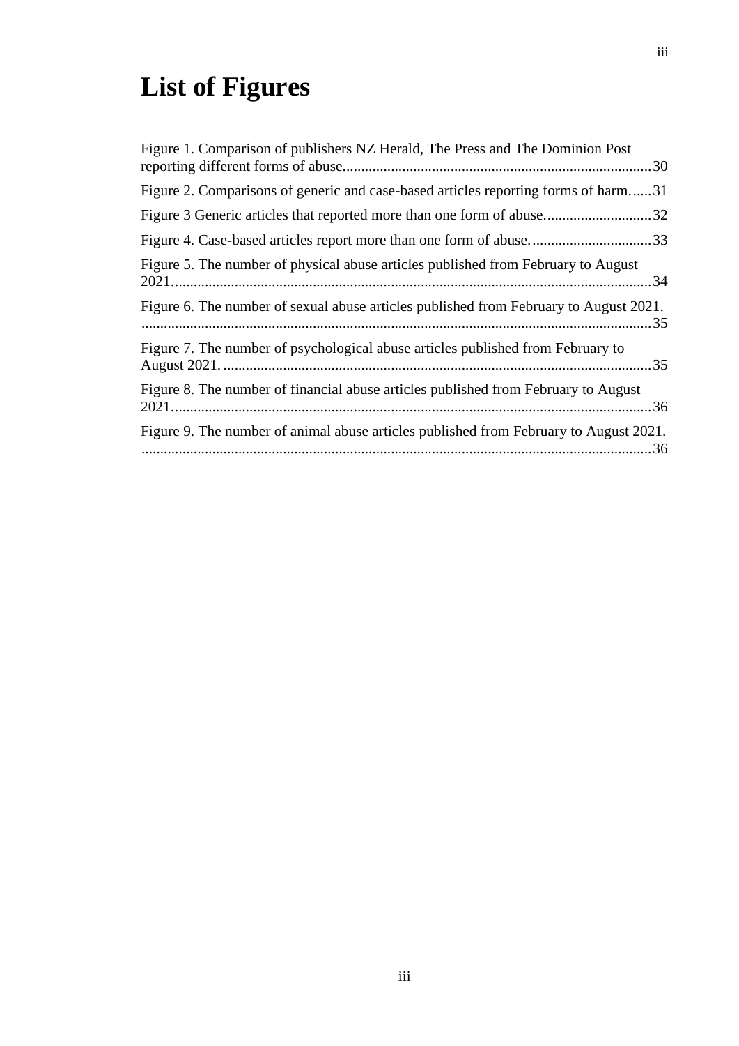# List of Figures

Figure 1. Comparison of publishers NZ Herald, The Press and The Dominion Post reporting different forms of abuse....30

Figure 2. Comparisons of generic and case-based articles reporting forms of harm....31

Figure 3 Generic articles that reported more than one form of abuse....32

Figure 4. Case-based articles report more than one form of abuse....33

Figure 5. The number of physical abuse articles published from February to August 2021....34

Figure 6. The number of sexual abuse articles published from February to August 2021....35

Figure 7. The number of psychological abuse articles published from February to August 2021....35

Figure 8. The number of financial abuse articles published from February to August 2021....36

Figure 9. The number of animal abuse articles published from February to August 2021....36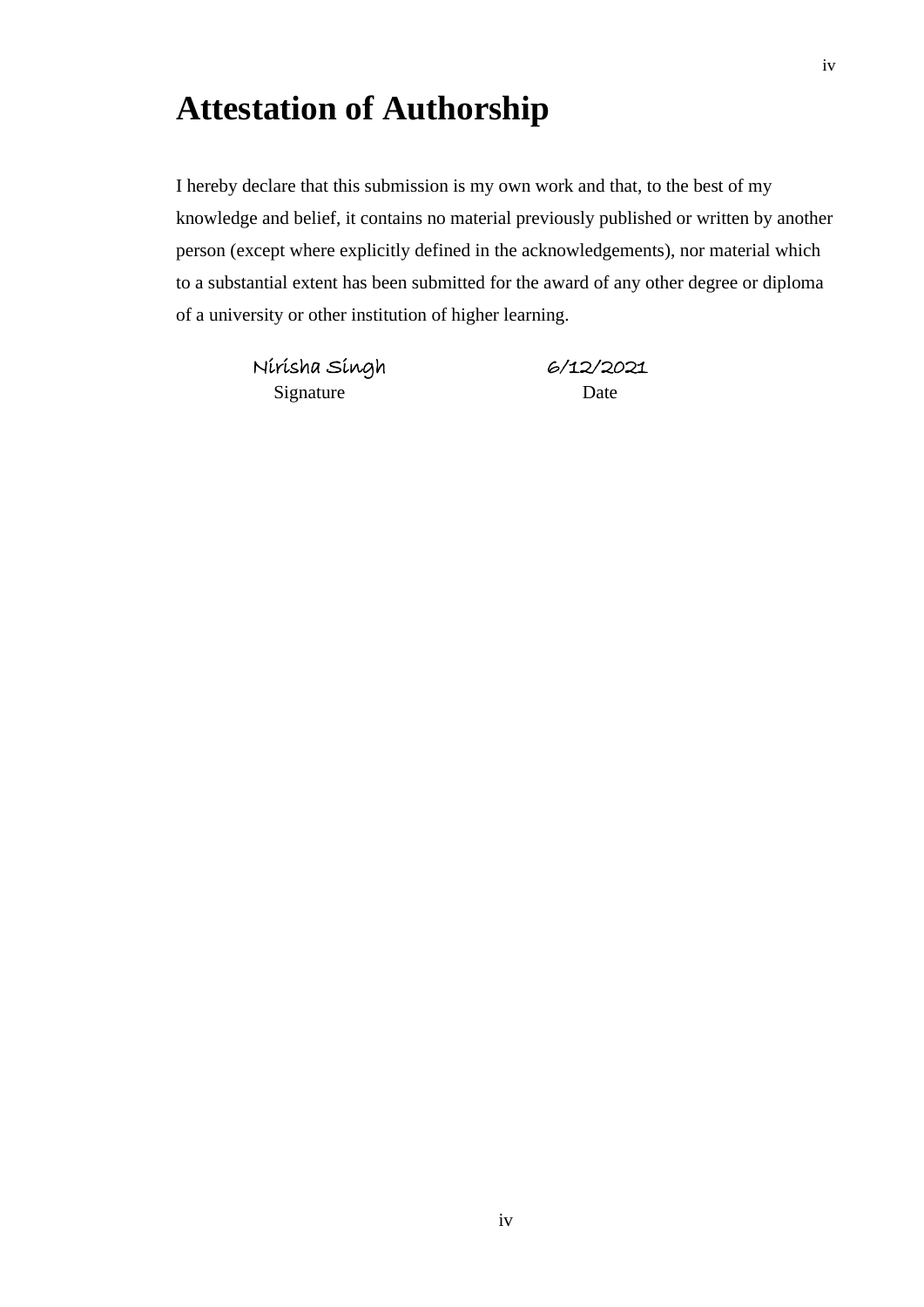# Attestation of Authorship

I hereby declare that this submission is my own work and that, to the best of my knowledge and belief, it contains no material previously published or written by another person (except where explicitly defined in the acknowledgements), nor material which to a substantial extent has been submitted for the award of any other degree or diploma of a university or other institution of higher learning.

| Nirisha Singh | 6/12/2021 |
| --- | --- |
| Signature | Date |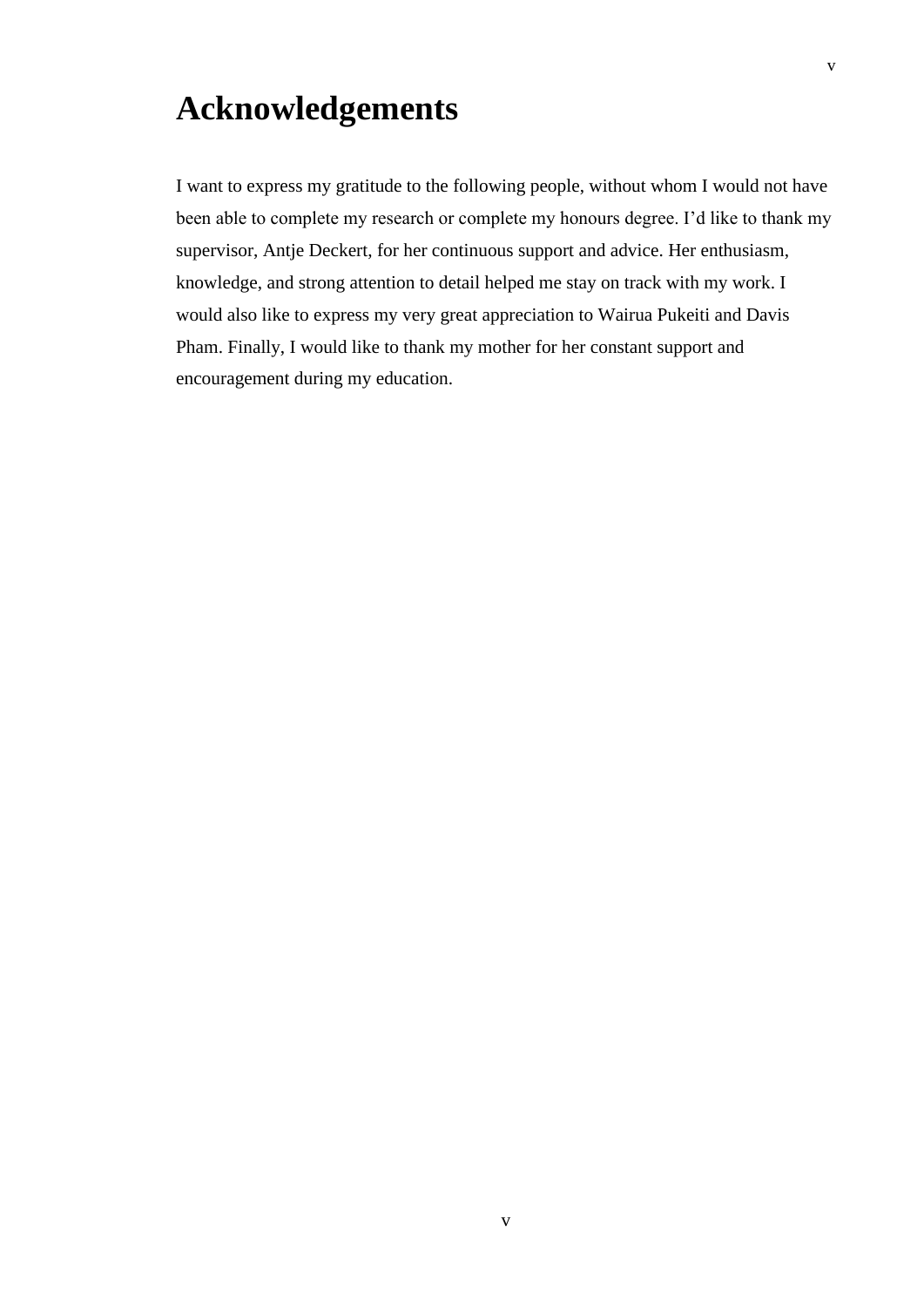# Acknowledgements

I want to express my gratitude to the following people, without whom I would not have been able to complete my research or complete my honours degree. I'd like to thank my supervisor, Antje Deckert, for her continuous support and advice. Her enthusiasm, knowledge, and strong attention to detail helped me stay on track with my work. I would also like to express my very great appreciation to Wairua Pukeiti and Davis Pham. Finally, I would like to thank my mother for her constant support and encouragement during my education.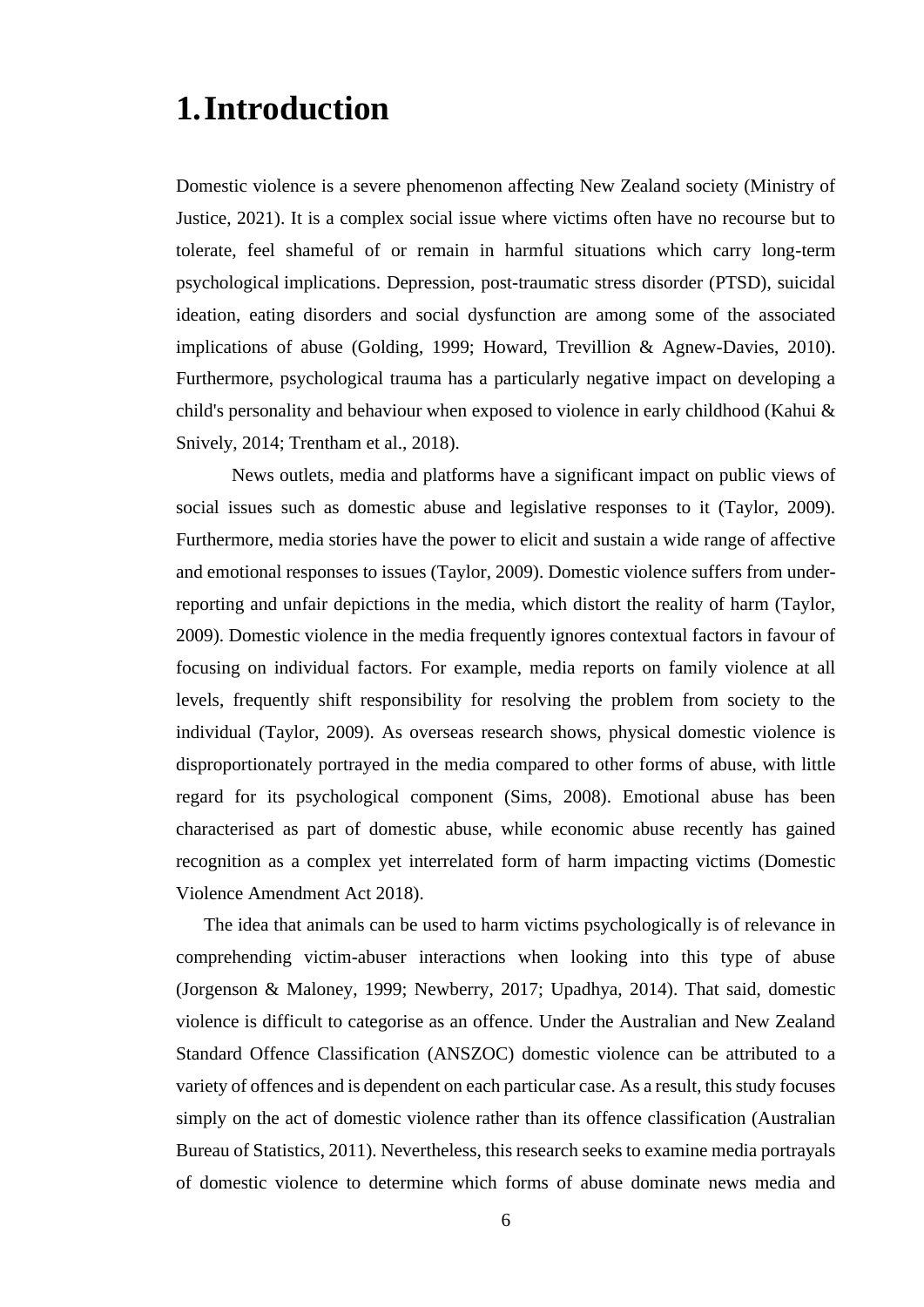# 1. Introduction

Domestic violence is a severe phenomenon affecting New Zealand society (Ministry of Justice, 2021). It is a complex social issue where victims often have no recourse but to tolerate, feel shameful of or remain in harmful situations which carry long-term psychological implications. Depression, post-traumatic stress disorder (PTSD), suicidal ideation, eating disorders and social dysfunction are among some of the associated implications of abuse (Golding, 1999; Howard, Trevillion & Agnew-Davies, 2010). Furthermore, psychological trauma has a particularly negative impact on developing a child's personality and behaviour when exposed to violence in early childhood (Kahui & Snively, 2014; Trentham et al., 2018).

News outlets, media and platforms have a significant impact on public views of social issues such as domestic abuse and legislative responses to it (Taylor, 2009). Furthermore, media stories have the power to elicit and sustain a wide range of affective and emotional responses to issues (Taylor, 2009). Domestic violence suffers from under-reporting and unfair depictions in the media, which distort the reality of harm (Taylor, 2009). Domestic violence in the media frequently ignores contextual factors in favour of focusing on individual factors. For example, media reports on family violence at all levels, frequently shift responsibility for resolving the problem from society to the individual (Taylor, 2009). As overseas research shows, physical domestic violence is disproportionately portrayed in the media compared to other forms of abuse, with little regard for its psychological component (Sims, 2008). Emotional abuse has been characterised as part of domestic abuse, while economic abuse recently has gained recognition as a complex yet interrelated form of harm impacting victims (Domestic Violence Amendment Act 2018).

The idea that animals can be used to harm victims psychologically is of relevance in comprehending victim-abuser interactions when looking into this type of abuse (Jorgenson & Maloney, 1999; Newberry, 2017; Upadhya, 2014). That said, domestic violence is difficult to categorise as an offence. Under the Australian and New Zealand Standard Offence Classification (ANSZOC) domestic violence can be attributed to a variety of offences and is dependent on each particular case. As a result, this study focuses simply on the act of domestic violence rather than its offence classification (Australian Bureau of Statistics, 2011). Nevertheless, this research seeks to examine media portrayals of domestic violence to determine which forms of abuse dominate news media and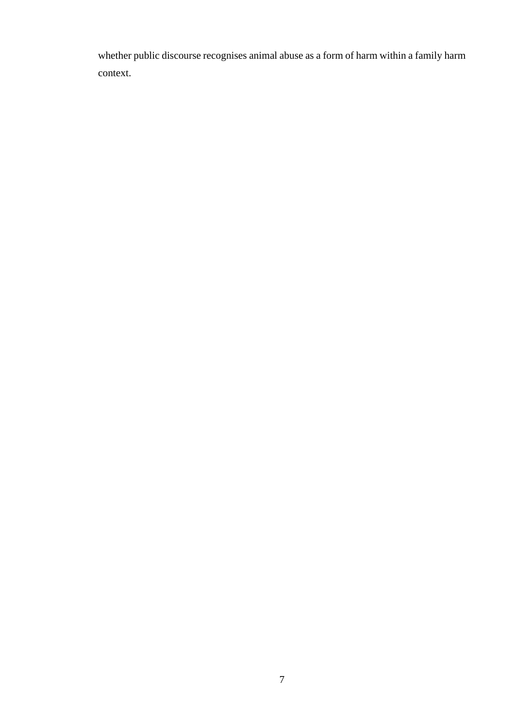whether public discourse recognises animal abuse as a form of harm within a family harm context.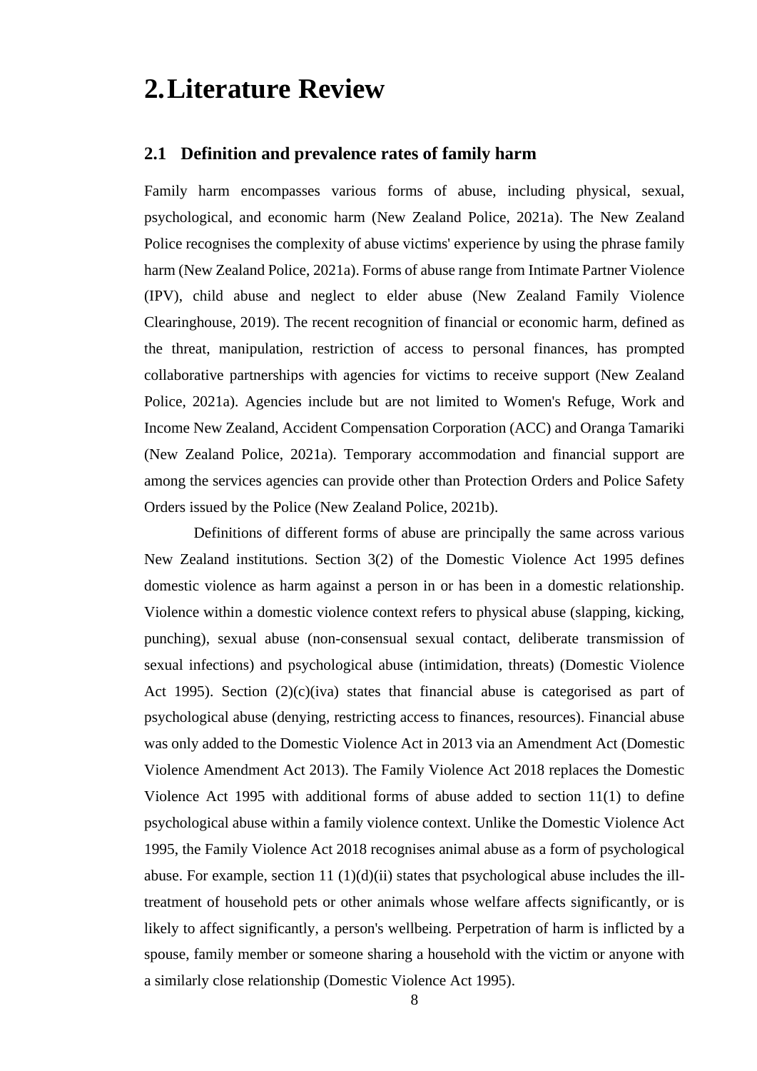# 2. Literature Review

## 2.1 Definition and prevalence rates of family harm

Family harm encompasses various forms of abuse, including physical, sexual, psychological, and economic harm (New Zealand Police, 2021a). The New Zealand Police recognises the complexity of abuse victims' experience by using the phrase family harm (New Zealand Police, 2021a). Forms of abuse range from Intimate Partner Violence (IPV), child abuse and neglect to elder abuse (New Zealand Family Violence Clearinghouse, 2019). The recent recognition of financial or economic harm, defined as the threat, manipulation, restriction of access to personal finances, has prompted collaborative partnerships with agencies for victims to receive support (New Zealand Police, 2021a). Agencies include but are not limited to Women's Refuge, Work and Income New Zealand, Accident Compensation Corporation (ACC) and Oranga Tamariki (New Zealand Police, 2021a). Temporary accommodation and financial support are among the services agencies can provide other than Protection Orders and Police Safety Orders issued by the Police (New Zealand Police, 2021b).

Definitions of different forms of abuse are principally the same across various New Zealand institutions. Section 3(2) of the Domestic Violence Act 1995 defines domestic violence as harm against a person in or has been in a domestic relationship. Violence within a domestic violence context refers to physical abuse (slapping, kicking, punching), sexual abuse (non-consensual sexual contact, deliberate transmission of sexual infections) and psychological abuse (intimidation, threats) (Domestic Violence Act 1995). Section (2)(c)(iva) states that financial abuse is categorised as part of psychological abuse (denying, restricting access to finances, resources). Financial abuse was only added to the Domestic Violence Act in 2013 via an Amendment Act (Domestic Violence Amendment Act 2013). The Family Violence Act 2018 replaces the Domestic Violence Act 1995 with additional forms of abuse added to section 11(1) to define psychological abuse within a family violence context. Unlike the Domestic Violence Act 1995, the Family Violence Act 2018 recognises animal abuse as a form of psychological abuse. For example, section 11 (1)(d)(ii) states that psychological abuse includes the ill-treatment of household pets or other animals whose welfare affects significantly, or is likely to affect significantly, a person's wellbeing. Perpetration of harm is inflicted by a spouse, family member or someone sharing a household with the victim or anyone with a similarly close relationship (Domestic Violence Act 1995).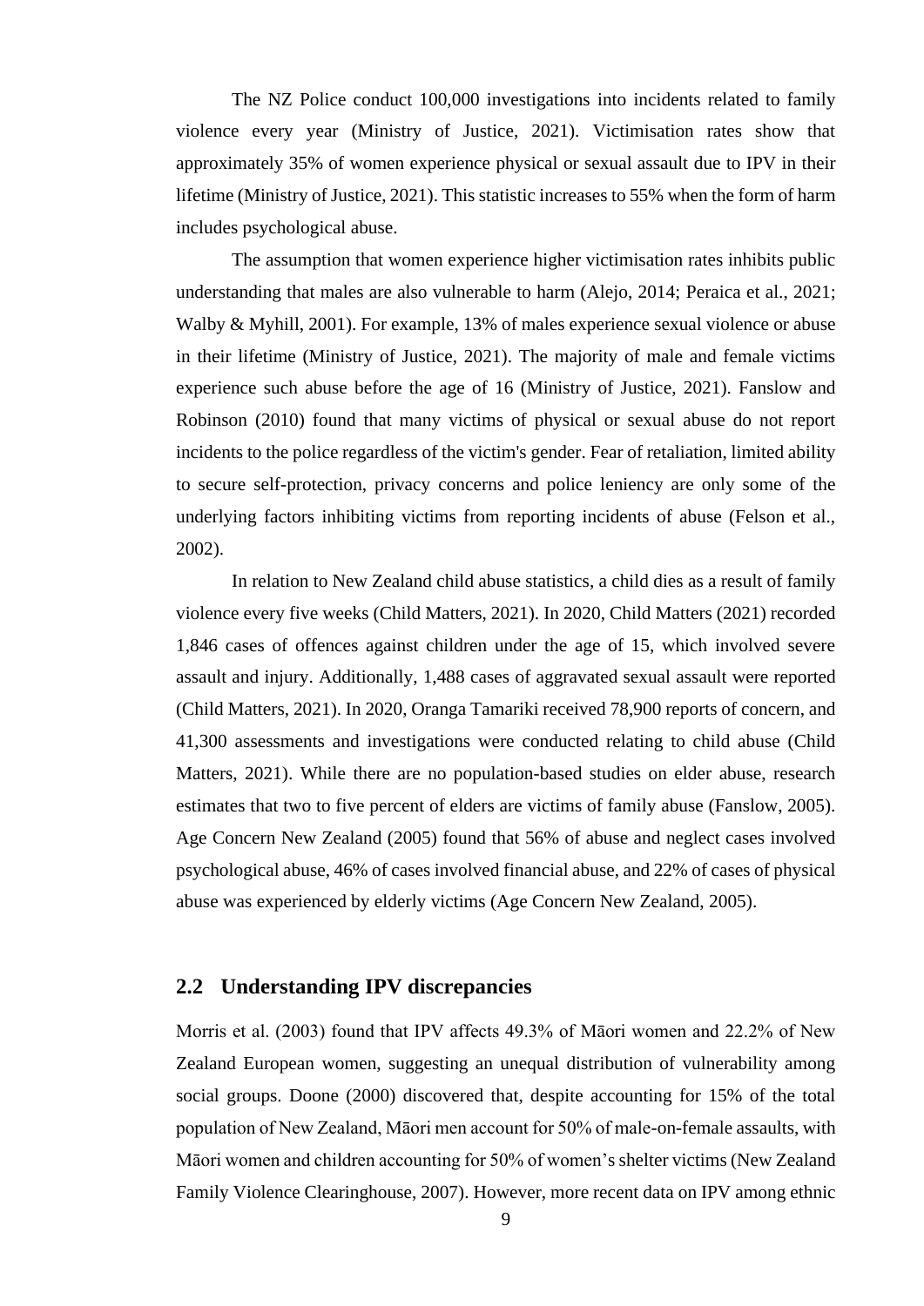The NZ Police conduct 100,000 investigations into incidents related to family violence every year (Ministry of Justice, 2021). Victimisation rates show that approximately 35% of women experience physical or sexual assault due to IPV in their lifetime (Ministry of Justice, 2021). This statistic increases to 55% when the form of harm includes psychological abuse.

The assumption that women experience higher victimisation rates inhibits public understanding that males are also vulnerable to harm (Alejo, 2014; Peraica et al., 2021; Walby & Myhill, 2001). For example, 13% of males experience sexual violence or abuse in their lifetime (Ministry of Justice, 2021). The majority of male and female victims experience such abuse before the age of 16 (Ministry of Justice, 2021). Fanslow and Robinson (2010) found that many victims of physical or sexual abuse do not report incidents to the police regardless of the victim's gender. Fear of retaliation, limited ability to secure self-protection, privacy concerns and police leniency are only some of the underlying factors inhibiting victims from reporting incidents of abuse (Felson et al., 2002).

In relation to New Zealand child abuse statistics, a child dies as a result of family violence every five weeks (Child Matters, 2021). In 2020, Child Matters (2021) recorded 1,846 cases of offences against children under the age of 15, which involved severe assault and injury. Additionally, 1,488 cases of aggravated sexual assault were reported (Child Matters, 2021). In 2020, Oranga Tamariki received 78,900 reports of concern, and 41,300 assessments and investigations were conducted relating to child abuse (Child Matters, 2021). While there are no population-based studies on elder abuse, research estimates that two to five percent of elders are victims of family abuse (Fanslow, 2005). Age Concern New Zealand (2005) found that 56% of abuse and neglect cases involved psychological abuse, 46% of cases involved financial abuse, and 22% of cases of physical abuse was experienced by elderly victims (Age Concern New Zealand, 2005).

## 2.2 Understanding IPV discrepancies

Morris et al. (2003) found that IPV affects 49.3% of Māori women and 22.2% of New Zealand European women, suggesting an unequal distribution of vulnerability among social groups. Doone (2000) discovered that, despite accounting for 15% of the total population of New Zealand, Māori men account for 50% of male-on-female assaults, with Māori women and children accounting for 50% of women's shelter victims (New Zealand Family Violence Clearinghouse, 2007). However, more recent data on IPV among ethnic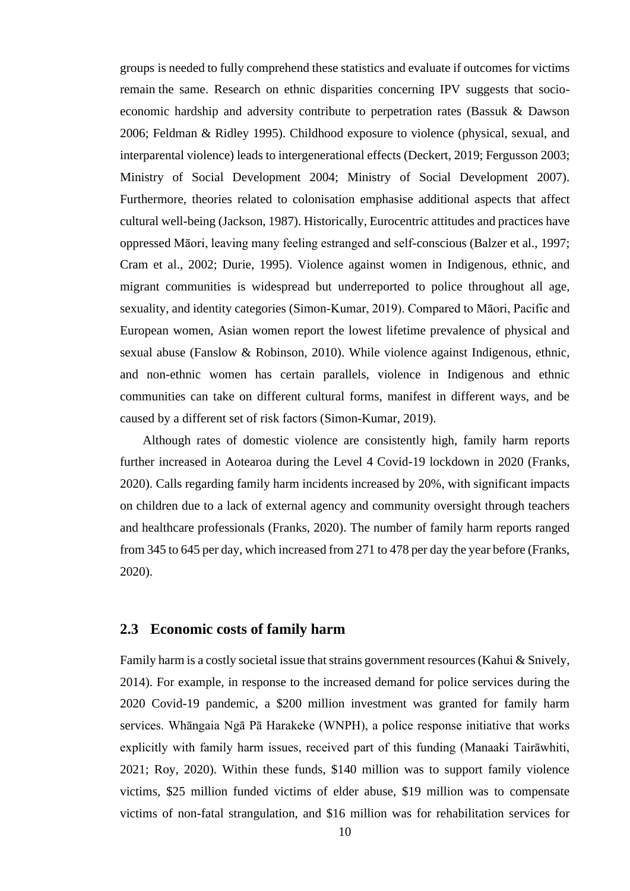groups is needed to fully comprehend these statistics and evaluate if outcomes for victims remain the same. Research on ethnic disparities concerning IPV suggests that socio-economic hardship and adversity contribute to perpetration rates (Bassuk & Dawson 2006; Feldman & Ridley 1995). Childhood exposure to violence (physical, sexual, and interparental violence) leads to intergenerational effects (Deckert, 2019; Fergusson 2003; Ministry of Social Development 2004; Ministry of Social Development 2007). Furthermore, theories related to colonisation emphasise additional aspects that affect cultural well-being (Jackson, 1987). Historically, Eurocentric attitudes and practices have oppressed Māori, leaving many feeling estranged and self-conscious (Balzer et al., 1997; Cram et al., 2002; Durie, 1995). Violence against women in Indigenous, ethnic, and migrant communities is widespread but underreported to police throughout all age, sexuality, and identity categories (Simon-Kumar, 2019). Compared to Māori, Pacific and European women, Asian women report the lowest lifetime prevalence of physical and sexual abuse (Fanslow & Robinson, 2010). While violence against Indigenous, ethnic, and non-ethnic women has certain parallels, violence in Indigenous and ethnic communities can take on different cultural forms, manifest in different ways, and be caused by a different set of risk factors (Simon-Kumar, 2019).

Although rates of domestic violence are consistently high, family harm reports further increased in Aotearoa during the Level 4 Covid-19 lockdown in 2020 (Franks, 2020). Calls regarding family harm incidents increased by 20%, with significant impacts on children due to a lack of external agency and community oversight through teachers and healthcare professionals (Franks, 2020). The number of family harm reports ranged from 345 to 645 per day, which increased from 271 to 478 per day the year before (Franks, 2020).

## 2.3 Economic costs of family harm

Family harm is a costly societal issue that strains government resources (Kahui & Snively, 2014). For example, in response to the increased demand for police services during the 2020 Covid-19 pandemic, a $200 million investment was granted for family harm services. Whāngaia Ngā Pā Harakeke (WNPH), a police response initiative that works explicitly with family harm issues, received part of this funding (Manaaki Tairāwhiti, 2021; Roy, 2020). Within these funds, $140 million was to support family violence victims, $25 million funded victims of elder abuse, $19 million was to compensate victims of non-fatal strangulation, and $16 million was for rehabilitation services for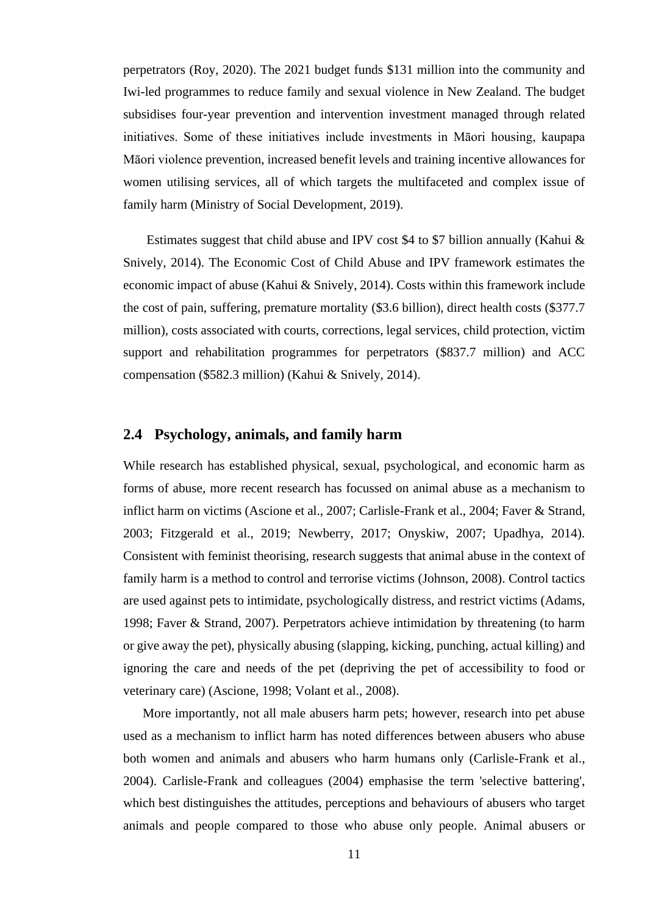perpetrators (Roy, 2020). The 2021 budget funds $131 million into the community and Iwi-led programmes to reduce family and sexual violence in New Zealand. The budget subsidises four-year prevention and intervention investment managed through related initiatives. Some of these initiatives include investments in Māori housing, kaupapa Māori violence prevention, increased benefit levels and training incentive allowances for women utilising services, all of which targets the multifaceted and complex issue of family harm (Ministry of Social Development, 2019).

Estimates suggest that child abuse and IPV cost $4 to $7 billion annually (Kahui & Snively, 2014). The Economic Cost of Child Abuse and IPV framework estimates the economic impact of abuse (Kahui & Snively, 2014). Costs within this framework include the cost of pain, suffering, premature mortality ($3.6 billion), direct health costs ($377.7 million), costs associated with courts, corrections, legal services, child protection, victim support and rehabilitation programmes for perpetrators ($837.7 million) and ACC compensation ($582.3 million) (Kahui & Snively, 2014).

## 2.4 Psychology, animals, and family harm

While research has established physical, sexual, psychological, and economic harm as forms of abuse, more recent research has focussed on animal abuse as a mechanism to inflict harm on victims (Ascione et al., 2007; Carlisle-Frank et al., 2004; Faver & Strand, 2003; Fitzgerald et al., 2019; Newberry, 2017; Onyskiw, 2007; Upadhya, 2014). Consistent with feminist theorising, research suggests that animal abuse in the context of family harm is a method to control and terrorise victims (Johnson, 2008). Control tactics are used against pets to intimidate, psychologically distress, and restrict victims (Adams, 1998; Faver & Strand, 2007). Perpetrators achieve intimidation by threatening (to harm or give away the pet), physically abusing (slapping, kicking, punching, actual killing) and ignoring the care and needs of the pet (depriving the pet of accessibility to food or veterinary care) (Ascione, 1998; Volant et al., 2008).

More importantly, not all male abusers harm pets; however, research into pet abuse used as a mechanism to inflict harm has noted differences between abusers who abuse both women and animals and abusers who harm humans only (Carlisle-Frank et al., 2004). Carlisle-Frank and colleagues (2004) emphasise the term 'selective battering', which best distinguishes the attitudes, perceptions and behaviours of abusers who target animals and people compared to those who abuse only people. Animal abusers or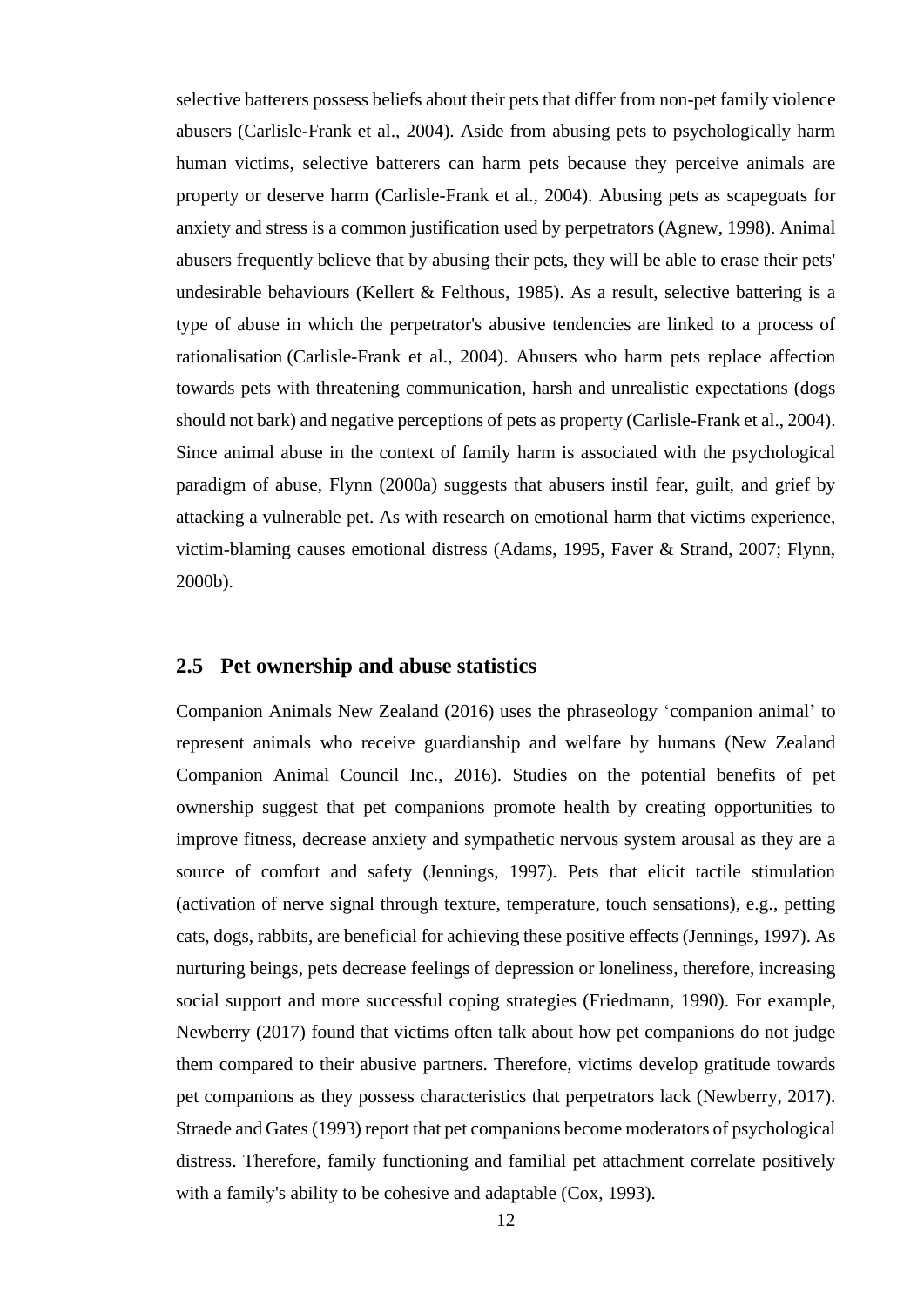selective batterers possess beliefs about their pets that differ from non-pet family violence abusers (Carlisle-Frank et al., 2004). Aside from abusing pets to psychologically harm human victims, selective batterers can harm pets because they perceive animals are property or deserve harm (Carlisle-Frank et al., 2004). Abusing pets as scapegoats for anxiety and stress is a common justification used by perpetrators (Agnew, 1998). Animal abusers frequently believe that by abusing their pets, they will be able to erase their pets' undesirable behaviours (Kellert & Felthous, 1985). As a result, selective battering is a type of abuse in which the perpetrator's abusive tendencies are linked to a process of rationalisation (Carlisle-Frank et al., 2004). Abusers who harm pets replace affection towards pets with threatening communication, harsh and unrealistic expectations (dogs should not bark) and negative perceptions of pets as property (Carlisle-Frank et al., 2004). Since animal abuse in the context of family harm is associated with the psychological paradigm of abuse, Flynn (2000a) suggests that abusers instil fear, guilt, and grief by attacking a vulnerable pet. As with research on emotional harm that victims experience, victim-blaming causes emotional distress (Adams, 1995, Faver & Strand, 2007; Flynn, 2000b).

## 2.5 Pet ownership and abuse statistics

Companion Animals New Zealand (2016) uses the phraseology 'companion animal' to represent animals who receive guardianship and welfare by humans (New Zealand Companion Animal Council Inc., 2016). Studies on the potential benefits of pet ownership suggest that pet companions promote health by creating opportunities to improve fitness, decrease anxiety and sympathetic nervous system arousal as they are a source of comfort and safety (Jennings, 1997). Pets that elicit tactile stimulation (activation of nerve signal through texture, temperature, touch sensations), e.g., petting cats, dogs, rabbits, are beneficial for achieving these positive effects (Jennings, 1997). As nurturing beings, pets decrease feelings of depression or loneliness, therefore, increasing social support and more successful coping strategies (Friedmann, 1990). For example, Newberry (2017) found that victims often talk about how pet companions do not judge them compared to their abusive partners. Therefore, victims develop gratitude towards pet companions as they possess characteristics that perpetrators lack (Newberry, 2017). Straede and Gates (1993) report that pet companions become moderators of psychological distress. Therefore, family functioning and familial pet attachment correlate positively with a family's ability to be cohesive and adaptable (Cox, 1993).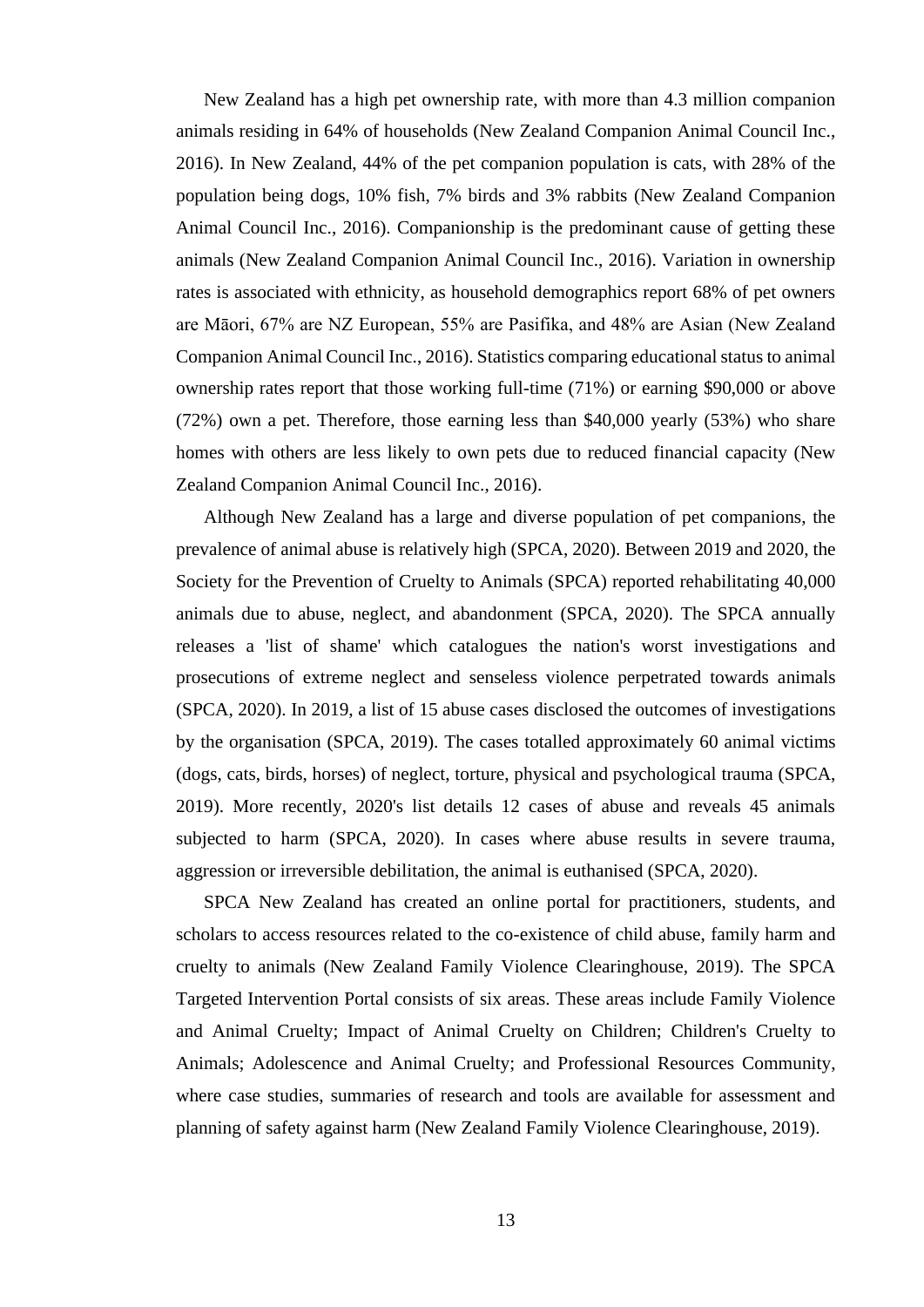New Zealand has a high pet ownership rate, with more than 4.3 million companion animals residing in 64% of households (New Zealand Companion Animal Council Inc., 2016). In New Zealand, 44% of the pet companion population is cats, with 28% of the population being dogs, 10% fish, 7% birds and 3% rabbits (New Zealand Companion Animal Council Inc., 2016). Companionship is the predominant cause of getting these animals (New Zealand Companion Animal Council Inc., 2016). Variation in ownership rates is associated with ethnicity, as household demographics report 68% of pet owners are Māori, 67% are NZ European, 55% are Pasifika, and 48% are Asian (New Zealand Companion Animal Council Inc., 2016). Statistics comparing educational status to animal ownership rates report that those working full-time (71%) or earning $90,000 or above (72%) own a pet. Therefore, those earning less than $40,000 yearly (53%) who share homes with others are less likely to own pets due to reduced financial capacity (New Zealand Companion Animal Council Inc., 2016).

Although New Zealand has a large and diverse population of pet companions, the prevalence of animal abuse is relatively high (SPCA, 2020). Between 2019 and 2020, the Society for the Prevention of Cruelty to Animals (SPCA) reported rehabilitating 40,000 animals due to abuse, neglect, and abandonment (SPCA, 2020). The SPCA annually releases a 'list of shame' which catalogues the nation's worst investigations and prosecutions of extreme neglect and senseless violence perpetrated towards animals (SPCA, 2020). In 2019, a list of 15 abuse cases disclosed the outcomes of investigations by the organisation (SPCA, 2019). The cases totalled approximately 60 animal victims (dogs, cats, birds, horses) of neglect, torture, physical and psychological trauma (SPCA, 2019). More recently, 2020's list details 12 cases of abuse and reveals 45 animals subjected to harm (SPCA, 2020). In cases where abuse results in severe trauma, aggression or irreversible debilitation, the animal is euthanised (SPCA, 2020).

SPCA New Zealand has created an online portal for practitioners, students, and scholars to access resources related to the co-existence of child abuse, family harm and cruelty to animals (New Zealand Family Violence Clearinghouse, 2019). The SPCA Targeted Intervention Portal consists of six areas. These areas include Family Violence and Animal Cruelty; Impact of Animal Cruelty on Children; Children's Cruelty to Animals; Adolescence and Animal Cruelty; and Professional Resources Community, where case studies, summaries of research and tools are available for assessment and planning of safety against harm (New Zealand Family Violence Clearinghouse, 2019).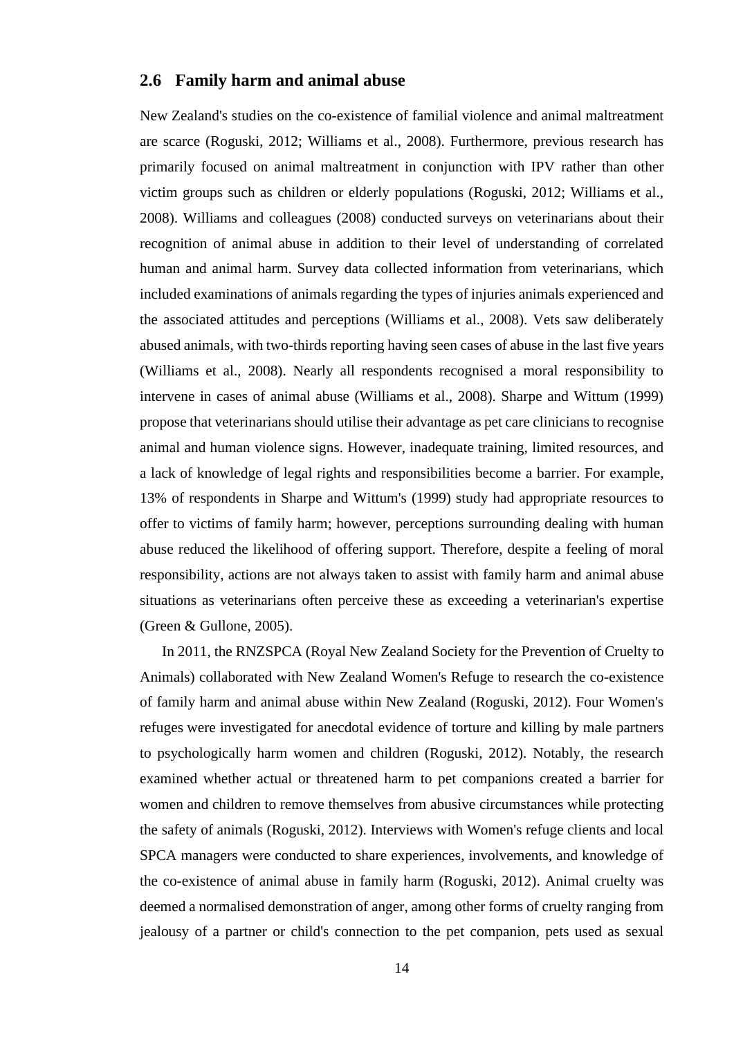## 2.6 Family harm and animal abuse

New Zealand's studies on the co-existence of familial violence and animal maltreatment are scarce (Roguski, 2012; Williams et al., 2008). Furthermore, previous research has primarily focused on animal maltreatment in conjunction with IPV rather than other victim groups such as children or elderly populations (Roguski, 2012; Williams et al., 2008). Williams and colleagues (2008) conducted surveys on veterinarians about their recognition of animal abuse in addition to their level of understanding of correlated human and animal harm. Survey data collected information from veterinarians, which included examinations of animals regarding the types of injuries animals experienced and the associated attitudes and perceptions (Williams et al., 2008). Vets saw deliberately abused animals, with two-thirds reporting having seen cases of abuse in the last five years (Williams et al., 2008). Nearly all respondents recognised a moral responsibility to intervene in cases of animal abuse (Williams et al., 2008). Sharpe and Wittum (1999) propose that veterinarians should utilise their advantage as pet care clinicians to recognise animal and human violence signs. However, inadequate training, limited resources, and a lack of knowledge of legal rights and responsibilities become a barrier. For example, 13% of respondents in Sharpe and Wittum's (1999) study had appropriate resources to offer to victims of family harm; however, perceptions surrounding dealing with human abuse reduced the likelihood of offering support. Therefore, despite a feeling of moral responsibility, actions are not always taken to assist with family harm and animal abuse situations as veterinarians often perceive these as exceeding a veterinarian's expertise (Green & Gullone, 2005).

In 2011, the RNZSPCA (Royal New Zealand Society for the Prevention of Cruelty to Animals) collaborated with New Zealand Women's Refuge to research the co-existence of family harm and animal abuse within New Zealand (Roguski, 2012). Four Women's refuges were investigated for anecdotal evidence of torture and killing by male partners to psychologically harm women and children (Roguski, 2012). Notably, the research examined whether actual or threatened harm to pet companions created a barrier for women and children to remove themselves from abusive circumstances while protecting the safety of animals (Roguski, 2012). Interviews with Women's refuge clients and local SPCA managers were conducted to share experiences, involvements, and knowledge of the co-existence of animal abuse in family harm (Roguski, 2012). Animal cruelty was deemed a normalised demonstration of anger, among other forms of cruelty ranging from jealousy of a partner or child's connection to the pet companion, pets used as sexual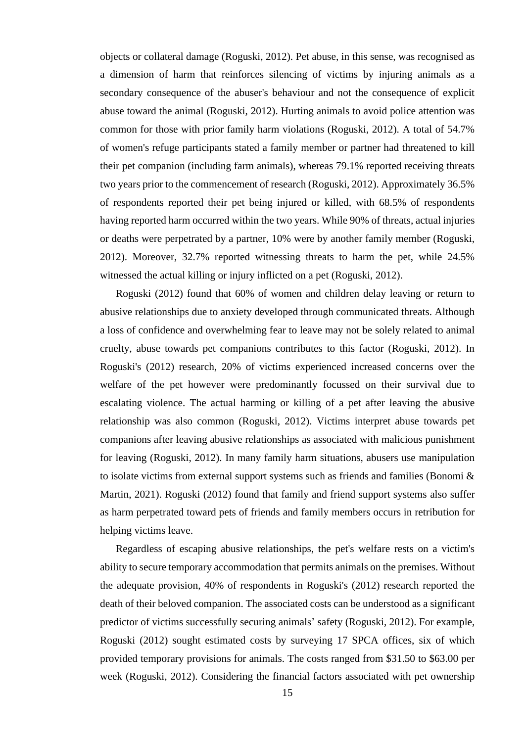objects or collateral damage (Roguski, 2012). Pet abuse, in this sense, was recognised as a dimension of harm that reinforces silencing of victims by injuring animals as a secondary consequence of the abuser's behaviour and not the consequence of explicit abuse toward the animal (Roguski, 2012). Hurting animals to avoid police attention was common for those with prior family harm violations (Roguski, 2012). A total of 54.7% of women's refuge participants stated a family member or partner had threatened to kill their pet companion (including farm animals), whereas 79.1% reported receiving threats two years prior to the commencement of research (Roguski, 2012). Approximately 36.5% of respondents reported their pet being injured or killed, with 68.5% of respondents having reported harm occurred within the two years. While 90% of threats, actual injuries or deaths were perpetrated by a partner, 10% were by another family member (Roguski, 2012). Moreover, 32.7% reported witnessing threats to harm the pet, while 24.5% witnessed the actual killing or injury inflicted on a pet (Roguski, 2012).

Roguski (2012) found that 60% of women and children delay leaving or return to abusive relationships due to anxiety developed through communicated threats. Although a loss of confidence and overwhelming fear to leave may not be solely related to animal cruelty, abuse towards pet companions contributes to this factor (Roguski, 2012). In Roguski's (2012) research, 20% of victims experienced increased concerns over the welfare of the pet however were predominantly focussed on their survival due to escalating violence. The actual harming or killing of a pet after leaving the abusive relationship was also common (Roguski, 2012). Victims interpret abuse towards pet companions after leaving abusive relationships as associated with malicious punishment for leaving (Roguski, 2012). In many family harm situations, abusers use manipulation to isolate victims from external support systems such as friends and families (Bonomi & Martin, 2021). Roguski (2012) found that family and friend support systems also suffer as harm perpetrated toward pets of friends and family members occurs in retribution for helping victims leave.

Regardless of escaping abusive relationships, the pet's welfare rests on a victim's ability to secure temporary accommodation that permits animals on the premises. Without the adequate provision, 40% of respondents in Roguski's (2012) research reported the death of their beloved companion. The associated costs can be understood as a significant predictor of victims successfully securing animals' safety (Roguski, 2012). For example, Roguski (2012) sought estimated costs by surveying 17 SPCA offices, six of which provided temporary provisions for animals. The costs ranged from $31.50 to $63.00 per week (Roguski, 2012). Considering the financial factors associated with pet ownership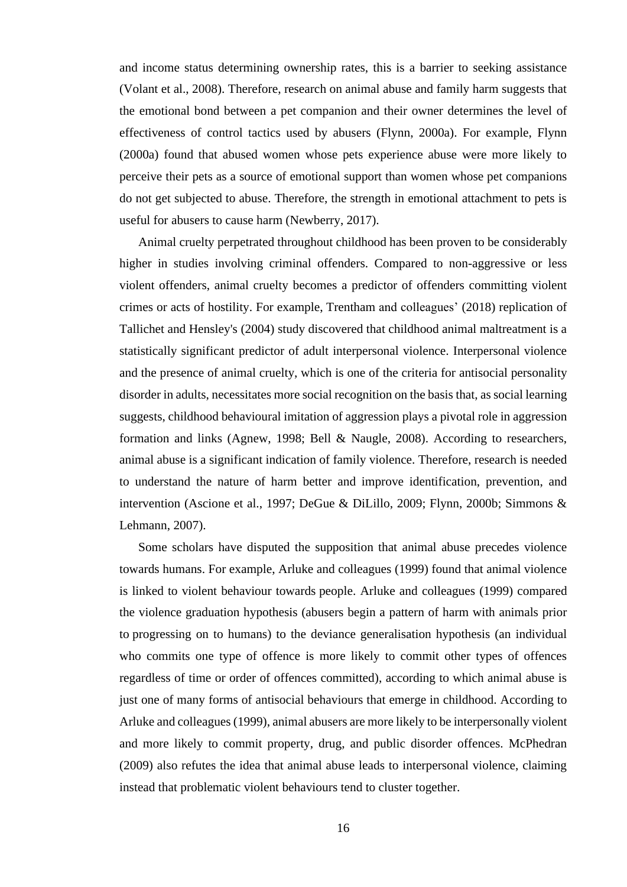and income status determining ownership rates, this is a barrier to seeking assistance (Volant et al., 2008). Therefore, research on animal abuse and family harm suggests that the emotional bond between a pet companion and their owner determines the level of effectiveness of control tactics used by abusers (Flynn, 2000a). For example, Flynn (2000a) found that abused women whose pets experience abuse were more likely to perceive their pets as a source of emotional support than women whose pet companions do not get subjected to abuse. Therefore, the strength in emotional attachment to pets is useful for abusers to cause harm (Newberry, 2017).

Animal cruelty perpetrated throughout childhood has been proven to be considerably higher in studies involving criminal offenders. Compared to non-aggressive or less violent offenders, animal cruelty becomes a predictor of offenders committing violent crimes or acts of hostility. For example, Trentham and colleagues' (2018) replication of Tallichet and Hensley's (2004) study discovered that childhood animal maltreatment is a statistically significant predictor of adult interpersonal violence. Interpersonal violence and the presence of animal cruelty, which is one of the criteria for antisocial personality disorder in adults, necessitates more social recognition on the basis that, as social learning suggests, childhood behavioural imitation of aggression plays a pivotal role in aggression formation and links (Agnew, 1998; Bell & Naugle, 2008). According to researchers, animal abuse is a significant indication of family violence. Therefore, research is needed to understand the nature of harm better and improve identification, prevention, and intervention (Ascione et al., 1997; DeGue & DiLillo, 2009; Flynn, 2000b; Simmons & Lehmann, 2007).

Some scholars have disputed the supposition that animal abuse precedes violence towards humans. For example, Arluke and colleagues (1999) found that animal violence is linked to violent behaviour towards people. Arluke and colleagues (1999) compared the violence graduation hypothesis (abusers begin a pattern of harm with animals prior to progressing on to humans) to the deviance generalisation hypothesis (an individual who commits one type of offence is more likely to commit other types of offences regardless of time or order of offences committed), according to which animal abuse is just one of many forms of antisocial behaviours that emerge in childhood. According to Arluke and colleagues (1999), animal abusers are more likely to be interpersonally violent and more likely to commit property, drug, and public disorder offences. McPhedran (2009) also refutes the idea that animal abuse leads to interpersonal violence, claiming instead that problematic violent behaviours tend to cluster together.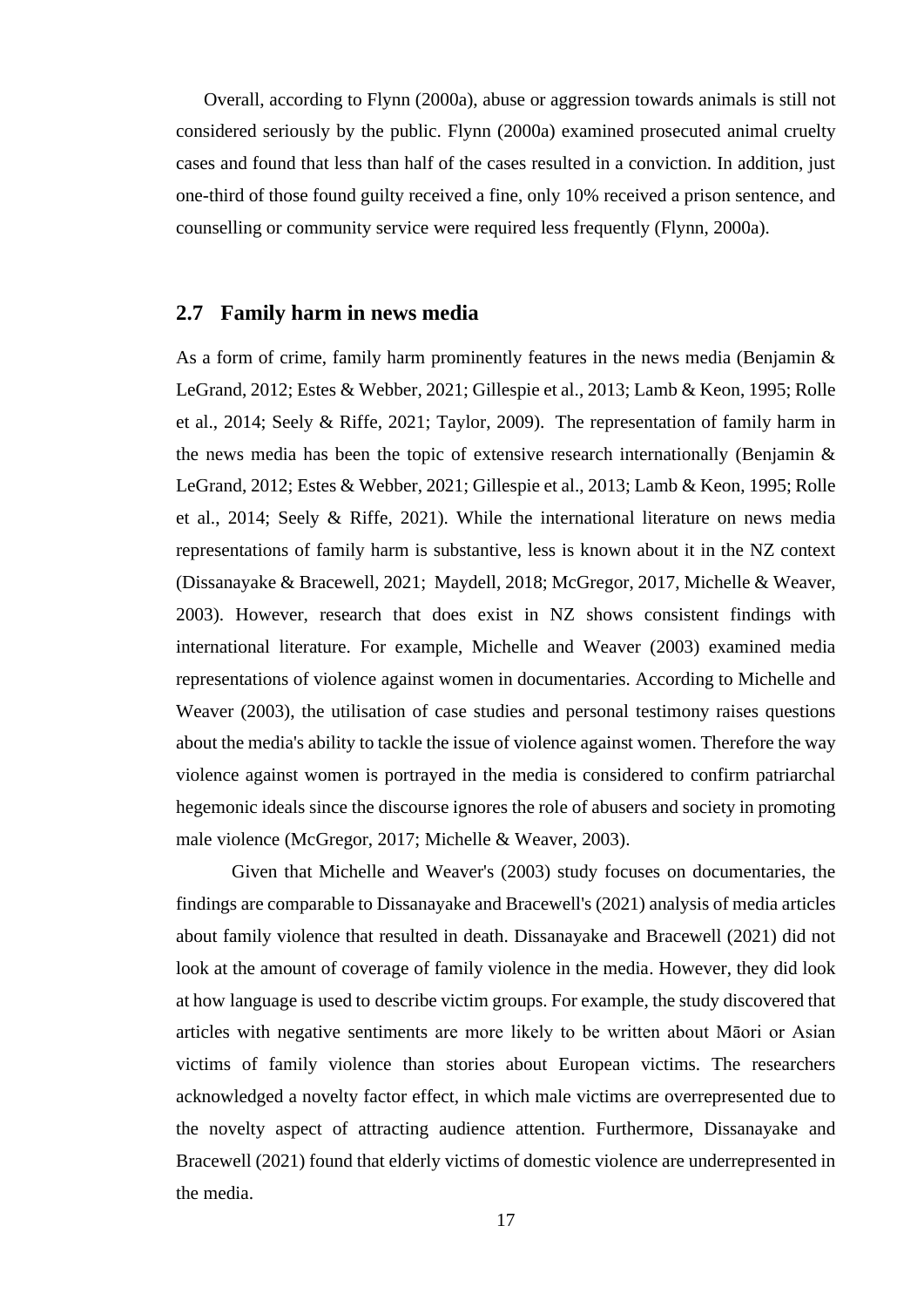Overall, according to Flynn (2000a), abuse or aggression towards animals is still not considered seriously by the public. Flynn (2000a) examined prosecuted animal cruelty cases and found that less than half of the cases resulted in a conviction. In addition, just one-third of those found guilty received a fine, only 10% received a prison sentence, and counselling or community service were required less frequently (Flynn, 2000a).

## 2.7 Family harm in news media

As a form of crime, family harm prominently features in the news media (Benjamin & LeGrand, 2012; Estes & Webber, 2021; Gillespie et al., 2013; Lamb & Keon, 1995; Rolle et al., 2014; Seely & Riffe, 2021; Taylor, 2009). The representation of family harm in the news media has been the topic of extensive research internationally (Benjamin & LeGrand, 2012; Estes & Webber, 2021; Gillespie et al., 2013; Lamb & Keon, 1995; Rolle et al., 2014; Seely & Riffe, 2021). While the international literature on news media representations of family harm is substantive, less is known about it in the NZ context (Dissanayake & Bracewell, 2021; Maydell, 2018; McGregor, 2017, Michelle & Weaver, 2003). However, research that does exist in NZ shows consistent findings with international literature. For example, Michelle and Weaver (2003) examined media representations of violence against women in documentaries. According to Michelle and Weaver (2003), the utilisation of case studies and personal testimony raises questions about the media's ability to tackle the issue of violence against women. Therefore the way violence against women is portrayed in the media is considered to confirm patriarchal hegemonic ideals since the discourse ignores the role of abusers and society in promoting male violence (McGregor, 2017; Michelle & Weaver, 2003).

Given that Michelle and Weaver's (2003) study focuses on documentaries, the findings are comparable to Dissanayake and Bracewell's (2021) analysis of media articles about family violence that resulted in death. Dissanayake and Bracewell (2021) did not look at the amount of coverage of family violence in the media. However, they did look at how language is used to describe victim groups. For example, the study discovered that articles with negative sentiments are more likely to be written about Māori or Asian victims of family violence than stories about European victims. The researchers acknowledged a novelty factor effect, in which male victims are overrepresented due to the novelty aspect of attracting audience attention. Furthermore, Dissanayake and Bracewell (2021) found that elderly victims of domestic violence are underrepresented in the media.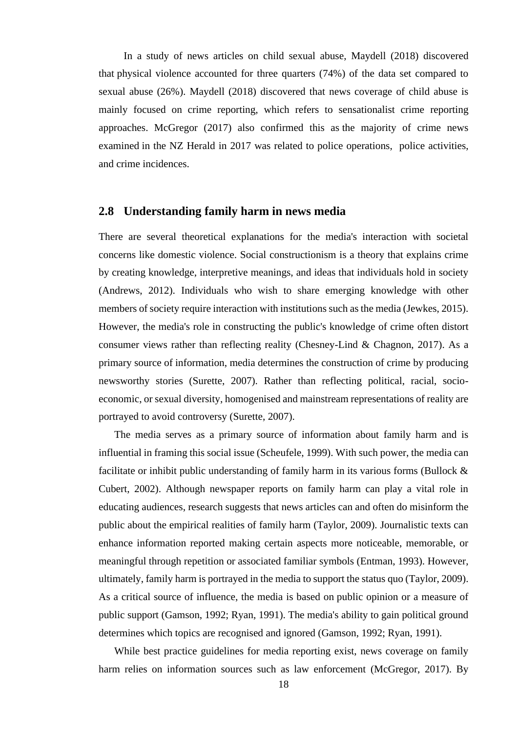In a study of news articles on child sexual abuse, Maydell (2018) discovered that physical violence accounted for three quarters (74%) of the data set compared to sexual abuse (26%). Maydell (2018) discovered that news coverage of child abuse is mainly focused on crime reporting, which refers to sensationalist crime reporting approaches. McGregor (2017) also confirmed this as the majority of crime news examined in the NZ Herald in 2017 was related to police operations, police activities, and crime incidences.

## 2.8 Understanding family harm in news media

There are several theoretical explanations for the media's interaction with societal concerns like domestic violence. Social constructionism is a theory that explains crime by creating knowledge, interpretive meanings, and ideas that individuals hold in society (Andrews, 2012). Individuals who wish to share emerging knowledge with other members of society require interaction with institutions such as the media (Jewkes, 2015). However, the media's role in constructing the public's knowledge of crime often distort consumer views rather than reflecting reality (Chesney-Lind & Chagnon, 2017). As a primary source of information, media determines the construction of crime by producing newsworthy stories (Surette, 2007). Rather than reflecting political, racial, socio-economic, or sexual diversity, homogenised and mainstream representations of reality are portrayed to avoid controversy (Surette, 2007).

The media serves as a primary source of information about family harm and is influential in framing this social issue (Scheufele, 1999). With such power, the media can facilitate or inhibit public understanding of family harm in its various forms (Bullock & Cubert, 2002). Although newspaper reports on family harm can play a vital role in educating audiences, research suggests that news articles can and often do misinform the public about the empirical realities of family harm (Taylor, 2009). Journalistic texts can enhance information reported making certain aspects more noticeable, memorable, or meaningful through repetition or associated familiar symbols (Entman, 1993). However, ultimately, family harm is portrayed in the media to support the status quo (Taylor, 2009). As a critical source of influence, the media is based on public opinion or a measure of public support (Gamson, 1992; Ryan, 1991). The media's ability to gain political ground determines which topics are recognised and ignored (Gamson, 1992; Ryan, 1991).

While best practice guidelines for media reporting exist, news coverage on family harm relies on information sources such as law enforcement (McGregor, 2017). By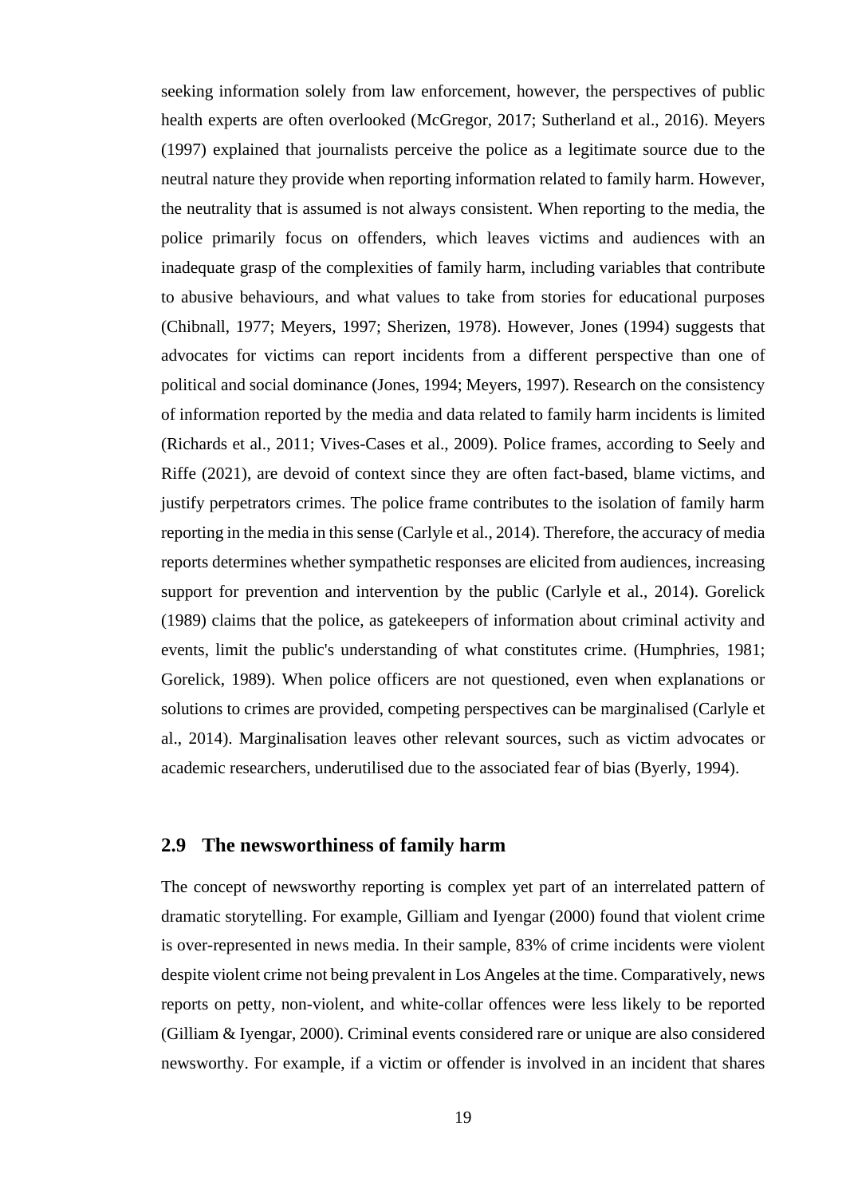seeking information solely from law enforcement, however, the perspectives of public health experts are often overlooked (McGregor, 2017; Sutherland et al., 2016). Meyers (1997) explained that journalists perceive the police as a legitimate source due to the neutral nature they provide when reporting information related to family harm. However, the neutrality that is assumed is not always consistent. When reporting to the media, the police primarily focus on offenders, which leaves victims and audiences with an inadequate grasp of the complexities of family harm, including variables that contribute to abusive behaviours, and what values to take from stories for educational purposes (Chibnall, 1977; Meyers, 1997; Sherizen, 1978). However, Jones (1994) suggests that advocates for victims can report incidents from a different perspective than one of political and social dominance (Jones, 1994; Meyers, 1997). Research on the consistency of information reported by the media and data related to family harm incidents is limited (Richards et al., 2011; Vives-Cases et al., 2009). Police frames, according to Seely and Riffe (2021), are devoid of context since they are often fact-based, blame victims, and justify perpetrators crimes. The police frame contributes to the isolation of family harm reporting in the media in this sense (Carlyle et al., 2014). Therefore, the accuracy of media reports determines whether sympathetic responses are elicited from audiences, increasing support for prevention and intervention by the public (Carlyle et al., 2014). Gorelick (1989) claims that the police, as gatekeepers of information about criminal activity and events, limit the public's understanding of what constitutes crime. (Humphries, 1981; Gorelick, 1989). When police officers are not questioned, even when explanations or solutions to crimes are provided, competing perspectives can be marginalised (Carlyle et al., 2014). Marginalisation leaves other relevant sources, such as victim advocates or academic researchers, underutilised due to the associated fear of bias (Byerly, 1994).

## 2.9 The newsworthiness of family harm

The concept of newsworthy reporting is complex yet part of an interrelated pattern of dramatic storytelling. For example, Gilliam and Iyengar (2000) found that violent crime is over-represented in news media. In their sample, 83% of crime incidents were violent despite violent crime not being prevalent in Los Angeles at the time. Comparatively, news reports on petty, non-violent, and white-collar offences were less likely to be reported (Gilliam & Iyengar, 2000). Criminal events considered rare or unique are also considered newsworthy. For example, if a victim or offender is involved in an incident that shares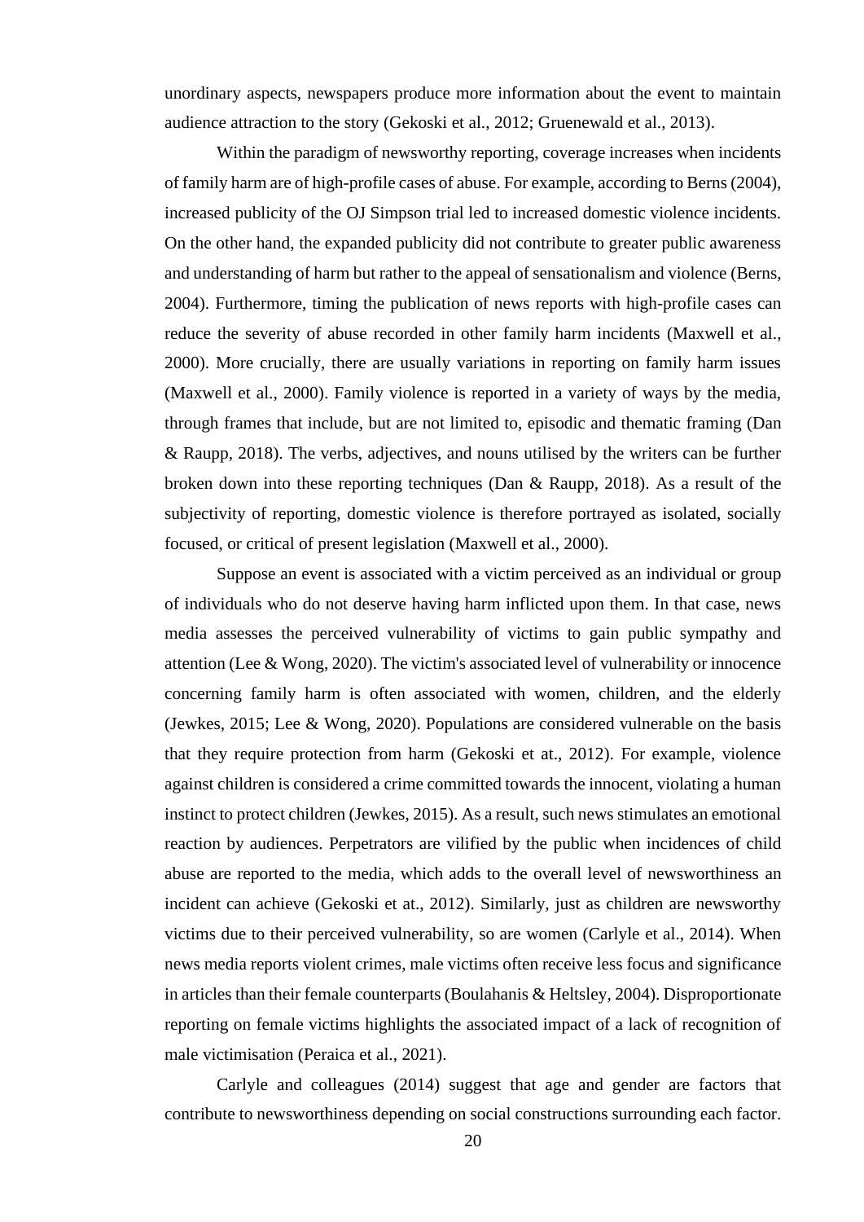unordinary aspects, newspapers produce more information about the event to maintain audience attraction to the story (Gekoski et al., 2012; Gruenewald et al., 2013).

Within the paradigm of newsworthy reporting, coverage increases when incidents of family harm are of high-profile cases of abuse. For example, according to Berns (2004), increased publicity of the OJ Simpson trial led to increased domestic violence incidents. On the other hand, the expanded publicity did not contribute to greater public awareness and understanding of harm but rather to the appeal of sensationalism and violence (Berns, 2004). Furthermore, timing the publication of news reports with high-profile cases can reduce the severity of abuse recorded in other family harm incidents (Maxwell et al., 2000). More crucially, there are usually variations in reporting on family harm issues (Maxwell et al., 2000). Family violence is reported in a variety of ways by the media, through frames that include, but are not limited to, episodic and thematic framing (Dan & Raupp, 2018). The verbs, adjectives, and nouns utilised by the writers can be further broken down into these reporting techniques (Dan & Raupp, 2018). As a result of the subjectivity of reporting, domestic violence is therefore portrayed as isolated, socially focused, or critical of present legislation (Maxwell et al., 2000).

Suppose an event is associated with a victim perceived as an individual or group of individuals who do not deserve having harm inflicted upon them. In that case, news media assesses the perceived vulnerability of victims to gain public sympathy and attention (Lee & Wong, 2020). The victim's associated level of vulnerability or innocence concerning family harm is often associated with women, children, and the elderly (Jewkes, 2015; Lee & Wong, 2020). Populations are considered vulnerable on the basis that they require protection from harm (Gekoski et at., 2012). For example, violence against children is considered a crime committed towards the innocent, violating a human instinct to protect children (Jewkes, 2015). As a result, such news stimulates an emotional reaction by audiences. Perpetrators are vilified by the public when incidences of child abuse are reported to the media, which adds to the overall level of newsworthiness an incident can achieve (Gekoski et at., 2012). Similarly, just as children are newsworthy victims due to their perceived vulnerability, so are women (Carlyle et al., 2014). When news media reports violent crimes, male victims often receive less focus and significance in articles than their female counterparts (Boulahanis & Heltsley, 2004). Disproportionate reporting on female victims highlights the associated impact of a lack of recognition of male victimisation (Peraica et al., 2021).

Carlyle and colleagues (2014) suggest that age and gender are factors that contribute to newsworthiness depending on social constructions surrounding each factor.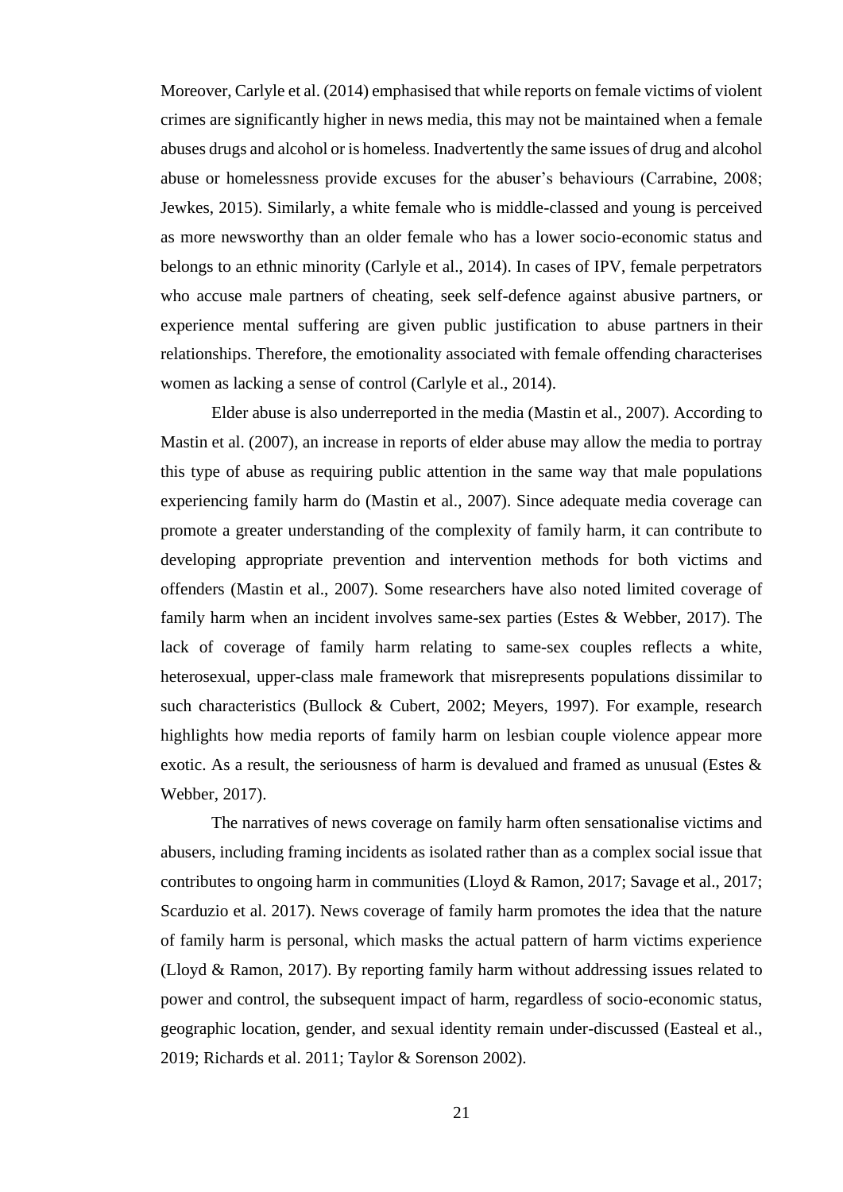Moreover, Carlyle et al. (2014) emphasised that while reports on female victims of violent crimes are significantly higher in news media, this may not be maintained when a female abuses drugs and alcohol or is homeless. Inadvertently the same issues of drug and alcohol abuse or homelessness provide excuses for the abuser's behaviours (Carrabine, 2008; Jewkes, 2015). Similarly, a white female who is middle-classed and young is perceived as more newsworthy than an older female who has a lower socio-economic status and belongs to an ethnic minority (Carlyle et al., 2014). In cases of IPV, female perpetrators who accuse male partners of cheating, seek self-defence against abusive partners, or experience mental suffering are given public justification to abuse partners in their relationships. Therefore, the emotionality associated with female offending characterises women as lacking a sense of control (Carlyle et al., 2014).

Elder abuse is also underreported in the media (Mastin et al., 2007). According to Mastin et al. (2007), an increase in reports of elder abuse may allow the media to portray this type of abuse as requiring public attention in the same way that male populations experiencing family harm do (Mastin et al., 2007). Since adequate media coverage can promote a greater understanding of the complexity of family harm, it can contribute to developing appropriate prevention and intervention methods for both victims and offenders (Mastin et al., 2007). Some researchers have also noted limited coverage of family harm when an incident involves same-sex parties (Estes & Webber, 2017). The lack of coverage of family harm relating to same-sex couples reflects a white, heterosexual, upper-class male framework that misrepresents populations dissimilar to such characteristics (Bullock & Cubert, 2002; Meyers, 1997). For example, research highlights how media reports of family harm on lesbian couple violence appear more exotic. As a result, the seriousness of harm is devalued and framed as unusual (Estes & Webber, 2017).

The narratives of news coverage on family harm often sensationalise victims and abusers, including framing incidents as isolated rather than as a complex social issue that contributes to ongoing harm in communities (Lloyd & Ramon, 2017; Savage et al., 2017; Scarduzio et al. 2017). News coverage of family harm promotes the idea that the nature of family harm is personal, which masks the actual pattern of harm victims experience (Lloyd & Ramon, 2017). By reporting family harm without addressing issues related to power and control, the subsequent impact of harm, regardless of socio-economic status, geographic location, gender, and sexual identity remain under-discussed (Easteal et al., 2019; Richards et al. 2011; Taylor & Sorenson 2002).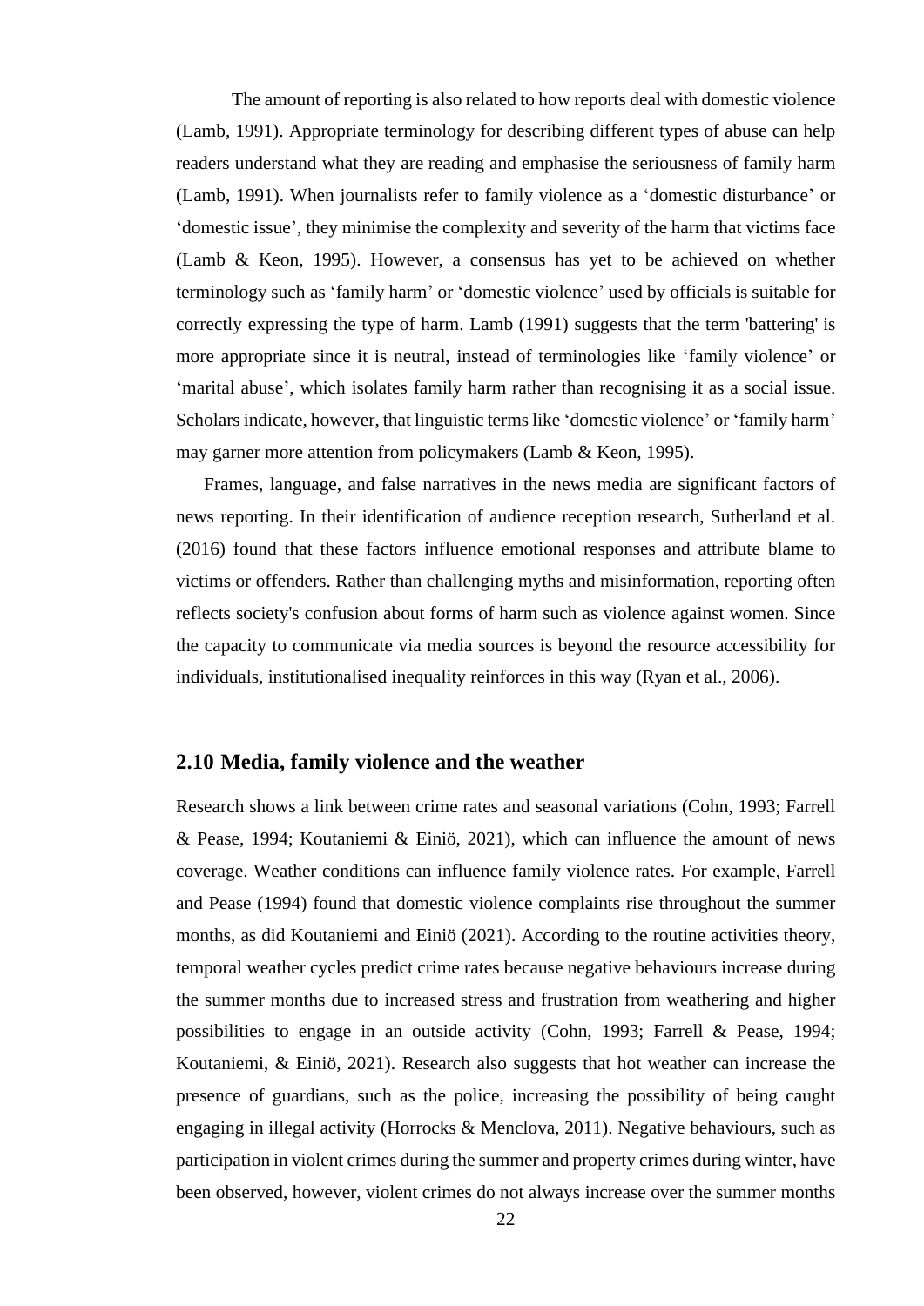The amount of reporting is also related to how reports deal with domestic violence (Lamb, 1991). Appropriate terminology for describing different types of abuse can help readers understand what they are reading and emphasise the seriousness of family harm (Lamb, 1991). When journalists refer to family violence as a 'domestic disturbance' or 'domestic issue', they minimise the complexity and severity of the harm that victims face (Lamb & Keon, 1995). However, a consensus has yet to be achieved on whether terminology such as 'family harm' or 'domestic violence' used by officials is suitable for correctly expressing the type of harm. Lamb (1991) suggests that the term 'battering' is more appropriate since it is neutral, instead of terminologies like 'family violence' or 'marital abuse', which isolates family harm rather than recognising it as a social issue. Scholars indicate, however, that linguistic terms like 'domestic violence' or 'family harm' may garner more attention from policymakers (Lamb & Keon, 1995).

Frames, language, and false narratives in the news media are significant factors of news reporting. In their identification of audience reception research, Sutherland et al. (2016) found that these factors influence emotional responses and attribute blame to victims or offenders. Rather than challenging myths and misinformation, reporting often reflects society's confusion about forms of harm such as violence against women. Since the capacity to communicate via media sources is beyond the resource accessibility for individuals, institutionalised inequality reinforces in this way (Ryan et al., 2006).

## 2.10 Media, family violence and the weather

Research shows a link between crime rates and seasonal variations (Cohn, 1993; Farrell & Pease, 1994; Koutaniemi & Einiö, 2021), which can influence the amount of news coverage. Weather conditions can influence family violence rates. For example, Farrell and Pease (1994) found that domestic violence complaints rise throughout the summer months, as did Koutaniemi and Einiö (2021). According to the routine activities theory, temporal weather cycles predict crime rates because negative behaviours increase during the summer months due to increased stress and frustration from weathering and higher possibilities to engage in an outside activity (Cohn, 1993; Farrell & Pease, 1994; Koutaniemi, & Einiö, 2021). Research also suggests that hot weather can increase the presence of guardians, such as the police, increasing the possibility of being caught engaging in illegal activity (Horrocks & Menclova, 2011). Negative behaviours, such as participation in violent crimes during the summer and property crimes during winter, have been observed, however, violent crimes do not always increase over the summer months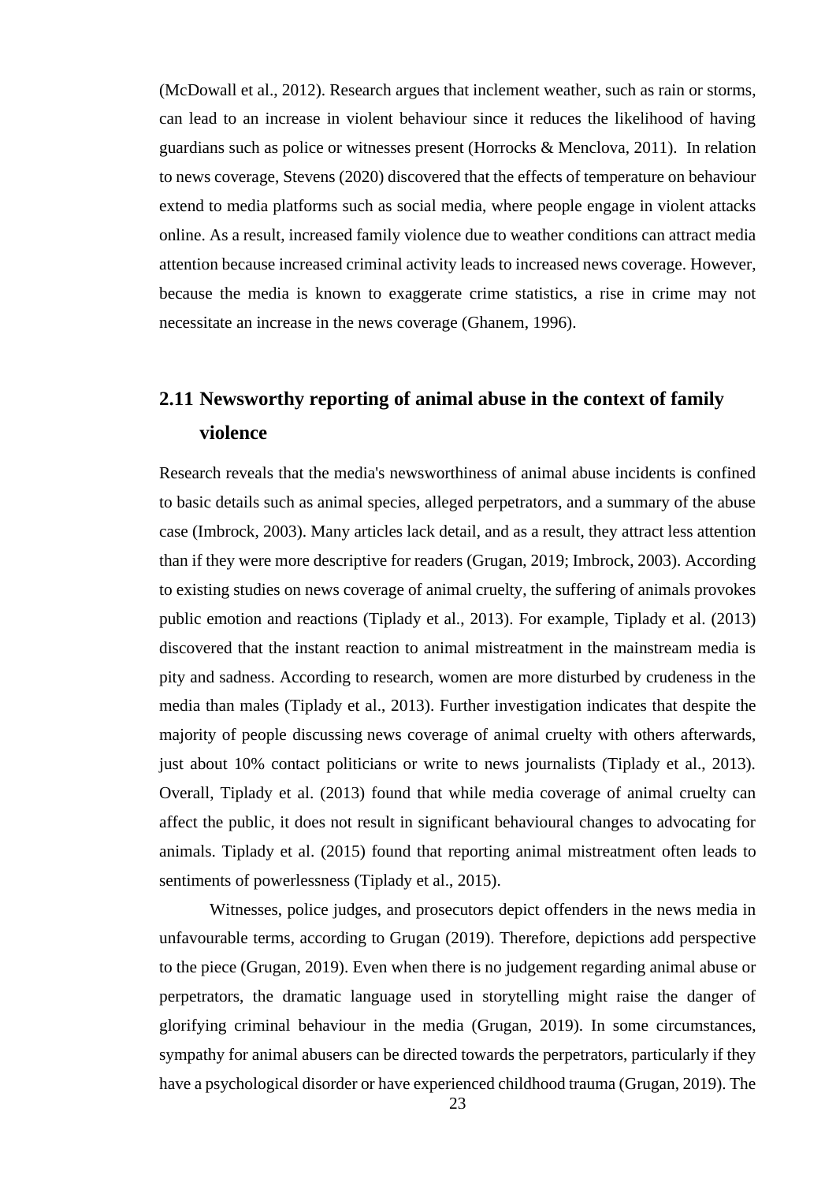(McDowall et al., 2012). Research argues that inclement weather, such as rain or storms, can lead to an increase in violent behaviour since it reduces the likelihood of having guardians such as police or witnesses present (Horrocks & Menclova, 2011). In relation to news coverage, Stevens (2020) discovered that the effects of temperature on behaviour extend to media platforms such as social media, where people engage in violent attacks online. As a result, increased family violence due to weather conditions can attract media attention because increased criminal activity leads to increased news coverage. However, because the media is known to exaggerate crime statistics, a rise in crime may not necessitate an increase in the news coverage (Ghanem, 1996).

## 2.11 Newsworthy reporting of animal abuse in the context of family violence

Research reveals that the media's newsworthiness of animal abuse incidents is confined to basic details such as animal species, alleged perpetrators, and a summary of the abuse case (Imbrock, 2003). Many articles lack detail, and as a result, they attract less attention than if they were more descriptive for readers (Grugan, 2019; Imbrock, 2003). According to existing studies on news coverage of animal cruelty, the suffering of animals provokes public emotion and reactions (Tiplady et al., 2013). For example, Tiplady et al. (2013) discovered that the instant reaction to animal mistreatment in the mainstream media is pity and sadness. According to research, women are more disturbed by crudeness in the media than males (Tiplady et al., 2013). Further investigation indicates that despite the majority of people discussing news coverage of animal cruelty with others afterwards, just about 10% contact politicians or write to news journalists (Tiplady et al., 2013). Overall, Tiplady et al. (2013) found that while media coverage of animal cruelty can affect the public, it does not result in significant behavioural changes to advocating for animals. Tiplady et al. (2015) found that reporting animal mistreatment often leads to sentiments of powerlessness (Tiplady et al., 2015).

Witnesses, police judges, and prosecutors depict offenders in the news media in unfavourable terms, according to Grugan (2019). Therefore, depictions add perspective to the piece (Grugan, 2019). Even when there is no judgement regarding animal abuse or perpetrators, the dramatic language used in storytelling might raise the danger of glorifying criminal behaviour in the media (Grugan, 2019). In some circumstances, sympathy for animal abusers can be directed towards the perpetrators, particularly if they have a psychological disorder or have experienced childhood trauma (Grugan, 2019). The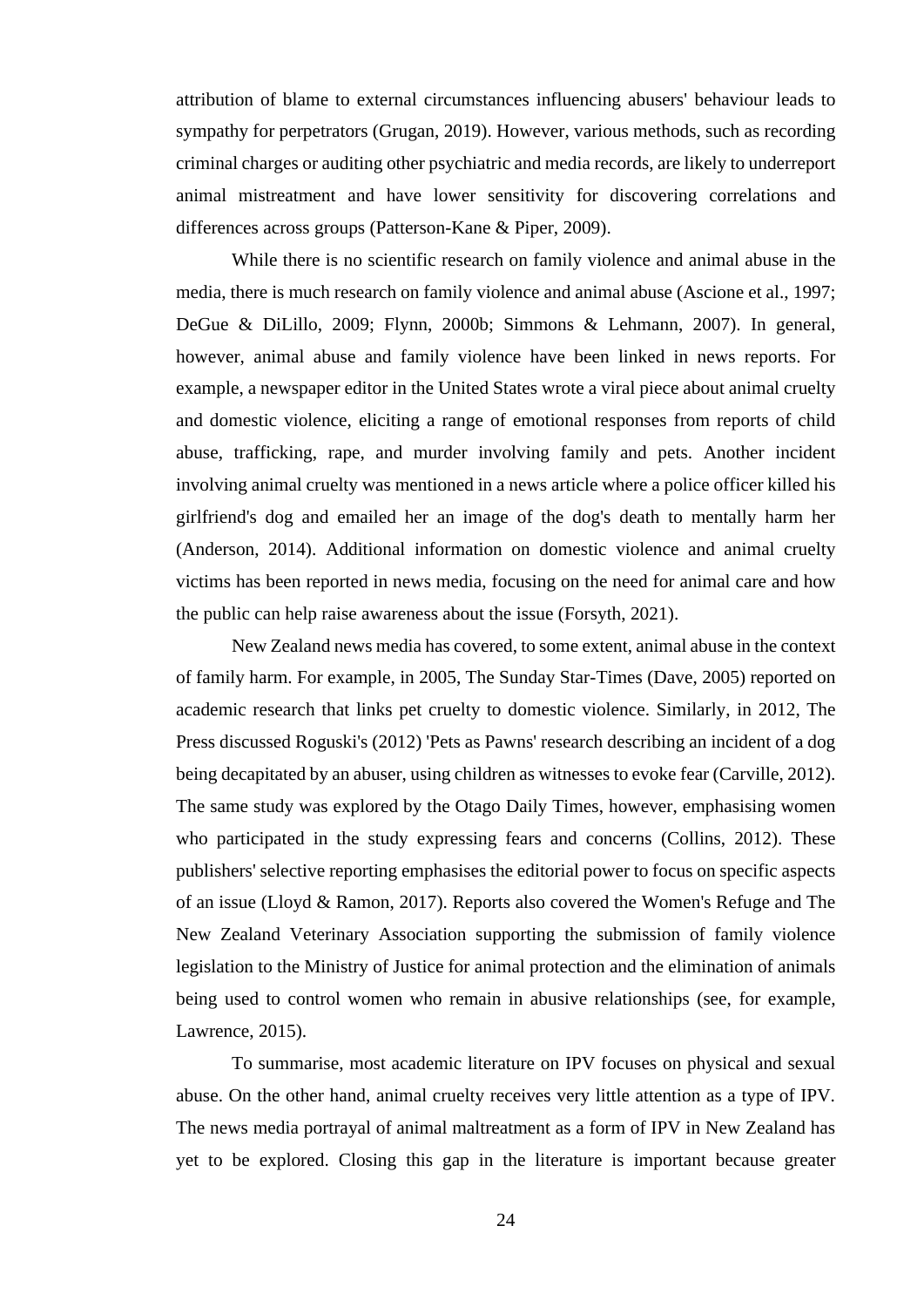attribution of blame to external circumstances influencing abusers' behaviour leads to sympathy for perpetrators (Grugan, 2019). However, various methods, such as recording criminal charges or auditing other psychiatric and media records, are likely to underreport animal mistreatment and have lower sensitivity for discovering correlations and differences across groups (Patterson-Kane & Piper, 2009).

While there is no scientific research on family violence and animal abuse in the media, there is much research on family violence and animal abuse (Ascione et al., 1997; DeGue & DiLillo, 2009; Flynn, 2000b; Simmons & Lehmann, 2007). In general, however, animal abuse and family violence have been linked in news reports. For example, a newspaper editor in the United States wrote a viral piece about animal cruelty and domestic violence, eliciting a range of emotional responses from reports of child abuse, trafficking, rape, and murder involving family and pets. Another incident involving animal cruelty was mentioned in a news article where a police officer killed his girlfriend's dog and emailed her an image of the dog's death to mentally harm her (Anderson, 2014). Additional information on domestic violence and animal cruelty victims has been reported in news media, focusing on the need for animal care and how the public can help raise awareness about the issue (Forsyth, 2021).

New Zealand news media has covered, to some extent, animal abuse in the context of family harm. For example, in 2005, The Sunday Star-Times (Dave, 2005) reported on academic research that links pet cruelty to domestic violence. Similarly, in 2012, The Press discussed Roguski's (2012) 'Pets as Pawns' research describing an incident of a dog being decapitated by an abuser, using children as witnesses to evoke fear (Carville, 2012). The same study was explored by the Otago Daily Times, however, emphasising women who participated in the study expressing fears and concerns (Collins, 2012). These publishers' selective reporting emphasises the editorial power to focus on specific aspects of an issue (Lloyd & Ramon, 2017). Reports also covered the Women's Refuge and The New Zealand Veterinary Association supporting the submission of family violence legislation to the Ministry of Justice for animal protection and the elimination of animals being used to control women who remain in abusive relationships (see, for example, Lawrence, 2015).

To summarise, most academic literature on IPV focuses on physical and sexual abuse. On the other hand, animal cruelty receives very little attention as a type of IPV. The news media portrayal of animal maltreatment as a form of IPV in New Zealand has yet to be explored. Closing this gap in the literature is important because greater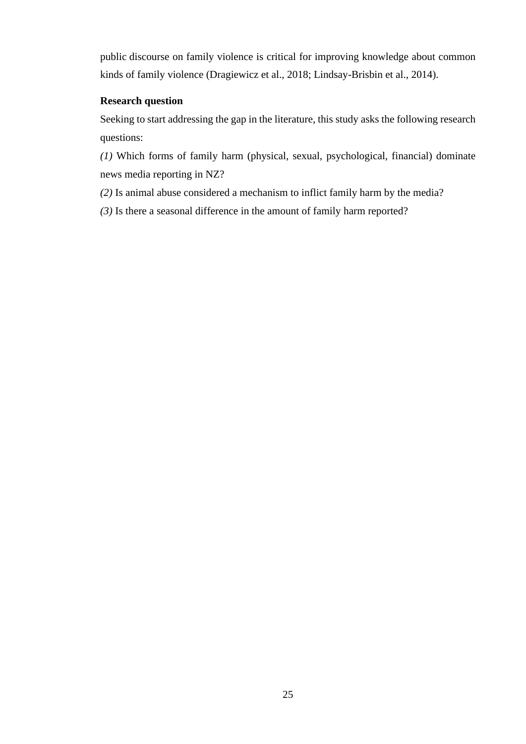public discourse on family violence is critical for improving knowledge about common kinds of family violence (Dragiewicz et al., 2018; Lindsay-Brisbin et al., 2014).

**Research question**

Seeking to start addressing the gap in the literature, this study asks the following research questions:

*(1)* Which forms of family harm (physical, sexual, psychological, financial) dominate news media reporting in NZ?

*(2)* Is animal abuse considered a mechanism to inflict family harm by the media?

*(3)* Is there a seasonal difference in the amount of family harm reported?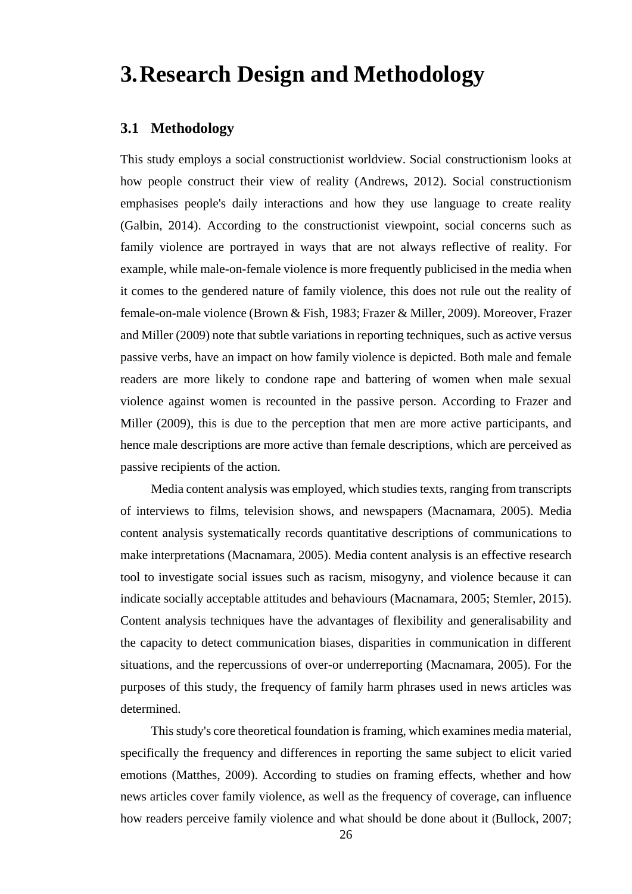# 3. Research Design and Methodology

## 3.1 Methodology

This study employs a social constructionist worldview. Social constructionism looks at how people construct their view of reality (Andrews, 2012). Social constructionism emphasises people's daily interactions and how they use language to create reality (Galbin, 2014). According to the constructionist viewpoint, social concerns such as family violence are portrayed in ways that are not always reflective of reality. For example, while male-on-female violence is more frequently publicised in the media when it comes to the gendered nature of family violence, this does not rule out the reality of female-on-male violence (Brown & Fish, 1983; Frazer & Miller, 2009). Moreover, Frazer and Miller (2009) note that subtle variations in reporting techniques, such as active versus passive verbs, have an impact on how family violence is depicted. Both male and female readers are more likely to condone rape and battering of women when male sexual violence against women is recounted in the passive person. According to Frazer and Miller (2009), this is due to the perception that men are more active participants, and hence male descriptions are more active than female descriptions, which are perceived as passive recipients of the action.

Media content analysis was employed, which studies texts, ranging from transcripts of interviews to films, television shows, and newspapers (Macnamara, 2005). Media content analysis systematically records quantitative descriptions of communications to make interpretations (Macnamara, 2005). Media content analysis is an effective research tool to investigate social issues such as racism, misogyny, and violence because it can indicate socially acceptable attitudes and behaviours (Macnamara, 2005; Stemler, 2015). Content analysis techniques have the advantages of flexibility and generalisability and the capacity to detect communication biases, disparities in communication in different situations, and the repercussions of over-or underreporting (Macnamara, 2005). For the purposes of this study, the frequency of family harm phrases used in news articles was determined.

This study's core theoretical foundation is framing, which examines media material, specifically the frequency and differences in reporting the same subject to elicit varied emotions (Matthes, 2009). According to studies on framing effects, whether and how news articles cover family violence, as well as the frequency of coverage, can influence how readers perceive family violence and what should be done about it (Bullock, 2007;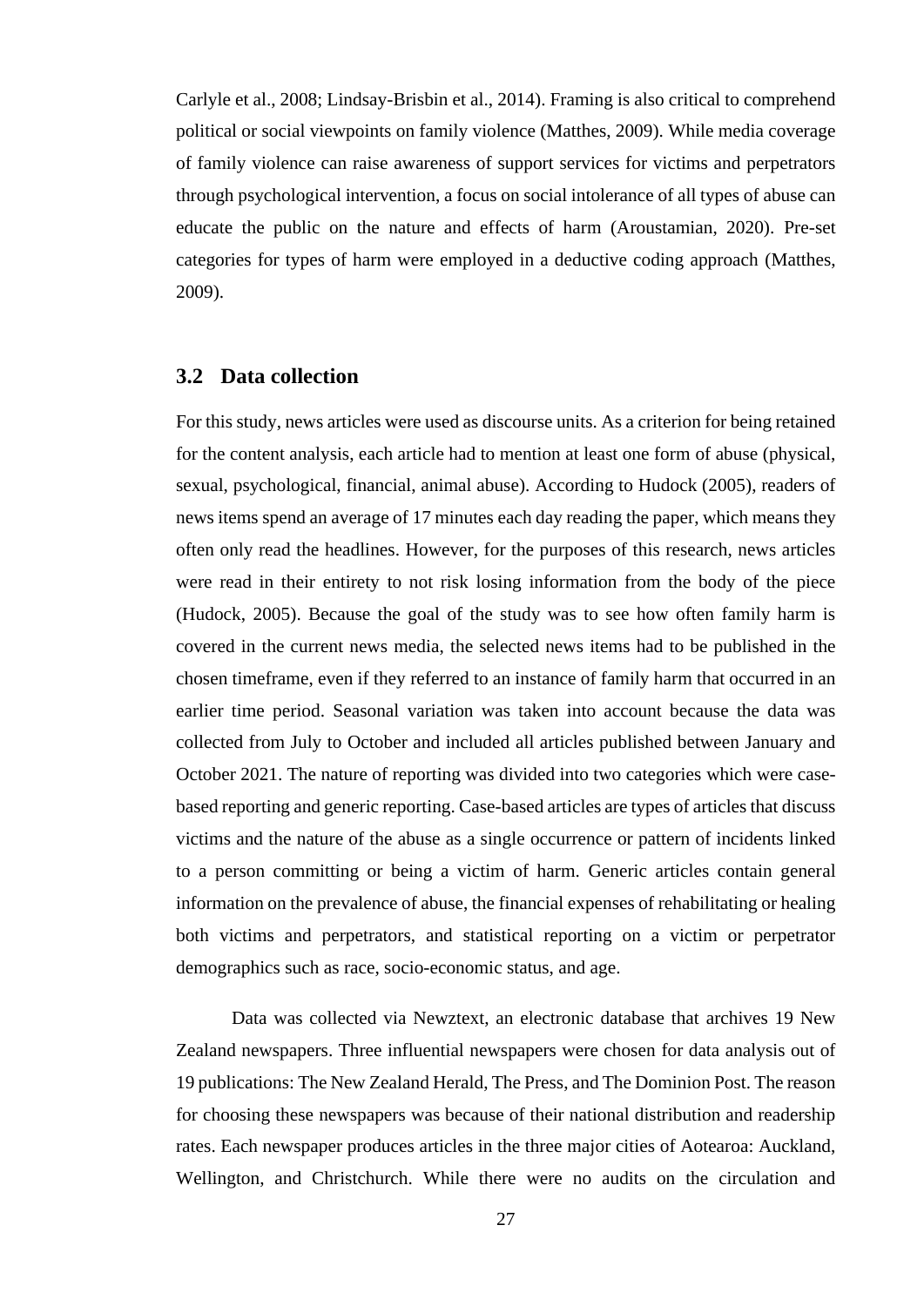Carlyle et al., 2008; Lindsay-Brisbin et al., 2014). Framing is also critical to comprehend political or social viewpoints on family violence (Matthes, 2009). While media coverage of family violence can raise awareness of support services for victims and perpetrators through psychological intervention, a focus on social intolerance of all types of abuse can educate the public on the nature and effects of harm (Aroustamian, 2020). Pre-set categories for types of harm were employed in a deductive coding approach (Matthes, 2009).

## 3.2 Data collection

For this study, news articles were used as discourse units. As a criterion for being retained for the content analysis, each article had to mention at least one form of abuse (physical, sexual, psychological, financial, animal abuse). According to Hudock (2005), readers of news items spend an average of 17 minutes each day reading the paper, which means they often only read the headlines. However, for the purposes of this research, news articles were read in their entirety to not risk losing information from the body of the piece (Hudock, 2005). Because the goal of the study was to see how often family harm is covered in the current news media, the selected news items had to be published in the chosen timeframe, even if they referred to an instance of family harm that occurred in an earlier time period. Seasonal variation was taken into account because the data was collected from July to October and included all articles published between January and October 2021. The nature of reporting was divided into two categories which were case-based reporting and generic reporting. Case-based articles are types of articles that discuss victims and the nature of the abuse as a single occurrence or pattern of incidents linked to a person committing or being a victim of harm. Generic articles contain general information on the prevalence of abuse, the financial expenses of rehabilitating or healing both victims and perpetrators, and statistical reporting on a victim or perpetrator demographics such as race, socio-economic status, and age.

Data was collected via Newztext, an electronic database that archives 19 New Zealand newspapers. Three influential newspapers were chosen for data analysis out of 19 publications: The New Zealand Herald, The Press, and The Dominion Post. The reason for choosing these newspapers was because of their national distribution and readership rates. Each newspaper produces articles in the three major cities of Aotearoa: Auckland, Wellington, and Christchurch. While there were no audits on the circulation and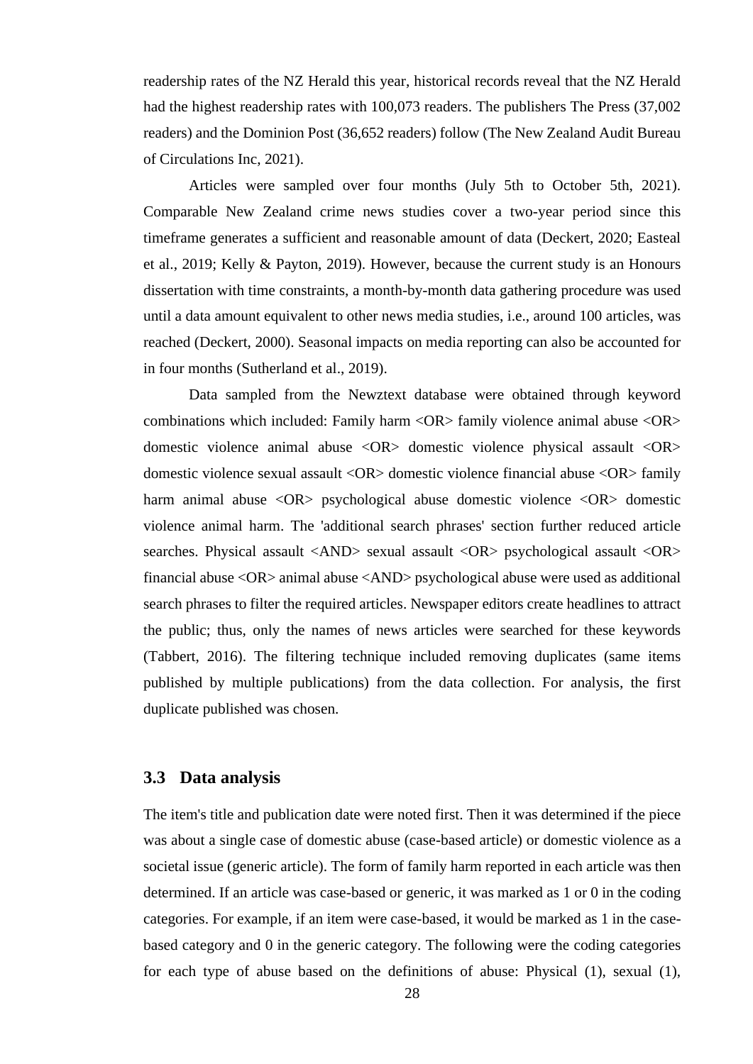readership rates of the NZ Herald this year, historical records reveal that the NZ Herald had the highest readership rates with 100,073 readers. The publishers The Press (37,002 readers) and the Dominion Post (36,652 readers) follow (The New Zealand Audit Bureau of Circulations Inc, 2021).

Articles were sampled over four months (July 5th to October 5th, 2021). Comparable New Zealand crime news studies cover a two-year period since this timeframe generates a sufficient and reasonable amount of data (Deckert, 2020; Easteal et al., 2019; Kelly & Payton, 2019). However, because the current study is an Honours dissertation with time constraints, a month-by-month data gathering procedure was used until a data amount equivalent to other news media studies, i.e., around 100 articles, was reached (Deckert, 2000). Seasonal impacts on media reporting can also be accounted for in four months (Sutherland et al., 2019).

Data sampled from the Newztext database were obtained through keyword combinations which included: Family harm <OR> family violence animal abuse <OR> domestic violence animal abuse <OR> domestic violence physical assault <OR> domestic violence sexual assault <OR> domestic violence financial abuse <OR> family harm animal abuse <OR> psychological abuse domestic violence <OR> domestic violence animal harm. The 'additional search phrases' section further reduced article searches. Physical assault <AND> sexual assault <OR> psychological assault <OR> financial abuse <OR> animal abuse <AND> psychological abuse were used as additional search phrases to filter the required articles. Newspaper editors create headlines to attract the public; thus, only the names of news articles were searched for these keywords (Tabbert, 2016). The filtering technique included removing duplicates (same items published by multiple publications) from the data collection. For analysis, the first duplicate published was chosen.

## 3.3 Data analysis

The item's title and publication date were noted first. Then it was determined if the piece was about a single case of domestic abuse (case-based article) or domestic violence as a societal issue (generic article). The form of family harm reported in each article was then determined. If an article was case-based or generic, it was marked as 1 or 0 in the coding categories. For example, if an item were case-based, it would be marked as 1 in the case-based category and 0 in the generic category. The following were the coding categories for each type of abuse based on the definitions of abuse: Physical (1), sexual (1),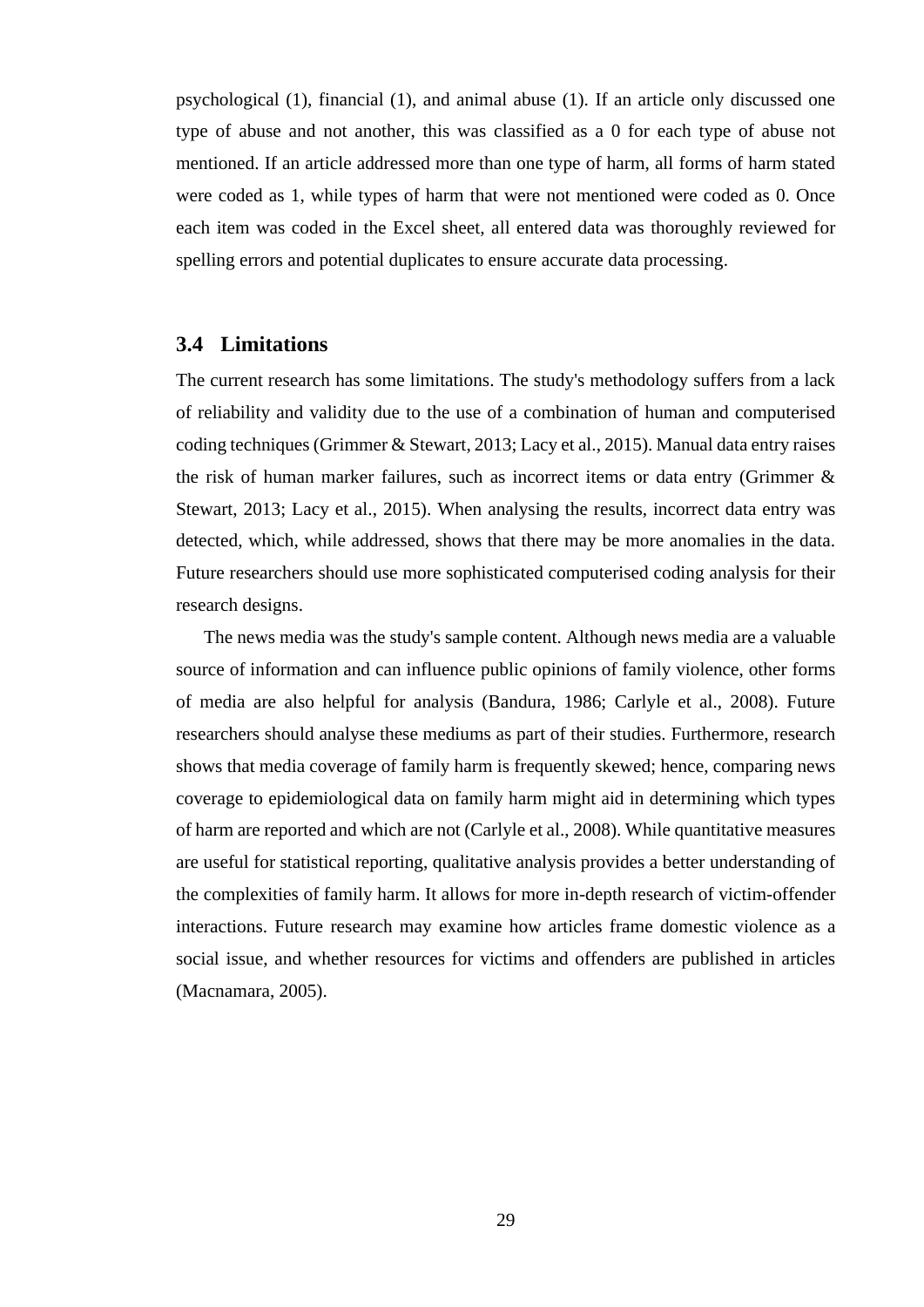psychological (1), financial (1), and animal abuse (1). If an article only discussed one type of abuse and not another, this was classified as a 0 for each type of abuse not mentioned. If an article addressed more than one type of harm, all forms of harm stated were coded as 1, while types of harm that were not mentioned were coded as 0. Once each item was coded in the Excel sheet, all entered data was thoroughly reviewed for spelling errors and potential duplicates to ensure accurate data processing.

### 3.4 Limitations

The current research has some limitations. The study's methodology suffers from a lack of reliability and validity due to the use of a combination of human and computerised coding techniques (Grimmer & Stewart, 2013; Lacy et al., 2015). Manual data entry raises the risk of human marker failures, such as incorrect items or data entry (Grimmer & Stewart, 2013; Lacy et al., 2015). When analysing the results, incorrect data entry was detected, which, while addressed, shows that there may be more anomalies in the data. Future researchers should use more sophisticated computerised coding analysis for their research designs.

The news media was the study's sample content. Although news media are a valuable source of information and can influence public opinions of family violence, other forms of media are also helpful for analysis (Bandura, 1986; Carlyle et al., 2008). Future researchers should analyse these mediums as part of their studies. Furthermore, research shows that media coverage of family harm is frequently skewed; hence, comparing news coverage to epidemiological data on family harm might aid in determining which types of harm are reported and which are not (Carlyle et al., 2008). While quantitative measures are useful for statistical reporting, qualitative analysis provides a better understanding of the complexities of family harm. It allows for more in-depth research of victim-offender interactions. Future research may examine how articles frame domestic violence as a social issue, and whether resources for victims and offenders are published in articles (Macnamara, 2005).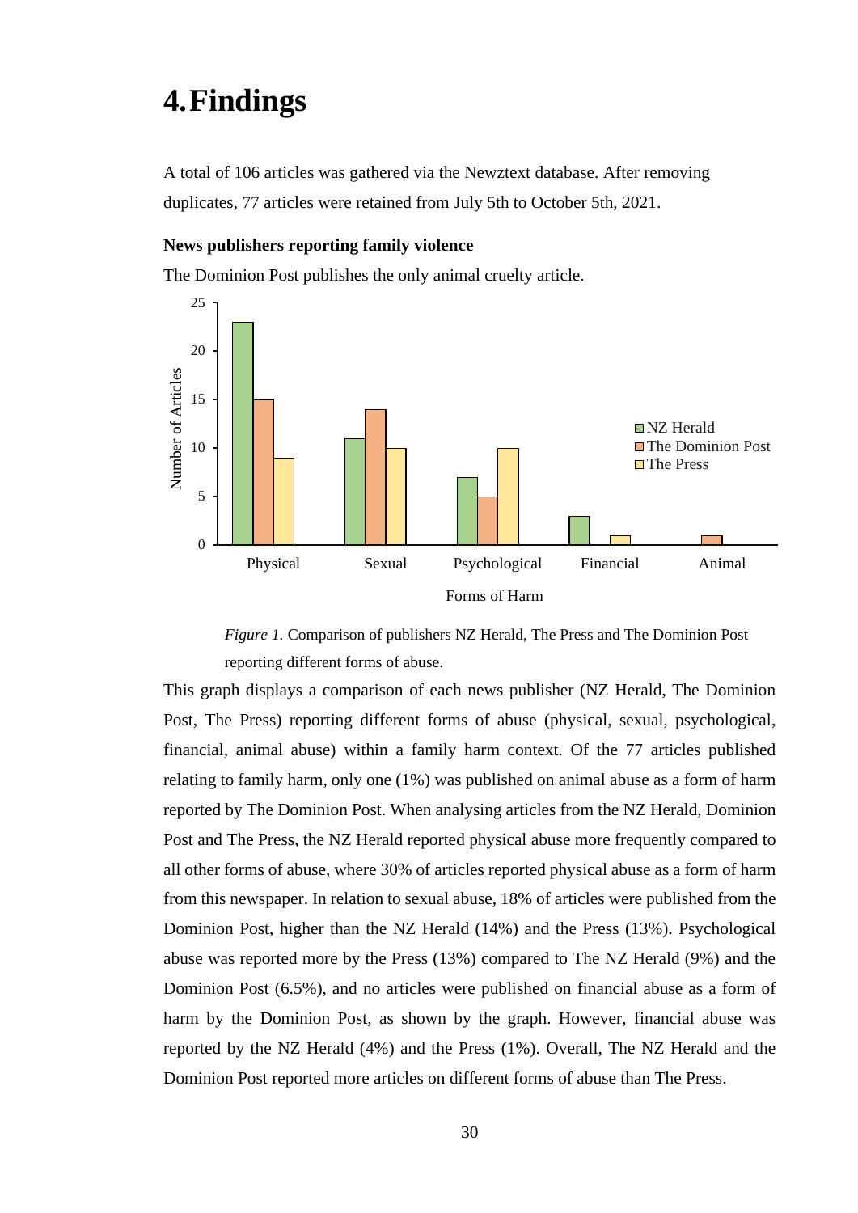# 4. Findings

A total of 106 articles was gathered via the Newztext database. After removing duplicates, 77 articles were retained from July 5th to October 5th, 2021.

### News publishers reporting family violence

The Dominion Post publishes the only animal cruelty article.

*Figure 1.* Comparison of publishers NZ Herald, The Press and The Dominion Post reporting different forms of abuse.

This graph displays a comparison of each news publisher (NZ Herald, The Dominion Post, The Press) reporting different forms of abuse (physical, sexual, psychological, financial, animal abuse) within a family harm context. Of the 77 articles published relating to family harm, only one (1%) was published on animal abuse as a form of harm reported by The Dominion Post. When analysing articles from the NZ Herald, Dominion Post and The Press, the NZ Herald reported physical abuse more frequently compared to all other forms of abuse, where 30% of articles reported physical abuse as a form of harm from this newspaper. In relation to sexual abuse, 18% of articles were published from the Dominion Post, higher than the NZ Herald (14%) and the Press (13%). Psychological abuse was reported more by the Press (13%) compared to The NZ Herald (9%) and the Dominion Post (6.5%), and no articles were published on financial abuse as a form of harm by the Dominion Post, as shown by the graph. However, financial abuse was reported by the NZ Herald (4%) and the Press (1%). Overall, The NZ Herald and the Dominion Post reported more articles on different forms of abuse than The Press.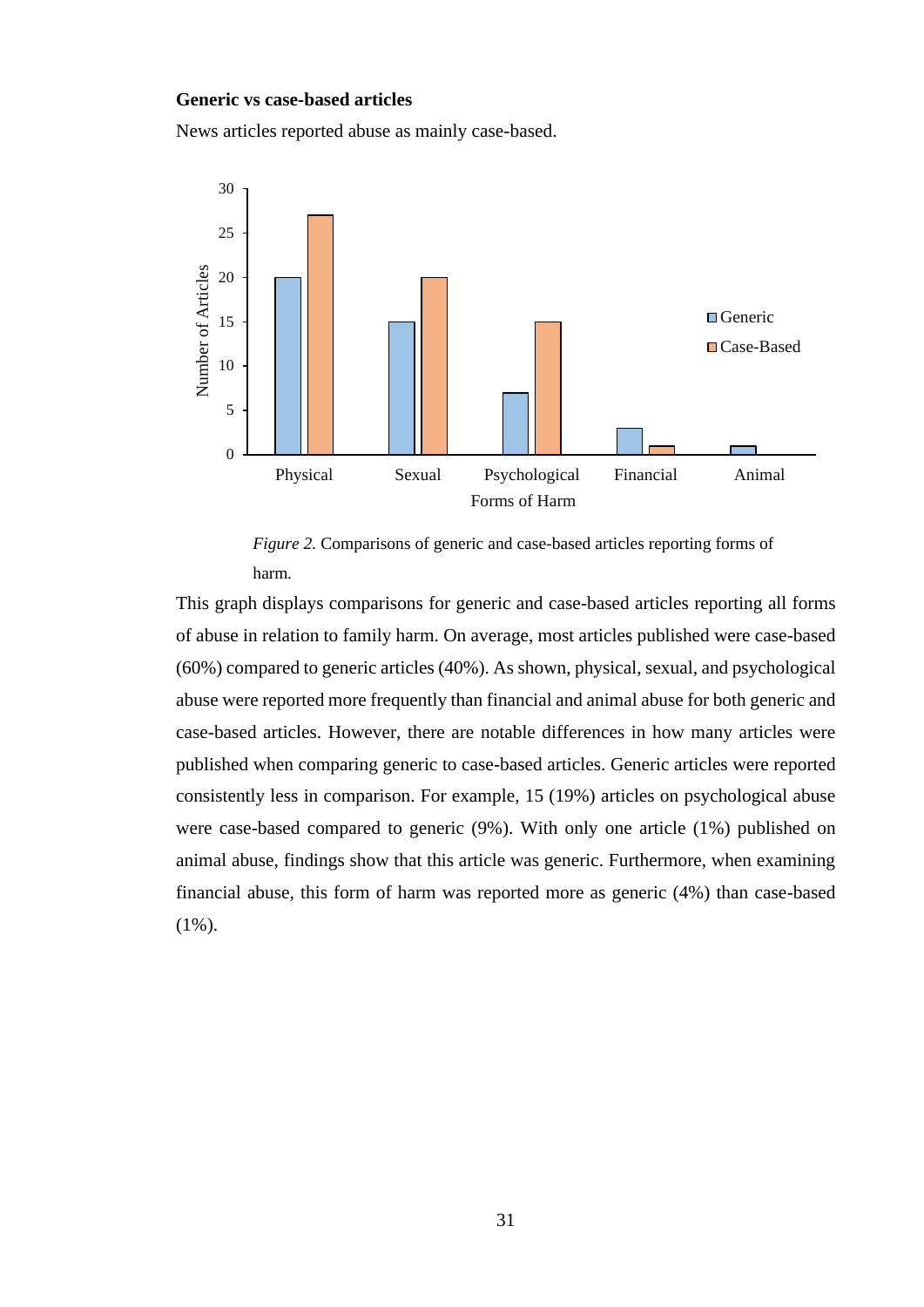**Generic vs case-based articles**

News articles reported abuse as mainly case-based.

*Figure 2.* Comparisons of generic and case-based articles reporting forms of harm.

This graph displays comparisons for generic and case-based articles reporting all forms of abuse in relation to family harm. On average, most articles published were case-based (60%) compared to generic articles (40%). As shown, physical, sexual, and psychological abuse were reported more frequently than financial and animal abuse for both generic and case-based articles. However, there are notable differences in how many articles were published when comparing generic to case-based articles. Generic articles were reported consistently less in comparison. For example, 15 (19%) articles on psychological abuse were case-based compared to generic (9%). With only one article (1%) published on animal abuse, findings show that this article was generic. Furthermore, when examining financial abuse, this form of harm was reported more as generic (4%) than case-based (1%).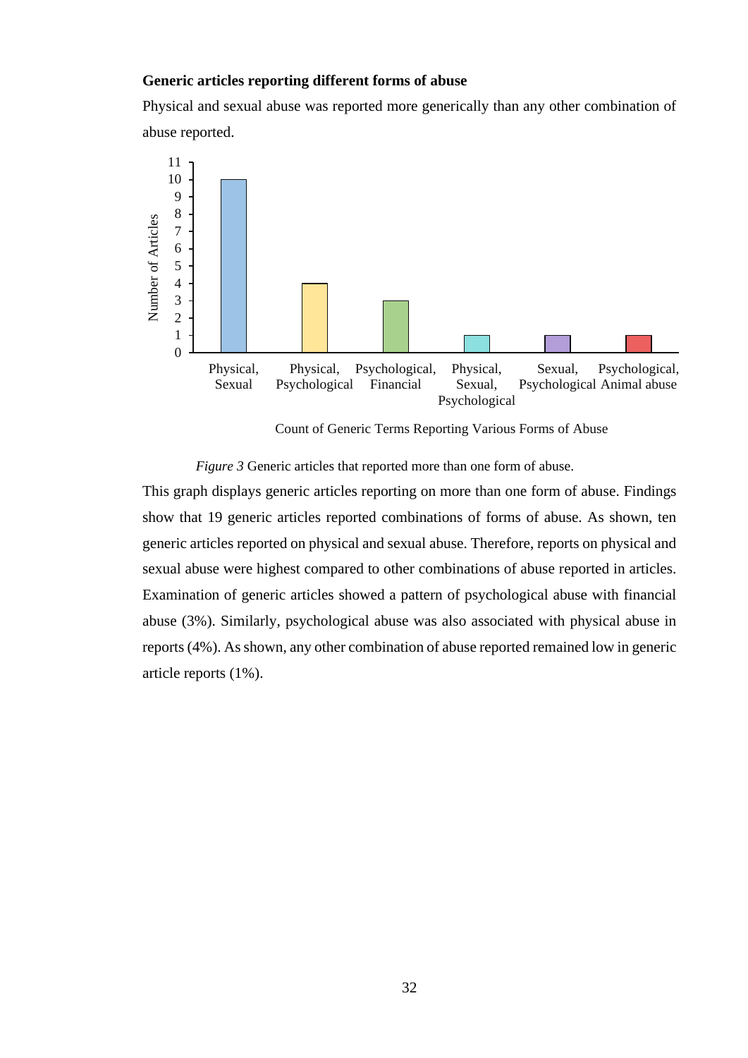### Generic articles reporting different forms of abuse

Physical and sexual abuse was reported more generically than any other combination of abuse reported.

| Count of Generic Terms Reporting Various Forms of Abuse | Number of Articles |
|---|---|
| Physical, Sexual | 10 |
| Physical, Psychological | 4 |
| Psychological, Financial | 3 |
| Physical, Sexual, Psychological | 1 |
| Sexual, Psychological | 1 |
| Psychological, Animal abuse | 1 |

*Figure 3* Generic articles that reported more than one form of abuse.

This graph displays generic articles reporting on more than one form of abuse. Findings show that 19 generic articles reported combinations of forms of abuse. As shown, ten generic articles reported on physical and sexual abuse. Therefore, reports on physical and sexual abuse were highest compared to other combinations of abuse reported in articles. Examination of generic articles showed a pattern of psychological abuse with financial abuse (3%). Similarly, psychological abuse was also associated with physical abuse in reports (4%). As shown, any other combination of abuse reported remained low in generic article reports (1%).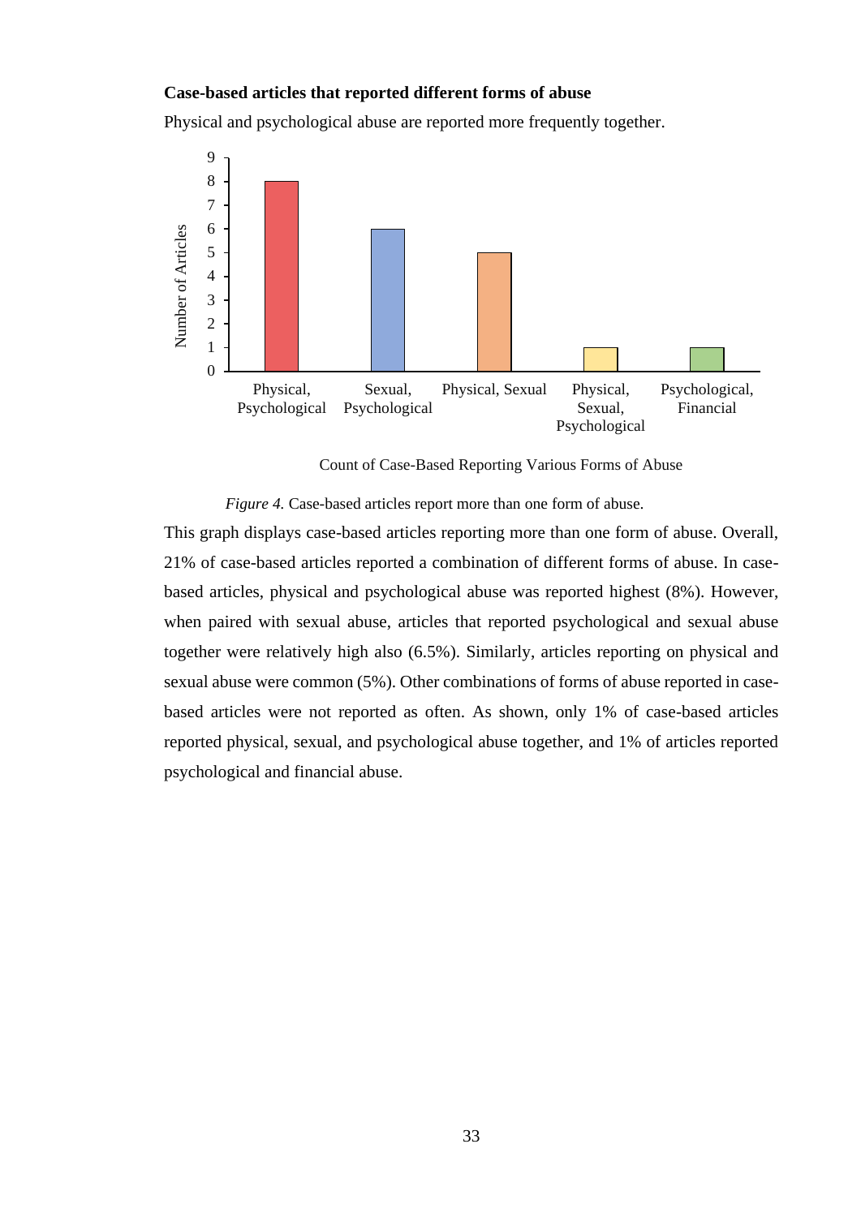**Case-based articles that reported different forms of abuse**

Physical and psychological abuse are reported more frequently together.

*Figure 4.* Case-based articles report more than one form of abuse.

This graph displays case-based articles reporting more than one form of abuse. Overall, 21% of case-based articles reported a combination of different forms of abuse. In case-based articles, physical and psychological abuse was reported highest (8%). However, when paired with sexual abuse, articles that reported psychological and sexual abuse together were relatively high also (6.5%). Similarly, articles reporting on physical and sexual abuse were common (5%). Other combinations of forms of abuse reported in case-based articles were not reported as often. As shown, only 1% of case-based articles reported physical, sexual, and psychological abuse together, and 1% of articles reported psychological and financial abuse.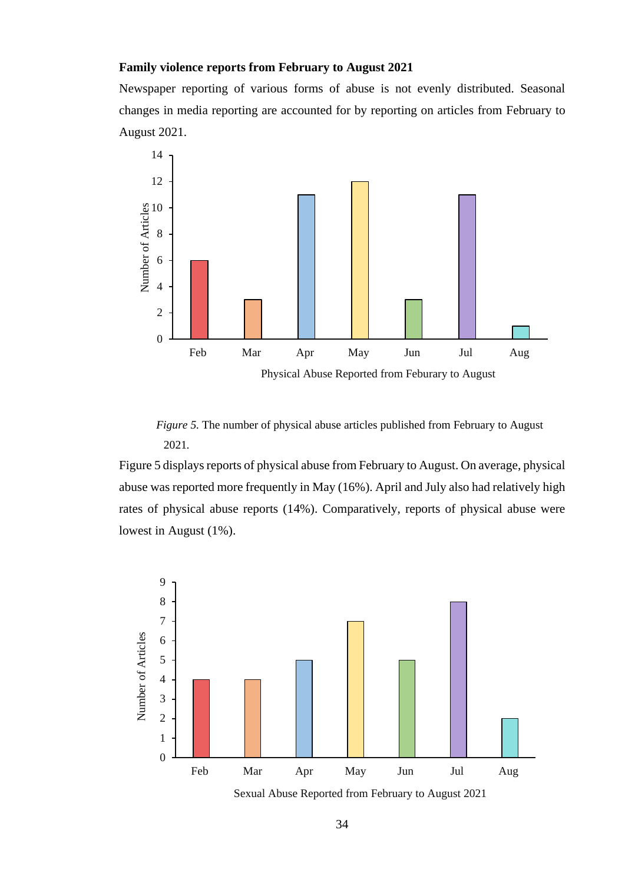**Family violence reports from February to August 2021**

Newspaper reporting of various forms of abuse is not evenly distributed. Seasonal changes in media reporting are accounted for by reporting on articles from February to August 2021.

*Figure 5.* The number of physical abuse articles published from February to August 2021.

Figure 5 displays reports of physical abuse from February to August. On average, physical abuse was reported more frequently in May (16%). April and July also had relatively high rates of physical abuse reports (14%). Comparatively, reports of physical abuse were lowest in August (1%).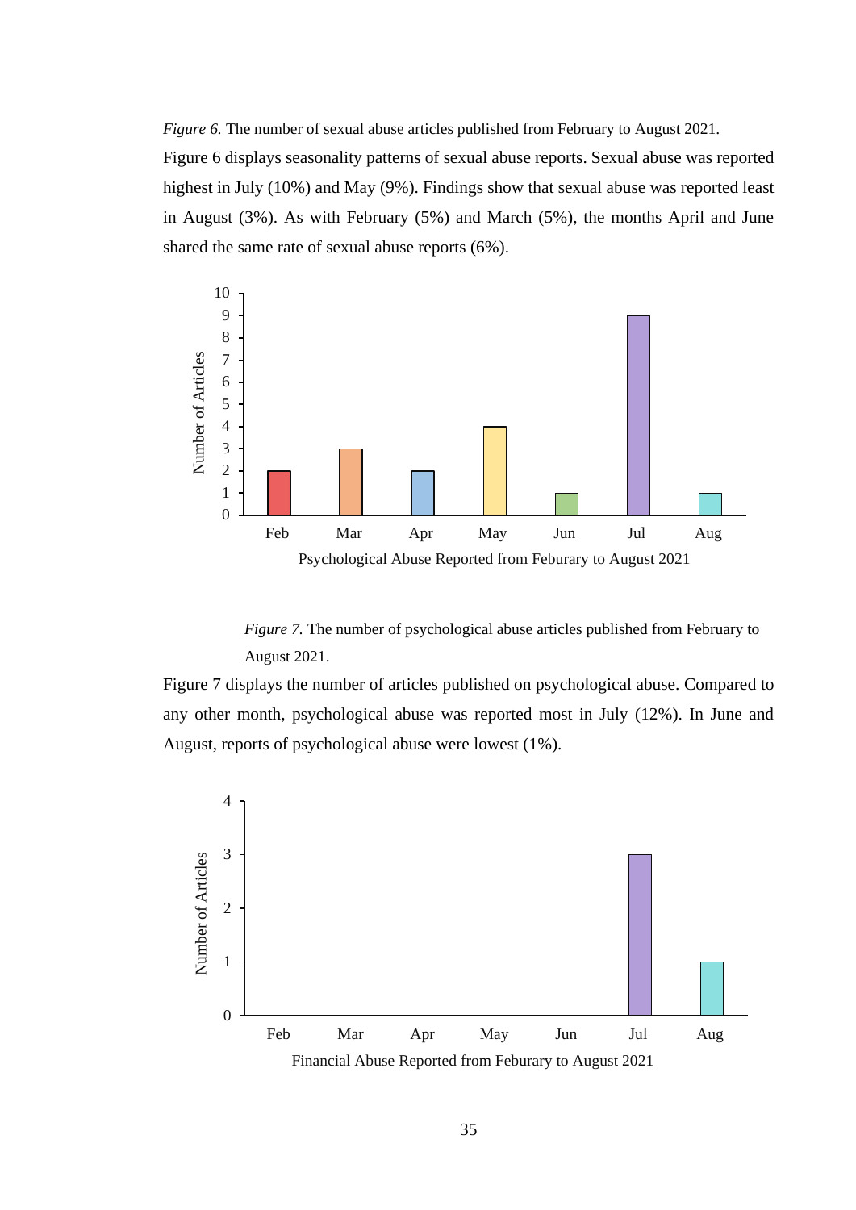*Figure 6.* The number of sexual abuse articles published from February to August 2021.

Figure 6 displays seasonality patterns of sexual abuse reports. Sexual abuse was reported highest in July (10%) and May (9%). Findings show that sexual abuse was reported least in August (3%). As with February (5%) and March (5%), the months April and June shared the same rate of sexual abuse reports (6%).

*Figure 7.* The number of psychological abuse articles published from February to August 2021.

Figure 7 displays the number of articles published on psychological abuse. Compared to any other month, psychological abuse was reported most in July (12%). In June and August, reports of psychological abuse were lowest (1%).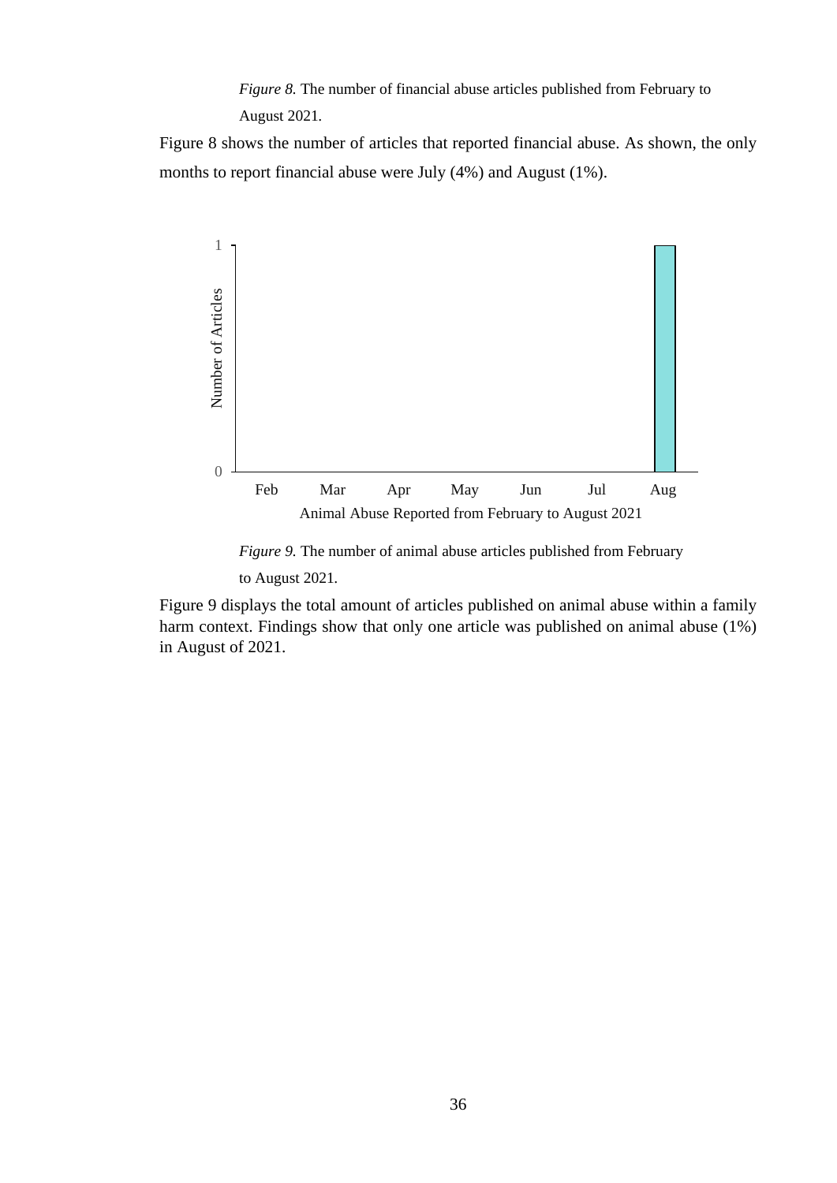*Figure 8.* The number of financial abuse articles published from February to August 2021.

Figure 8 shows the number of articles that reported financial abuse. As shown, the only months to report financial abuse were July (4%) and August (1%).

*Figure 9.* The number of animal abuse articles published from February to August 2021.

Figure 9 displays the total amount of articles published on animal abuse within a family harm context. Findings show that only one article was published on animal abuse (1%) in August of 2021.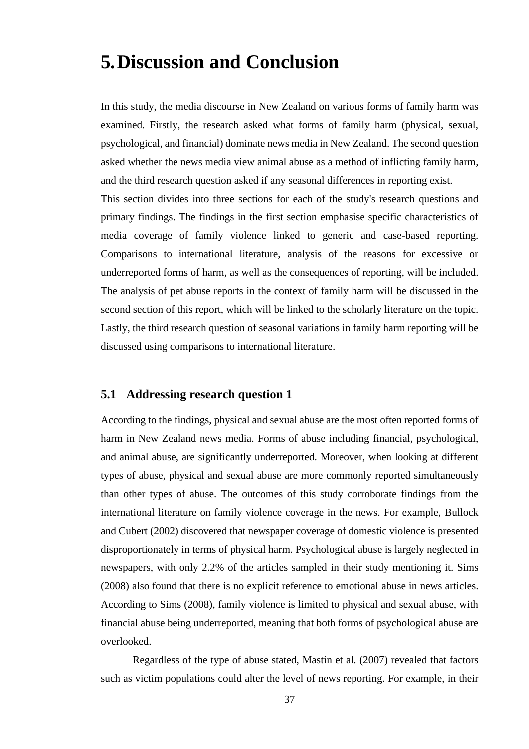# 5. Discussion and Conclusion

In this study, the media discourse in New Zealand on various forms of family harm was examined. Firstly, the research asked what forms of family harm (physical, sexual, psychological, and financial) dominate news media in New Zealand. The second question asked whether the news media view animal abuse as a method of inflicting family harm, and the third research question asked if any seasonal differences in reporting exist.

This section divides into three sections for each of the study's research questions and primary findings. The findings in the first section emphasise specific characteristics of media coverage of family violence linked to generic and case-based reporting. Comparisons to international literature, analysis of the reasons for excessive or underreported forms of harm, as well as the consequences of reporting, will be included. The analysis of pet abuse reports in the context of family harm will be discussed in the second section of this report, which will be linked to the scholarly literature on the topic. Lastly, the third research question of seasonal variations in family harm reporting will be discussed using comparisons to international literature.

## 5.1 Addressing research question 1

According to the findings, physical and sexual abuse are the most often reported forms of harm in New Zealand news media. Forms of abuse including financial, psychological, and animal abuse, are significantly underreported. Moreover, when looking at different types of abuse, physical and sexual abuse are more commonly reported simultaneously than other types of abuse. The outcomes of this study corroborate findings from the international literature on family violence coverage in the news. For example, Bullock and Cubert (2002) discovered that newspaper coverage of domestic violence is presented disproportionately in terms of physical harm. Psychological abuse is largely neglected in newspapers, with only 2.2% of the articles sampled in their study mentioning it. Sims (2008) also found that there is no explicit reference to emotional abuse in news articles. According to Sims (2008), family violence is limited to physical and sexual abuse, with financial abuse being underreported, meaning that both forms of psychological abuse are overlooked.

Regardless of the type of abuse stated, Mastin et al. (2007) revealed that factors such as victim populations could alter the level of news reporting. For example, in their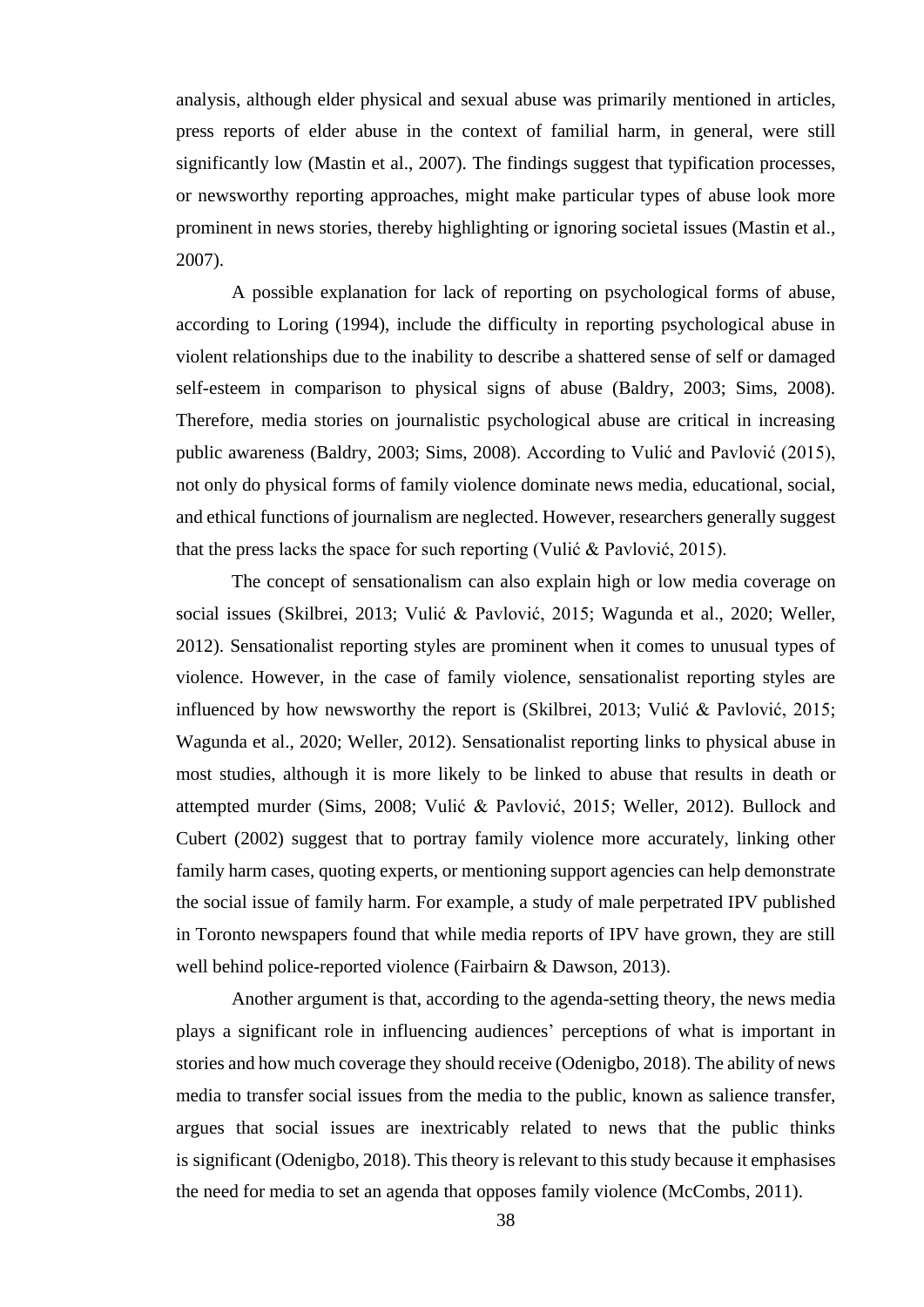analysis, although elder physical and sexual abuse was primarily mentioned in articles, press reports of elder abuse in the context of familial harm, in general, were still significantly low (Mastin et al., 2007). The findings suggest that typification processes, or newsworthy reporting approaches, might make particular types of abuse look more prominent in news stories, thereby highlighting or ignoring societal issues (Mastin et al., 2007).

A possible explanation for lack of reporting on psychological forms of abuse, according to Loring (1994), include the difficulty in reporting psychological abuse in violent relationships due to the inability to describe a shattered sense of self or damaged self-esteem in comparison to physical signs of abuse (Baldry, 2003; Sims, 2008). Therefore, media stories on journalistic psychological abuse are critical in increasing public awareness (Baldry, 2003; Sims, 2008). According to Vulić and Pavlović (2015), not only do physical forms of family violence dominate news media, educational, social, and ethical functions of journalism are neglected. However, researchers generally suggest that the press lacks the space for such reporting (Vulić & Pavlović, 2015).

The concept of sensationalism can also explain high or low media coverage on social issues (Skilbrei, 2013; Vulić & Pavlović, 2015; Wagunda et al., 2020; Weller, 2012). Sensationalist reporting styles are prominent when it comes to unusual types of violence. However, in the case of family violence, sensationalist reporting styles are influenced by how newsworthy the report is (Skilbrei, 2013; Vulić & Pavlović, 2015; Wagunda et al., 2020; Weller, 2012). Sensationalist reporting links to physical abuse in most studies, although it is more likely to be linked to abuse that results in death or attempted murder (Sims, 2008; Vulić & Pavlović, 2015; Weller, 2012). Bullock and Cubert (2002) suggest that to portray family violence more accurately, linking other family harm cases, quoting experts, or mentioning support agencies can help demonstrate the social issue of family harm. For example, a study of male perpetrated IPV published in Toronto newspapers found that while media reports of IPV have grown, they are still well behind police-reported violence (Fairbairn & Dawson, 2013).

Another argument is that, according to the agenda-setting theory, the news media plays a significant role in influencing audiences' perceptions of what is important in stories and how much coverage they should receive (Odenigbo, 2018). The ability of news media to transfer social issues from the media to the public, known as salience transfer, argues that social issues are inextricably related to news that the public thinks is significant (Odenigbo, 2018). This theory is relevant to this study because it emphasises the need for media to set an agenda that opposes family violence (McCombs, 2011).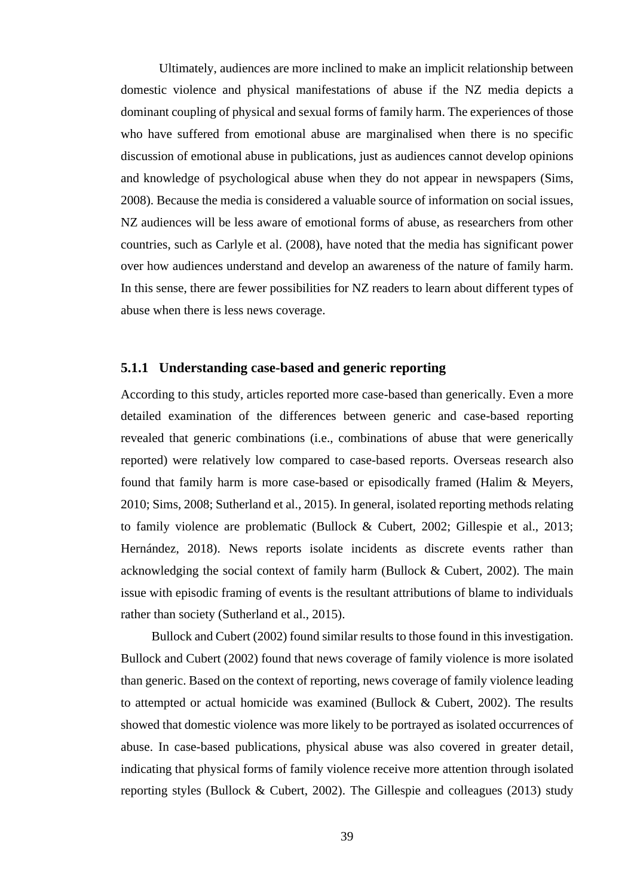Ultimately, audiences are more inclined to make an implicit relationship between domestic violence and physical manifestations of abuse if the NZ media depicts a dominant coupling of physical and sexual forms of family harm. The experiences of those who have suffered from emotional abuse are marginalised when there is no specific discussion of emotional abuse in publications, just as audiences cannot develop opinions and knowledge of psychological abuse when they do not appear in newspapers (Sims, 2008). Because the media is considered a valuable source of information on social issues, NZ audiences will be less aware of emotional forms of abuse, as researchers from other countries, such as Carlyle et al. (2008), have noted that the media has significant power over how audiences understand and develop an awareness of the nature of family harm. In this sense, there are fewer possibilities for NZ readers to learn about different types of abuse when there is less news coverage.

### 5.1.1 Understanding case-based and generic reporting

According to this study, articles reported more case-based than generically. Even a more detailed examination of the differences between generic and case-based reporting revealed that generic combinations (i.e., combinations of abuse that were generically reported) were relatively low compared to case-based reports. Overseas research also found that family harm is more case-based or episodically framed (Halim & Meyers, 2010; Sims, 2008; Sutherland et al., 2015). In general, isolated reporting methods relating to family violence are problematic (Bullock & Cubert, 2002; Gillespie et al., 2013; Hernández, 2018). News reports isolate incidents as discrete events rather than acknowledging the social context of family harm (Bullock & Cubert, 2002). The main issue with episodic framing of events is the resultant attributions of blame to individuals rather than society (Sutherland et al., 2015).

Bullock and Cubert (2002) found similar results to those found in this investigation. Bullock and Cubert (2002) found that news coverage of family violence is more isolated than generic. Based on the context of reporting, news coverage of family violence leading to attempted or actual homicide was examined (Bullock & Cubert, 2002). The results showed that domestic violence was more likely to be portrayed as isolated occurrences of abuse. In case-based publications, physical abuse was also covered in greater detail, indicating that physical forms of family violence receive more attention through isolated reporting styles (Bullock & Cubert, 2002). The Gillespie and colleagues (2013) study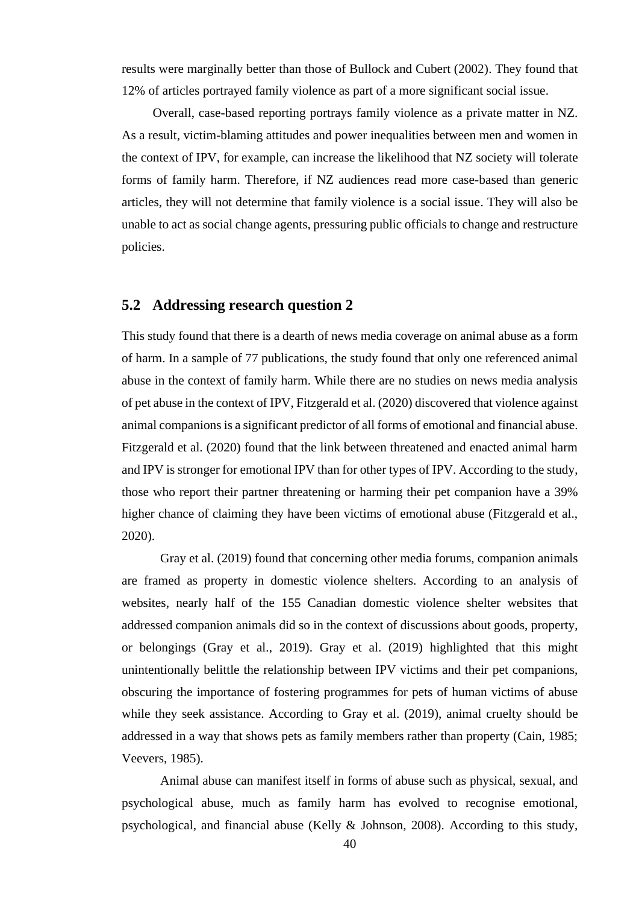results were marginally better than those of Bullock and Cubert (2002). They found that 12% of articles portrayed family violence as part of a more significant social issue.

Overall, case-based reporting portrays family violence as a private matter in NZ. As a result, victim-blaming attitudes and power inequalities between men and women in the context of IPV, for example, can increase the likelihood that NZ society will tolerate forms of family harm. Therefore, if NZ audiences read more case-based than generic articles, they will not determine that family violence is a social issue. They will also be unable to act as social change agents, pressuring public officials to change and restructure policies.

## 5.2 Addressing research question 2

This study found that there is a dearth of news media coverage on animal abuse as a form of harm. In a sample of 77 publications, the study found that only one referenced animal abuse in the context of family harm. While there are no studies on news media analysis of pet abuse in the context of IPV, Fitzgerald et al. (2020) discovered that violence against animal companions is a significant predictor of all forms of emotional and financial abuse. Fitzgerald et al. (2020) found that the link between threatened and enacted animal harm and IPV is stronger for emotional IPV than for other types of IPV. According to the study, those who report their partner threatening or harming their pet companion have a 39% higher chance of claiming they have been victims of emotional abuse (Fitzgerald et al., 2020).

Gray et al. (2019) found that concerning other media forums, companion animals are framed as property in domestic violence shelters. According to an analysis of websites, nearly half of the 155 Canadian domestic violence shelter websites that addressed companion animals did so in the context of discussions about goods, property, or belongings (Gray et al., 2019). Gray et al. (2019) highlighted that this might unintentionally belittle the relationship between IPV victims and their pet companions, obscuring the importance of fostering programmes for pets of human victims of abuse while they seek assistance. According to Gray et al. (2019), animal cruelty should be addressed in a way that shows pets as family members rather than property (Cain, 1985; Veevers, 1985).

Animal abuse can manifest itself in forms of abuse such as physical, sexual, and psychological abuse, much as family harm has evolved to recognise emotional, psychological, and financial abuse (Kelly & Johnson, 2008). According to this study,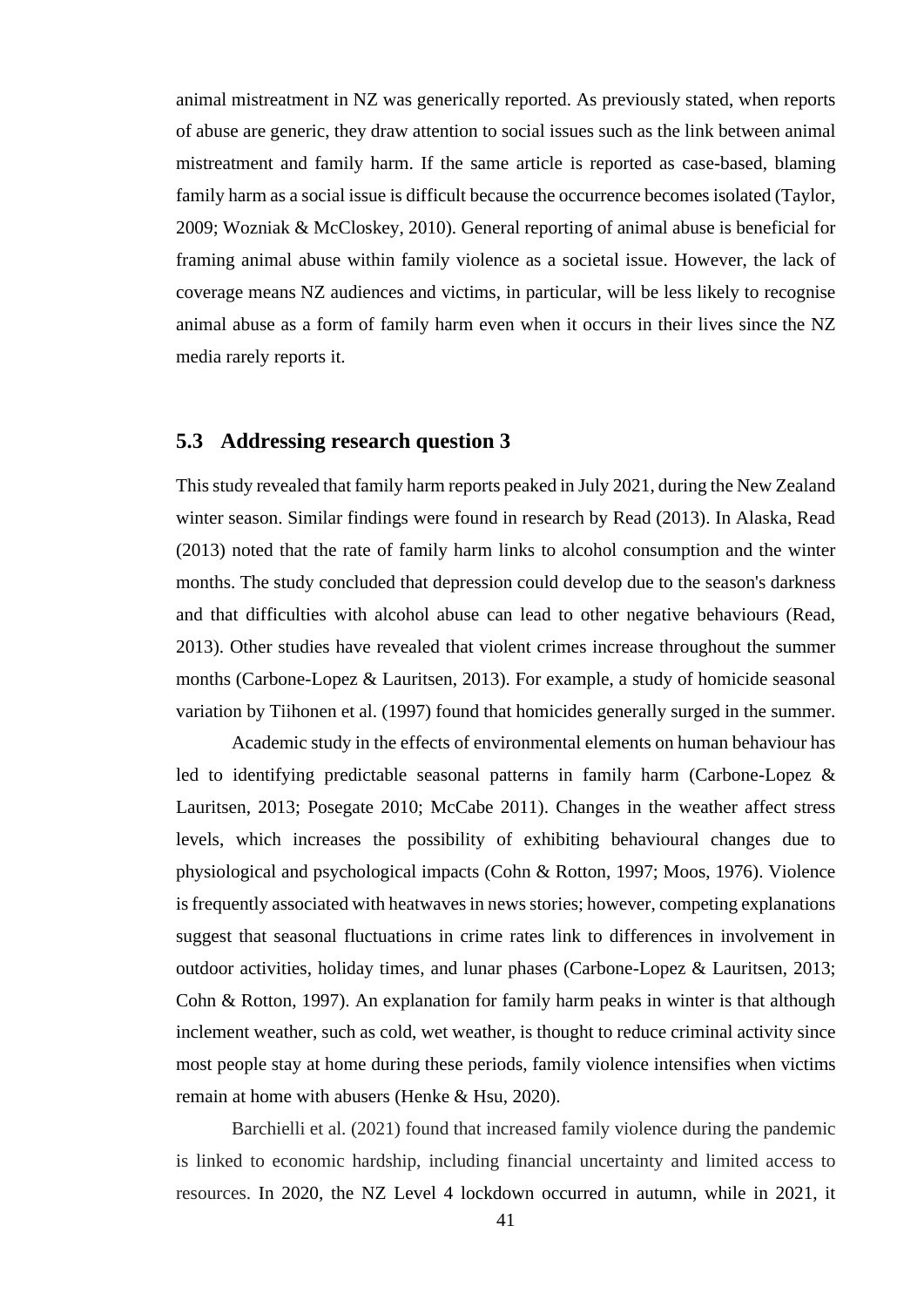animal mistreatment in NZ was generically reported. As previously stated, when reports of abuse are generic, they draw attention to social issues such as the link between animal mistreatment and family harm. If the same article is reported as case-based, blaming family harm as a social issue is difficult because the occurrence becomes isolated (Taylor, 2009; Wozniak & McCloskey, 2010). General reporting of animal abuse is beneficial for framing animal abuse within family violence as a societal issue. However, the lack of coverage means NZ audiences and victims, in particular, will be less likely to recognise animal abuse as a form of family harm even when it occurs in their lives since the NZ media rarely reports it.

## 5.3 Addressing research question 3

This study revealed that family harm reports peaked in July 2021, during the New Zealand winter season. Similar findings were found in research by Read (2013). In Alaska, Read (2013) noted that the rate of family harm links to alcohol consumption and the winter months. The study concluded that depression could develop due to the season's darkness and that difficulties with alcohol abuse can lead to other negative behaviours (Read, 2013). Other studies have revealed that violent crimes increase throughout the summer months (Carbone-Lopez & Lauritsen, 2013). For example, a study of homicide seasonal variation by Tiihonen et al. (1997) found that homicides generally surged in the summer.

Academic study in the effects of environmental elements on human behaviour has led to identifying predictable seasonal patterns in family harm (Carbone-Lopez & Lauritsen, 2013; Posegate 2010; McCabe 2011). Changes in the weather affect stress levels, which increases the possibility of exhibiting behavioural changes due to physiological and psychological impacts (Cohn & Rotton, 1997; Moos, 1976). Violence is frequently associated with heatwaves in news stories; however, competing explanations suggest that seasonal fluctuations in crime rates link to differences in involvement in outdoor activities, holiday times, and lunar phases (Carbone-Lopez & Lauritsen, 2013; Cohn & Rotton, 1997). An explanation for family harm peaks in winter is that although inclement weather, such as cold, wet weather, is thought to reduce criminal activity since most people stay at home during these periods, family violence intensifies when victims remain at home with abusers (Henke & Hsu, 2020).

Barchielli et al. (2021) found that increased family violence during the pandemic is linked to economic hardship, including financial uncertainty and limited access to resources. In 2020, the NZ Level 4 lockdown occurred in autumn, while in 2021, it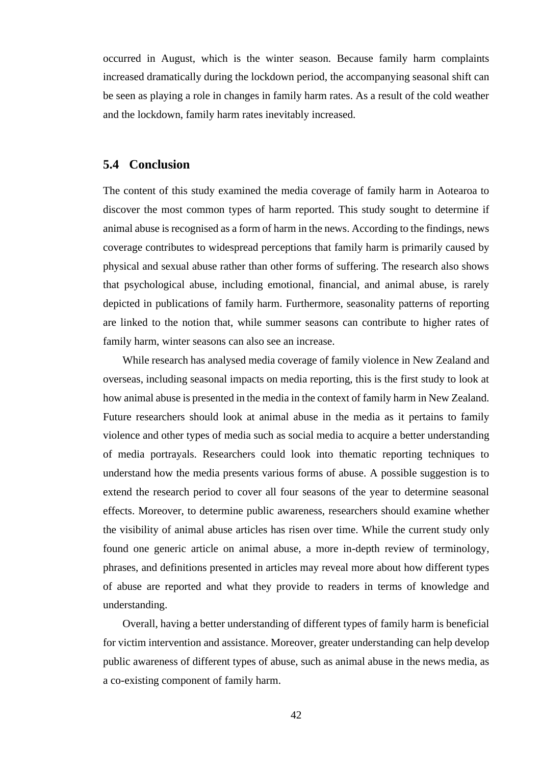occurred in August, which is the winter season. Because family harm complaints increased dramatically during the lockdown period, the accompanying seasonal shift can be seen as playing a role in changes in family harm rates. As a result of the cold weather and the lockdown, family harm rates inevitably increased.

## 5.4 Conclusion

The content of this study examined the media coverage of family harm in Aotearoa to discover the most common types of harm reported. This study sought to determine if animal abuse is recognised as a form of harm in the news. According to the findings, news coverage contributes to widespread perceptions that family harm is primarily caused by physical and sexual abuse rather than other forms of suffering. The research also shows that psychological abuse, including emotional, financial, and animal abuse, is rarely depicted in publications of family harm. Furthermore, seasonality patterns of reporting are linked to the notion that, while summer seasons can contribute to higher rates of family harm, winter seasons can also see an increase.

While research has analysed media coverage of family violence in New Zealand and overseas, including seasonal impacts on media reporting, this is the first study to look at how animal abuse is presented in the media in the context of family harm in New Zealand. Future researchers should look at animal abuse in the media as it pertains to family violence and other types of media such as social media to acquire a better understanding of media portrayals. Researchers could look into thematic reporting techniques to understand how the media presents various forms of abuse. A possible suggestion is to extend the research period to cover all four seasons of the year to determine seasonal effects. Moreover, to determine public awareness, researchers should examine whether the visibility of animal abuse articles has risen over time. While the current study only found one generic article on animal abuse, a more in-depth review of terminology, phrases, and definitions presented in articles may reveal more about how different types of abuse are reported and what they provide to readers in terms of knowledge and understanding.

Overall, having a better understanding of different types of family harm is beneficial for victim intervention and assistance. Moreover, greater understanding can help develop public awareness of different types of abuse, such as animal abuse in the news media, as a co-existing component of family harm.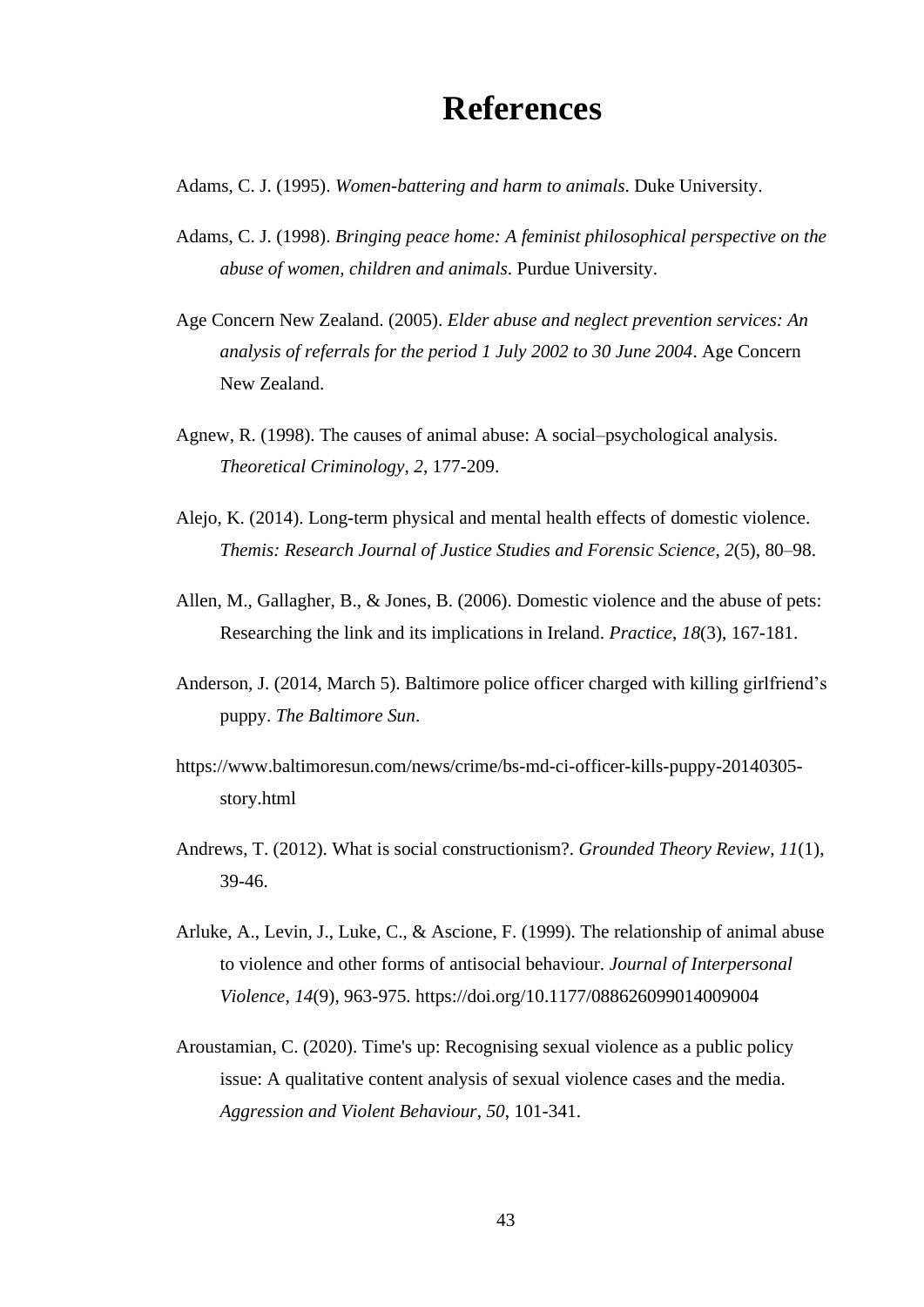# References

Adams, C. J. (1995). *Women-battering and harm to animals*. Duke University.

Adams, C. J. (1998). *Bringing peace home: A feminist philosophical perspective on the abuse of women, children and animals*. Purdue University.

Age Concern New Zealand. (2005). *Elder abuse and neglect prevention services: An analysis of referrals for the period 1 July 2002 to 30 June 2004*. Age Concern New Zealand.

Agnew, R. (1998). The causes of animal abuse: A social–psychological analysis. *Theoretical Criminology*, *2*, 177-209.

Alejo, K. (2014). Long-term physical and mental health effects of domestic violence. *Themis: Research Journal of Justice Studies and Forensic Science*, *2*(5), 80–98.

Allen, M., Gallagher, B., & Jones, B. (2006). Domestic violence and the abuse of pets: Researching the link and its implications in Ireland. *Practice*, *18*(3), 167-181.

Anderson, J. (2014, March 5). Baltimore police officer charged with killing girlfriend's puppy. *The Baltimore Sun*.

https://www.baltimoresun.com/news/crime/bs-md-ci-officer-kills-puppy-20140305-story.html

Andrews, T. (2012). What is social constructionism?. *Grounded Theory Review*, *11*(1), 39-46.

Arluke, A., Levin, J., Luke, C., & Ascione, F. (1999). The relationship of animal abuse to violence and other forms of antisocial behaviour. *Journal of Interpersonal Violence*, *14*(9), 963-975. https://doi.org/10.1177/088626099014009004

Aroustamian, C. (2020). Time's up: Recognising sexual violence as a public policy issue: A qualitative content analysis of sexual violence cases and the media. *Aggression and Violent Behaviour*, *50*, 101-341.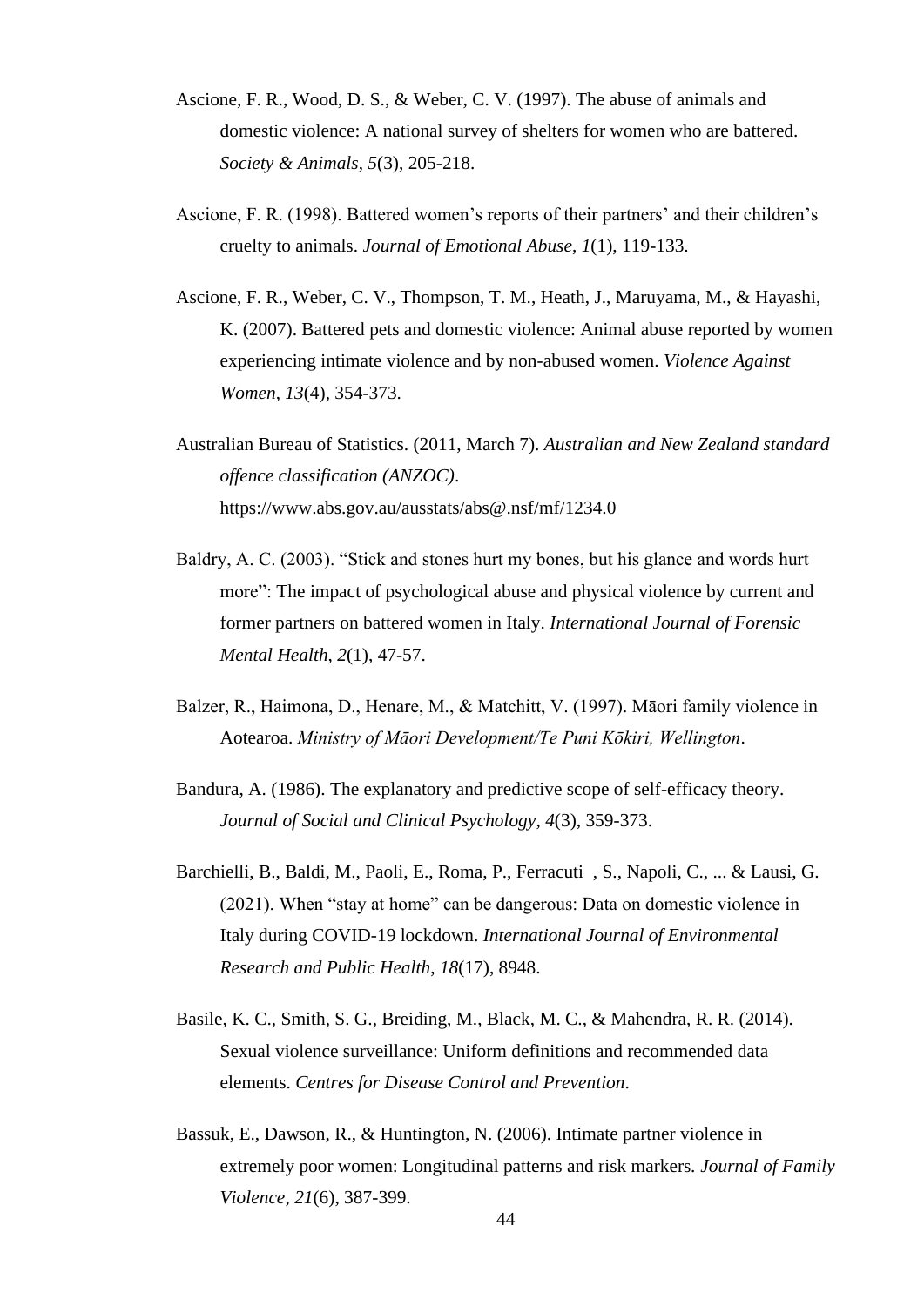Ascione, F. R., Wood, D. S., & Weber, C. V. (1997). The abuse of animals and domestic violence: A national survey of shelters for women who are battered. *Society & Animals*, *5*(3), 205-218.

Ascione, F. R. (1998). Battered women's reports of their partners' and their children's cruelty to animals. *Journal of Emotional Abuse*, *1*(1), 119-133.

Ascione, F. R., Weber, C. V., Thompson, T. M., Heath, J., Maruyama, M., & Hayashi, K. (2007). Battered pets and domestic violence: Animal abuse reported by women experiencing intimate violence and by non-abused women. *Violence Against Women*, *13*(4), 354-373.

Australian Bureau of Statistics. (2011, March 7). *Australian and New Zealand standard offence classification (ANZOC)*. https://www.abs.gov.au/ausstats/abs@.nsf/mf/1234.0

Baldry, A. C. (2003). "Stick and stones hurt my bones, but his glance and words hurt more": The impact of psychological abuse and physical violence by current and former partners on battered women in Italy. *International Journal of Forensic Mental Health*, *2*(1), 47-57.

Balzer, R., Haimona, D., Henare, M., & Matchitt, V. (1997). Māori family violence in Aotearoa. *Ministry of Māori Development/Te Puni Kōkiri, Wellington*.

Bandura, A. (1986). The explanatory and predictive scope of self-efficacy theory. *Journal of Social and Clinical Psychology*, *4*(3), 359-373.

Barchielli, B., Baldi, M., Paoli, E., Roma, P., Ferracuti , S., Napoli, C., ... & Lausi, G. (2021). When "stay at home" can be dangerous: Data on domestic violence in Italy during COVID-19 lockdown. *International Journal of Environmental Research and Public Health*, *18*(17), 8948.

Basile, K. C., Smith, S. G., Breiding, M., Black, M. C., & Mahendra, R. R. (2014). Sexual violence surveillance: Uniform definitions and recommended data elements. *Centres for Disease Control and Prevention*.

Bassuk, E., Dawson, R., & Huntington, N. (2006). Intimate partner violence in extremely poor women: Longitudinal patterns and risk markers. *Journal of Family Violence*, *21*(6), 387-399.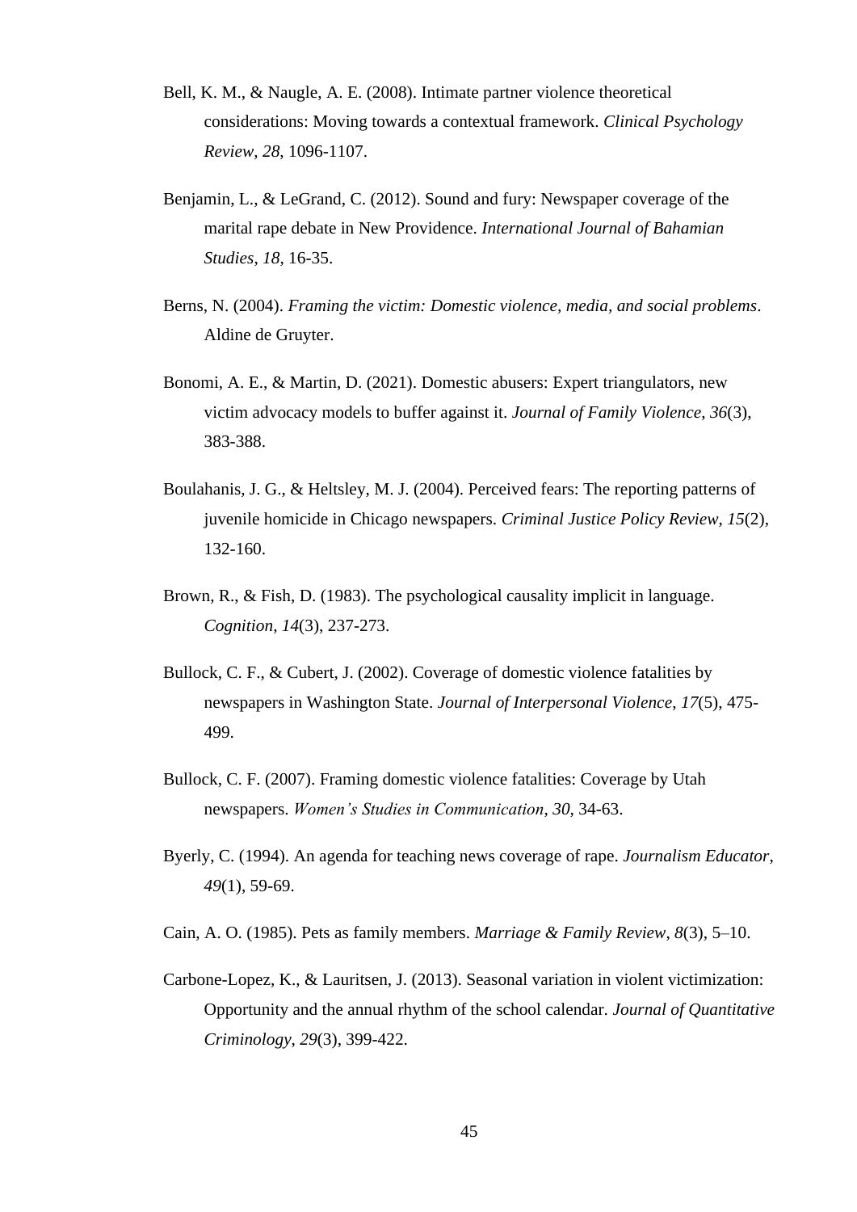Bell, K. M., & Naugle, A. E. (2008). Intimate partner violence theoretical considerations: Moving towards a contextual framework. *Clinical Psychology Review*, *28*, 1096-1107.

Benjamin, L., & LeGrand, C. (2012). Sound and fury: Newspaper coverage of the marital rape debate in New Providence. *International Journal of Bahamian Studies*, *18*, 16-35.

Berns, N. (2004). *Framing the victim: Domestic violence, media, and social problems*. Aldine de Gruyter.

Bonomi, A. E., & Martin, D. (2021). Domestic abusers: Expert triangulators, new victim advocacy models to buffer against it. *Journal of Family Violence*, *36*(3), 383-388.

Boulahanis, J. G., & Heltsley, M. J. (2004). Perceived fears: The reporting patterns of juvenile homicide in Chicago newspapers. *Criminal Justice Policy Review*, *15*(2), 132-160.

Brown, R., & Fish, D. (1983). The psychological causality implicit in language. *Cognition*, *14*(3), 237-273.

Bullock, C. F., & Cubert, J. (2002). Coverage of domestic violence fatalities by newspapers in Washington State. *Journal of Interpersonal Violence*, *17*(5), 475-499.

Bullock, C. F. (2007). Framing domestic violence fatalities: Coverage by Utah newspapers. *Women's Studies in Communication*, *30*, 34-63.

Byerly, C. (1994). An agenda for teaching news coverage of rape. *Journalism Educator*, *49*(1), 59-69.

Cain, A. O. (1985). Pets as family members. *Marriage & Family Review*, *8*(3), 5–10.

Carbone-Lopez, K., & Lauritsen, J. (2013). Seasonal variation in violent victimization: Opportunity and the annual rhythm of the school calendar. *Journal of Quantitative Criminology*, *29*(3), 399-422.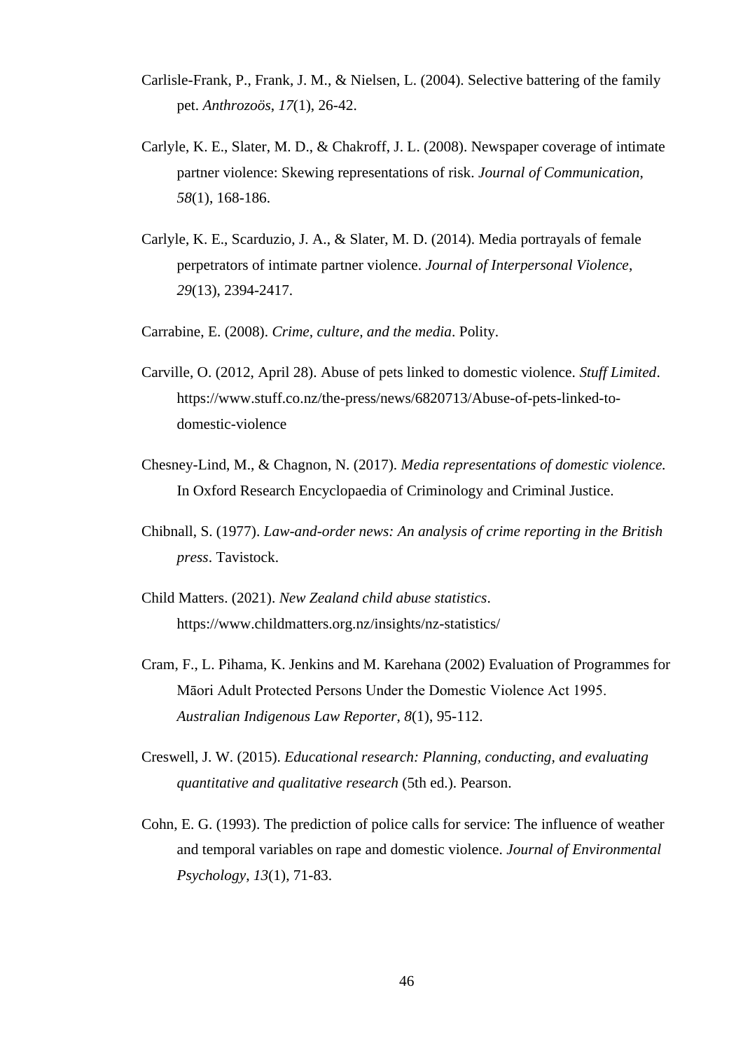Carlisle-Frank, P., Frank, J. M., & Nielsen, L. (2004). Selective battering of the family pet. *Anthrozoös*, *17*(1), 26-42.

Carlyle, K. E., Slater, M. D., & Chakroff, J. L. (2008). Newspaper coverage of intimate partner violence: Skewing representations of risk. *Journal of Communication*, *58*(1), 168-186.

Carlyle, K. E., Scarduzio, J. A., & Slater, M. D. (2014). Media portrayals of female perpetrators of intimate partner violence. *Journal of Interpersonal Violence*, *29*(13), 2394-2417.

Carrabine, E. (2008). *Crime, culture, and the media*. Polity.

Carville, O. (2012, April 28). Abuse of pets linked to domestic violence. *Stuff Limited*. https://www.stuff.co.nz/the-press/news/6820713/Abuse-of-pets-linked-to-domestic-violence

Chesney-Lind, M., & Chagnon, N. (2017). *Media representations of domestic violence.* In Oxford Research Encyclopaedia of Criminology and Criminal Justice.

Chibnall, S. (1977). *Law-and-order news: An analysis of crime reporting in the British press*. Tavistock.

Child Matters. (2021). *New Zealand child abuse statistics*. https://www.childmatters.org.nz/insights/nz-statistics/

Cram, F., L. Pihama, K. Jenkins and M. Karehana (2002) Evaluation of Programmes for Māori Adult Protected Persons Under the Domestic Violence Act 1995. *Australian Indigenous Law Reporter*, *8*(1), 95-112.

Creswell, J. W. (2015). *Educational research: Planning, conducting, and evaluating quantitative and qualitative research* (5th ed.). Pearson.

Cohn, E. G. (1993). The prediction of police calls for service: The influence of weather and temporal variables on rape and domestic violence. *Journal of Environmental Psychology*, *13*(1), 71-83.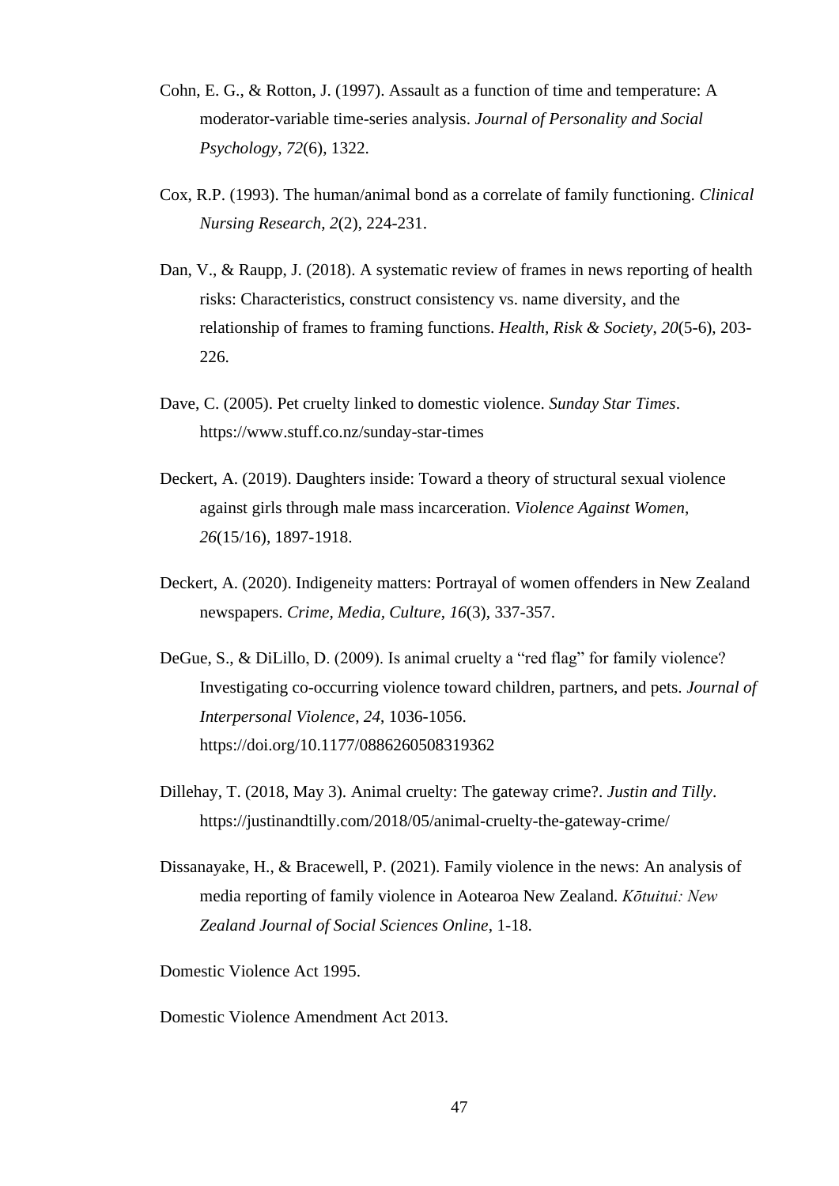Cohn, E. G., & Rotton, J. (1997). Assault as a function of time and temperature: A moderator-variable time-series analysis. *Journal of Personality and Social Psychology*, *72*(6), 1322.

Cox, R.P. (1993). The human/animal bond as a correlate of family functioning. *Clinical Nursing Research*, *2*(2), 224-231.

Dan, V., & Raupp, J. (2018). A systematic review of frames in news reporting of health risks: Characteristics, construct consistency vs. name diversity, and the relationship of frames to framing functions. *Health, Risk & Society*, *20*(5-6), 203-226.

Dave, C. (2005). Pet cruelty linked to domestic violence. *Sunday Star Times*. https://www.stuff.co.nz/sunday-star-times

Deckert, A. (2019). Daughters inside: Toward a theory of structural sexual violence against girls through male mass incarceration. *Violence Against Women*, *26*(15/16), 1897-1918.

Deckert, A. (2020). Indigeneity matters: Portrayal of women offenders in New Zealand newspapers. *Crime, Media, Culture*, *16*(3), 337-357.

DeGue, S., & DiLillo, D. (2009). Is animal cruelty a "red flag" for family violence? Investigating co-occurring violence toward children, partners, and pets. *Journal of Interpersonal Violence*, *24*, 1036-1056. https://doi.org/10.1177/0886260508319362

Dillehay, T. (2018, May 3). Animal cruelty: The gateway crime?. *Justin and Tilly*. https://justinandtilly.com/2018/05/animal-cruelty-the-gateway-crime/

Dissanayake, H., & Bracewell, P. (2021). Family violence in the news: An analysis of media reporting of family violence in Aotearoa New Zealand. *Kōtuitui: New Zealand Journal of Social Sciences Online*, 1-18.

Domestic Violence Act 1995.

Domestic Violence Amendment Act 2013.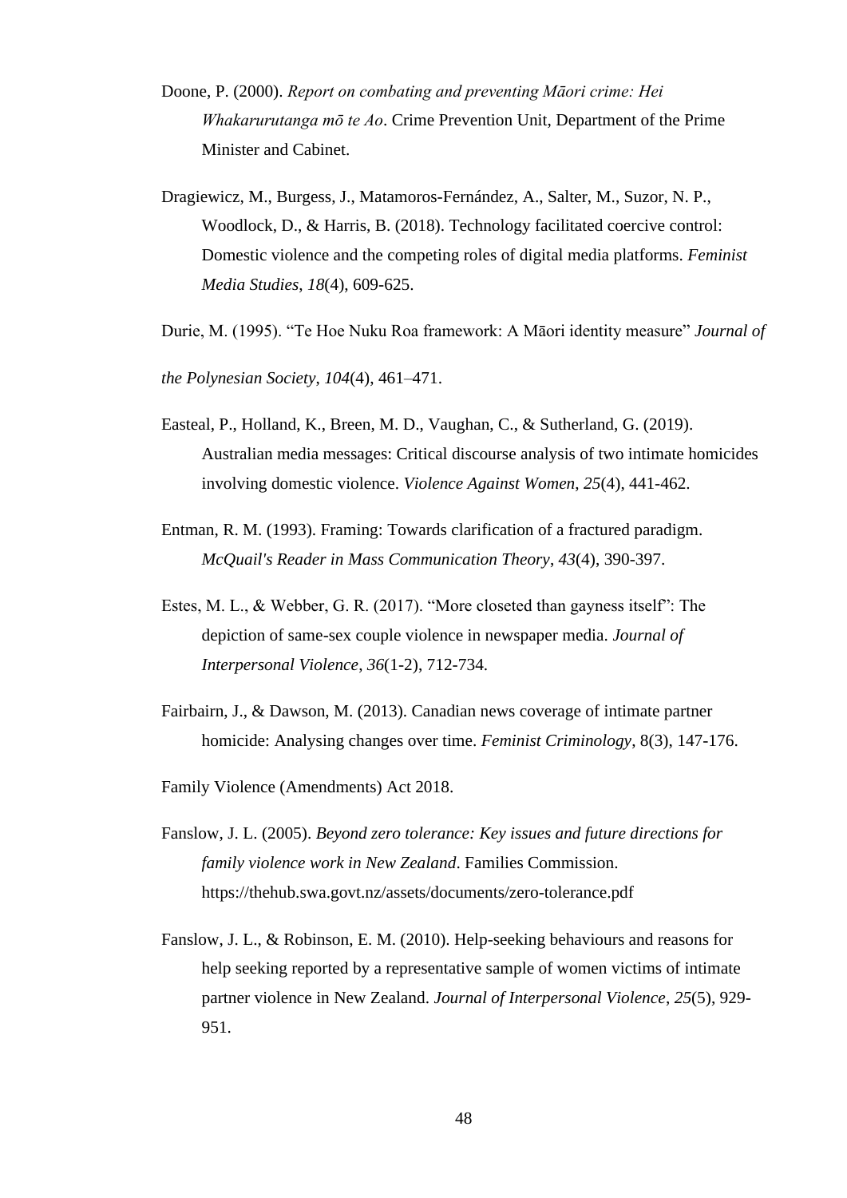Doone, P. (2000). *Report on combating and preventing Māori crime: Hei Whakarurutanga mō te Ao*. Crime Prevention Unit, Department of the Prime Minister and Cabinet.

Dragiewicz, M., Burgess, J., Matamoros-Fernández, A., Salter, M., Suzor, N. P., Woodlock, D., & Harris, B. (2018). Technology facilitated coercive control: Domestic violence and the competing roles of digital media platforms. *Feminist Media Studies*, *18*(4), 609-625.

Durie, M. (1995). "Te Hoe Nuku Roa framework: A Māori identity measure" *Journal of the Polynesian Society*, *104*(4), 461–471.

Easteal, P., Holland, K., Breen, M. D., Vaughan, C., & Sutherland, G. (2019). Australian media messages: Critical discourse analysis of two intimate homicides involving domestic violence. *Violence Against Women*, *25*(4), 441-462.

Entman, R. M. (1993). Framing: Towards clarification of a fractured paradigm. *McQuail's Reader in Mass Communication Theory*, *43*(4), 390-397.

Estes, M. L., & Webber, G. R. (2017). "More closeted than gayness itself": The depiction of same-sex couple violence in newspaper media. *Journal of Interpersonal Violence*, *36*(1-2), 712-734.

Fairbairn, J., & Dawson, M. (2013). Canadian news coverage of intimate partner homicide: Analysing changes over time. *Feminist Criminology*, 8(3), 147-176.

Family Violence (Amendments) Act 2018.

Fanslow, J. L. (2005). *Beyond zero tolerance: Key issues and future directions for family violence work in New Zealand*. Families Commission. https://thehub.swa.govt.nz/assets/documents/zero-tolerance.pdf

Fanslow, J. L., & Robinson, E. M. (2010). Help-seeking behaviours and reasons for help seeking reported by a representative sample of women victims of intimate partner violence in New Zealand. *Journal of Interpersonal Violence*, *25*(5), 929-951.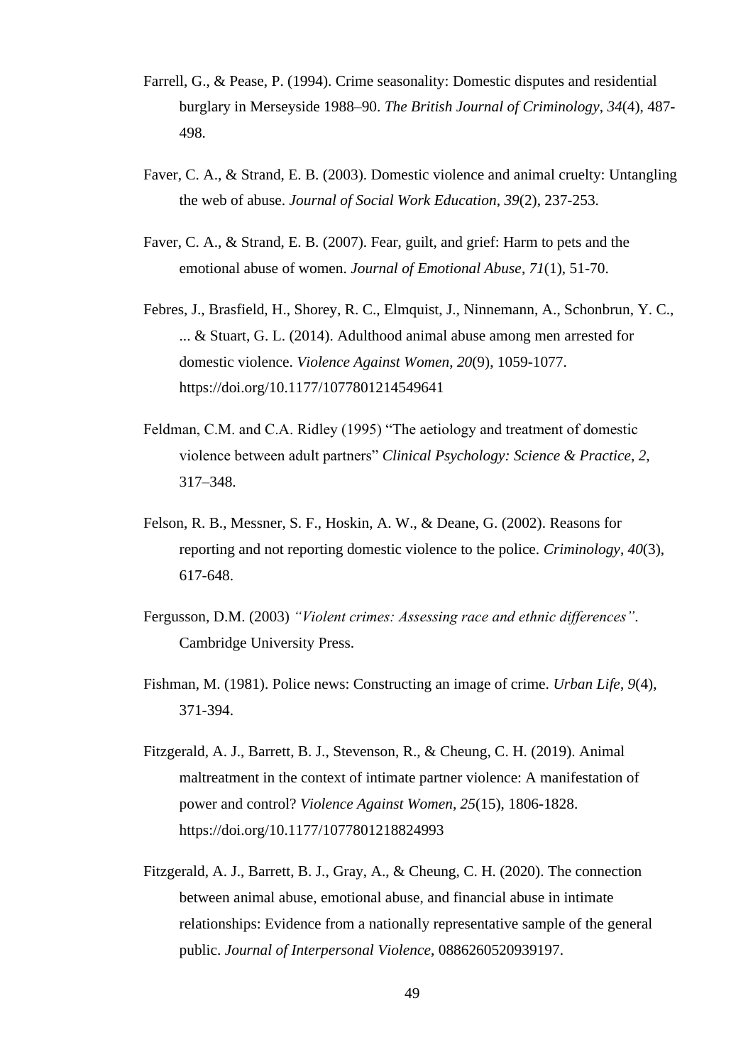Farrell, G., & Pease, P. (1994). Crime seasonality: Domestic disputes and residential burglary in Merseyside 1988–90. *The British Journal of Criminology*, *34*(4), 487-498.

Faver, C. A., & Strand, E. B. (2003). Domestic violence and animal cruelty: Untangling the web of abuse. *Journal of Social Work Education*, *39*(2), 237-253.

Faver, C. A., & Strand, E. B. (2007). Fear, guilt, and grief: Harm to pets and the emotional abuse of women. *Journal of Emotional Abuse*, *71*(1), 51-70.

Febres, J., Brasfield, H., Shorey, R. C., Elmquist, J., Ninnemann, A., Schonbrun, Y. C., ... & Stuart, G. L. (2014). Adulthood animal abuse among men arrested for domestic violence. *Violence Against Women*, *20*(9), 1059-1077. https://doi.org/10.1177/1077801214549641

Feldman, C.M. and C.A. Ridley (1995) "The aetiology and treatment of domestic violence between adult partners" *Clinical Psychology: Science & Practice*, *2*, 317–348.

Felson, R. B., Messner, S. F., Hoskin, A. W., & Deane, G. (2002). Reasons for reporting and not reporting domestic violence to the police. *Criminology*, *40*(3), 617-648.

Fergusson, D.M. (2003) *"Violent crimes: Assessing race and ethnic differences"*. Cambridge University Press.

Fishman, M. (1981). Police news: Constructing an image of crime. *Urban Life*, *9*(4), 371-394.

Fitzgerald, A. J., Barrett, B. J., Stevenson, R., & Cheung, C. H. (2019). Animal maltreatment in the context of intimate partner violence: A manifestation of power and control? *Violence Against Women*, *25*(15), 1806-1828. https://doi.org/10.1177/1077801218824993

Fitzgerald, A. J., Barrett, B. J., Gray, A., & Cheung, C. H. (2020). The connection between animal abuse, emotional abuse, and financial abuse in intimate relationships: Evidence from a nationally representative sample of the general public. *Journal of Interpersonal Violence*, 0886260520939197.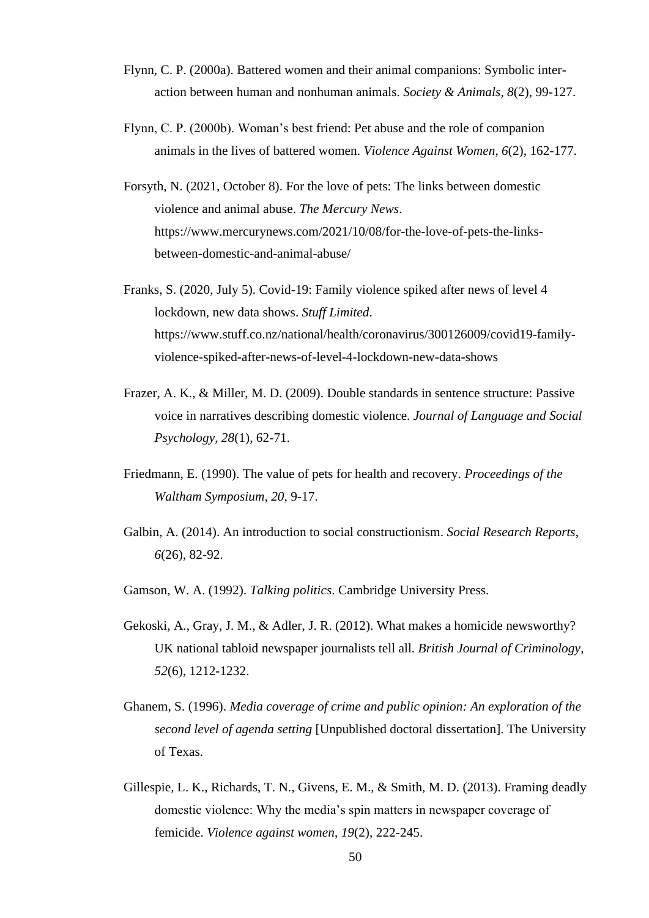Flynn, C. P. (2000a). Battered women and their animal companions: Symbolic interaction between human and nonhuman animals. *Society & Animals*, *8*(2), 99-127.

Flynn, C. P. (2000b). Woman's best friend: Pet abuse and the role of companion animals in the lives of battered women. *Violence Against Women*, *6*(2), 162-177.

Forsyth, N. (2021, October 8). For the love of pets: The links between domestic violence and animal abuse. *The Mercury News*. https://www.mercurynews.com/2021/10/08/for-the-love-of-pets-the-links-between-domestic-and-animal-abuse/

Franks, S. (2020, July 5). Covid-19: Family violence spiked after news of level 4 lockdown, new data shows. *Stuff Limited*. https://www.stuff.co.nz/national/health/coronavirus/300126009/covid19-family-violence-spiked-after-news-of-level-4-lockdown-new-data-shows

Frazer, A. K., & Miller, M. D. (2009). Double standards in sentence structure: Passive voice in narratives describing domestic violence. *Journal of Language and Social Psychology*, *28*(1), 62-71.

Friedmann, E. (1990). The value of pets for health and recovery. *Proceedings of the Waltham Symposium*, *20*, 9-17.

Galbin, A. (2014). An introduction to social constructionism. *Social Research Reports*, *6*(26), 82-92.

Gamson, W. A. (1992). *Talking politics*. Cambridge University Press.

Gekoski, A., Gray, J. M., & Adler, J. R. (2012). What makes a homicide newsworthy? UK national tabloid newspaper journalists tell all. *British Journal of Criminology*, *52*(6), 1212-1232.

Ghanem, S. (1996). *Media coverage of crime and public opinion: An exploration of the second level of agenda setting* [Unpublished doctoral dissertation]. The University of Texas.

Gillespie, L. K., Richards, T. N., Givens, E. M., & Smith, M. D. (2013). Framing deadly domestic violence: Why the media's spin matters in newspaper coverage of femicide. *Violence against women*, *19*(2), 222-245.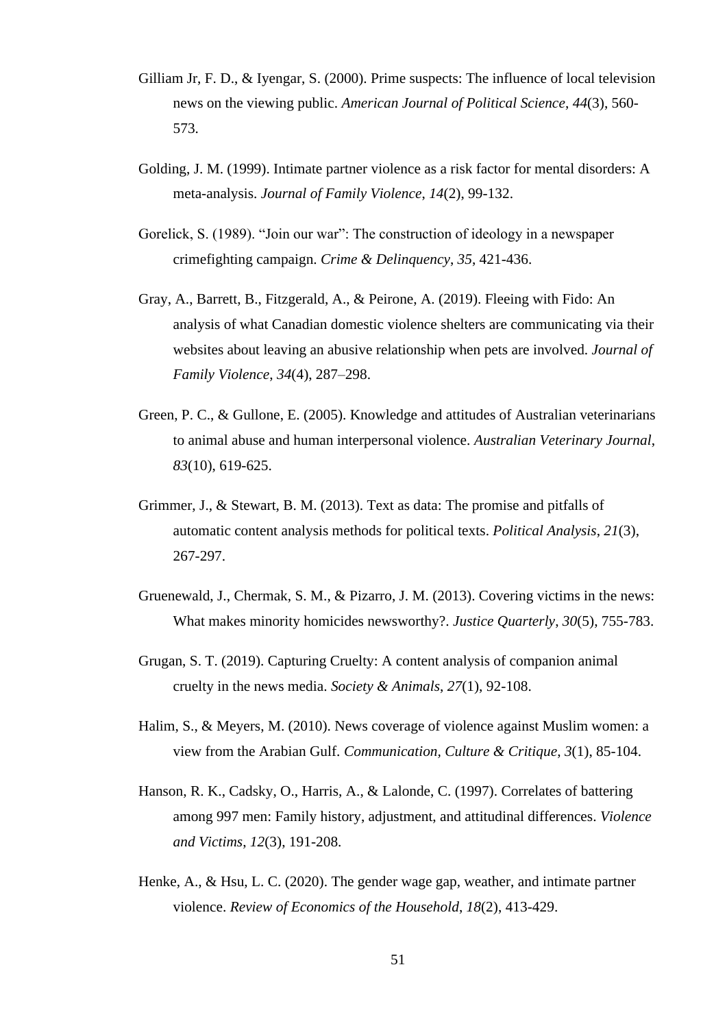Gilliam Jr, F. D., & Iyengar, S. (2000). Prime suspects: The influence of local television news on the viewing public. *American Journal of Political Science*, *44*(3), 560-573.

Golding, J. M. (1999). Intimate partner violence as a risk factor for mental disorders: A meta-analysis. *Journal of Family Violence*, *14*(2), 99-132.

Gorelick, S. (1989). "Join our war": The construction of ideology in a newspaper crimefighting campaign. *Crime & Delinquency*, *35*, 421-436.

Gray, A., Barrett, B., Fitzgerald, A., & Peirone, A. (2019). Fleeing with Fido: An analysis of what Canadian domestic violence shelters are communicating via their websites about leaving an abusive relationship when pets are involved. *Journal of Family Violence*, *34*(4), 287–298.

Green, P. C., & Gullone, E. (2005). Knowledge and attitudes of Australian veterinarians to animal abuse and human interpersonal violence. *Australian Veterinary Journal*, *83*(10), 619-625.

Grimmer, J., & Stewart, B. M. (2013). Text as data: The promise and pitfalls of automatic content analysis methods for political texts. *Political Analysis*, *21*(3), 267-297.

Gruenewald, J., Chermak, S. M., & Pizarro, J. M. (2013). Covering victims in the news: What makes minority homicides newsworthy?. *Justice Quarterly*, *30*(5), 755-783.

Grugan, S. T. (2019). Capturing Cruelty: A content analysis of companion animal cruelty in the news media. *Society & Animals, 27*(1), 92-108.

Halim, S., & Meyers, M. (2010). News coverage of violence against Muslim women: a view from the Arabian Gulf. *Communication, Culture & Critique*, *3*(1), 85-104.

Hanson, R. K., Cadsky, O., Harris, A., & Lalonde, C. (1997). Correlates of battering among 997 men: Family history, adjustment, and attitudinal differences. *Violence and Victims*, *12*(3), 191-208.

Henke, A., & Hsu, L. C. (2020). The gender wage gap, weather, and intimate partner violence. *Review of Economics of the Household*, *18*(2), 413-429.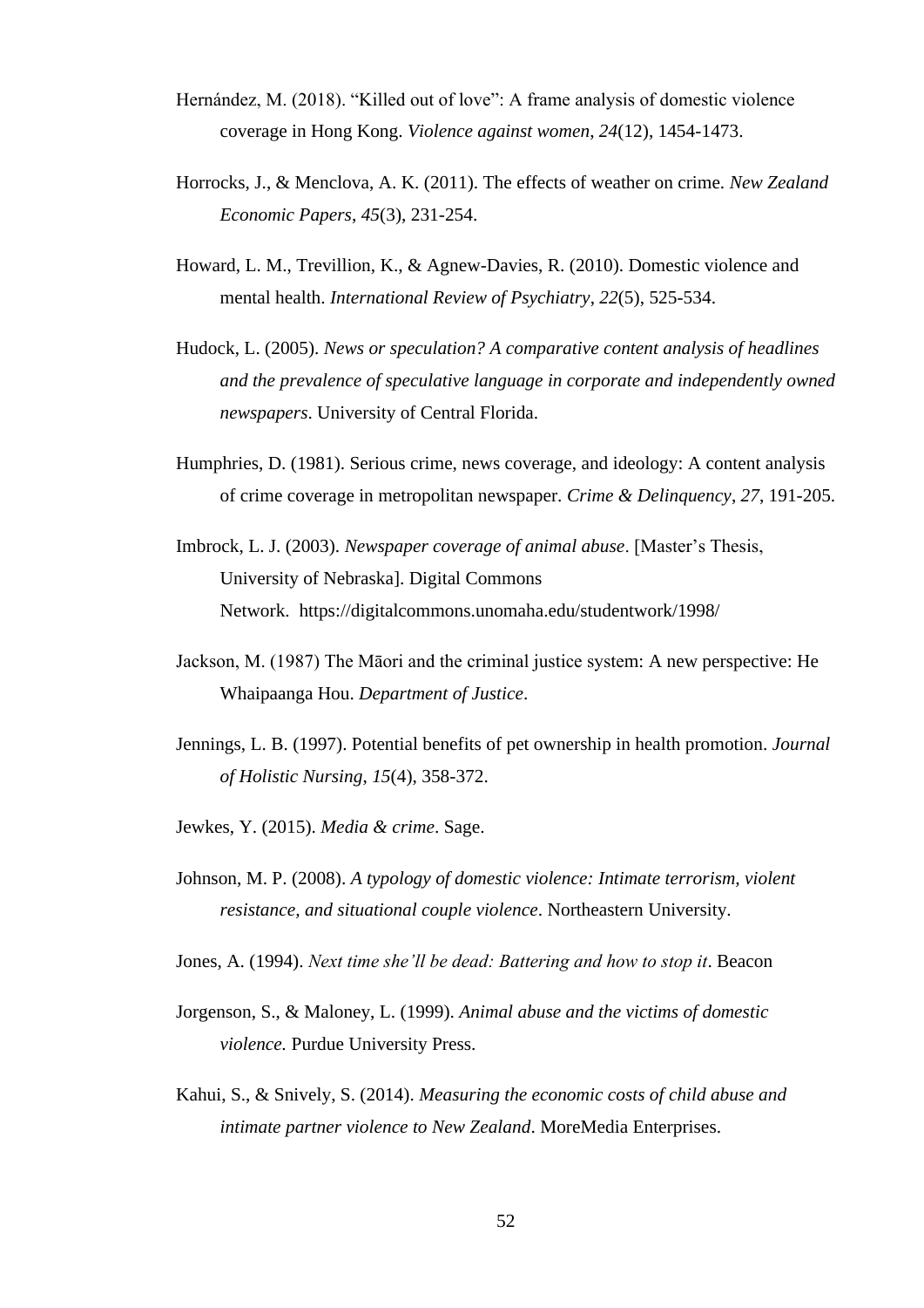Hernández, M. (2018). “Killed out of love”: A frame analysis of domestic violence coverage in Hong Kong. *Violence against women*, *24*(12), 1454-1473.

Horrocks, J., & Menclova, A. K. (2011). The effects of weather on crime. *New Zealand Economic Papers*, *45*(3), 231-254.

Howard, L. M., Trevillion, K., & Agnew-Davies, R. (2010). Domestic violence and mental health. *International Review of Psychiatry*, *22*(5), 525-534.

Hudock, L. (2005). *News or speculation? A comparative content analysis of headlines and the prevalence of speculative language in corporate and independently owned newspapers*. University of Central Florida.

Humphries, D. (1981). Serious crime, news coverage, and ideology: A content analysis of crime coverage in metropolitan newspaper. *Crime & Delinquency*, *27*, 191-205.

Imbrock, L. J. (2003). *Newspaper coverage of animal abuse*. [Master’s Thesis, University of Nebraska]. Digital Commons Network. https://digitalcommons.unomaha.edu/studentwork/1998/

Jackson, M. (1987) The Māori and the criminal justice system: A new perspective: He Whaipaanga Hou. *Department of Justice*.

Jennings, L. B. (1997). Potential benefits of pet ownership in health promotion. *Journal of Holistic Nursing*, *15*(4), 358-372.

Jewkes, Y. (2015). *Media & crime*. Sage.

Johnson, M. P. (2008). *A typology of domestic violence: Intimate terrorism, violent resistance, and situational couple violence*. Northeastern University.

Jones, A. (1994). *Next time she’ll be dead: Battering and how to stop it*. Beacon

Jorgenson, S., & Maloney, L. (1999). *Animal abuse and the victims of domestic violence.* Purdue University Press.

Kahui, S., & Snively, S. (2014). *Measuring the economic costs of child abuse and intimate partner violence to New Zealand*. MoreMedia Enterprises.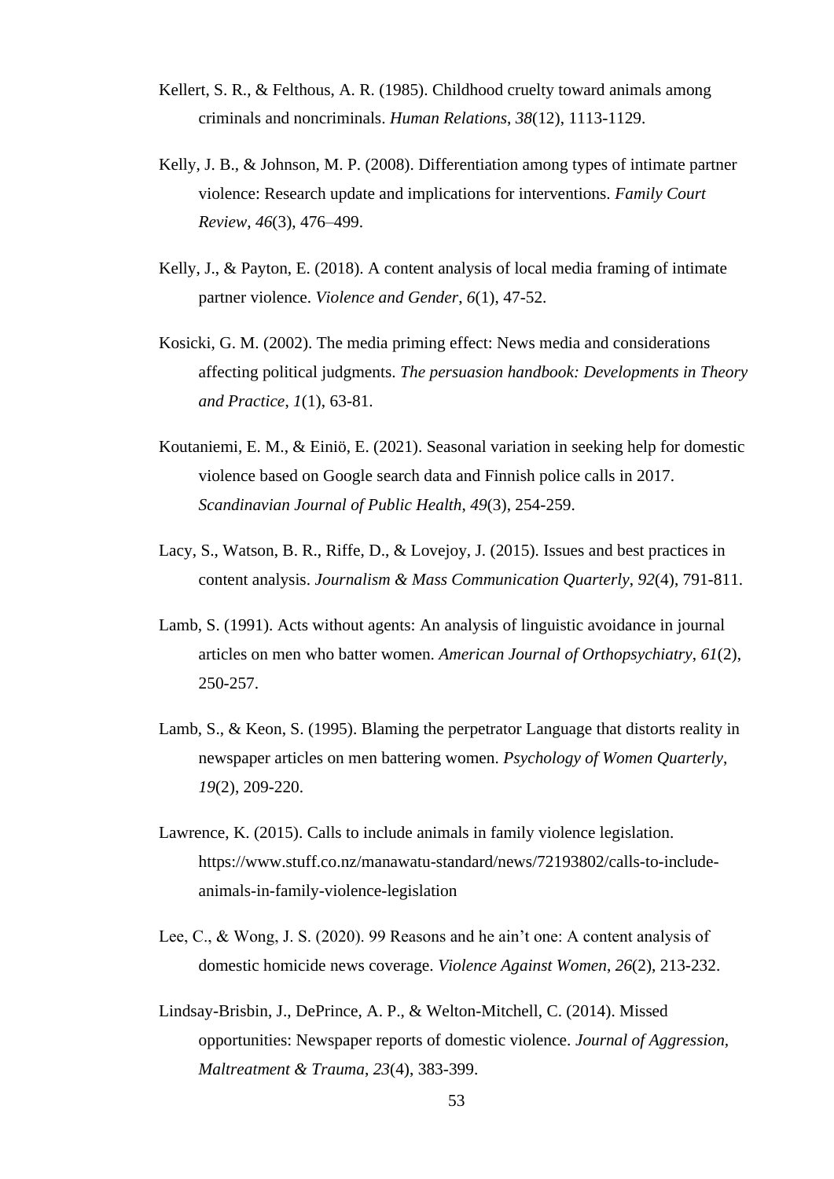Kellert, S. R., & Felthous, A. R. (1985). Childhood cruelty toward animals among criminals and noncriminals. *Human Relations*, *38*(12), 1113-1129.

Kelly, J. B., & Johnson, M. P. (2008). Differentiation among types of intimate partner violence: Research update and implications for interventions. *Family Court Review*, *46*(3), 476–499.

Kelly, J., & Payton, E. (2018). A content analysis of local media framing of intimate partner violence. *Violence and Gender*, *6*(1), 47-52.

Kosicki, G. M. (2002). The media priming effect: News media and considerations affecting political judgments. *The persuasion handbook: Developments in Theory and Practice*, *1*(1), 63-81.

Koutaniemi, E. M., & Einiö, E. (2021). Seasonal variation in seeking help for domestic violence based on Google search data and Finnish police calls in 2017. *Scandinavian Journal of Public Health*, *49*(3), 254-259.

Lacy, S., Watson, B. R., Riffe, D., & Lovejoy, J. (2015). Issues and best practices in content analysis. *Journalism & Mass Communication Quarterly*, *92*(4), 791-811.

Lamb, S. (1991). Acts without agents: An analysis of linguistic avoidance in journal articles on men who batter women. *American Journal of Orthopsychiatry*, *61*(2), 250-257.

Lamb, S., & Keon, S. (1995). Blaming the perpetrator Language that distorts reality in newspaper articles on men battering women. *Psychology of Women Quarterly*, *19*(2), 209-220.

Lawrence, K. (2015). Calls to include animals in family violence legislation. https://www.stuff.co.nz/manawatu-standard/news/72193802/calls-to-include-animals-in-family-violence-legislation

Lee, C., & Wong, J. S. (2020). 99 Reasons and he ain't one: A content analysis of domestic homicide news coverage. *Violence Against Women*, *26*(2), 213-232.

Lindsay-Brisbin, J., DePrince, A. P., & Welton-Mitchell, C. (2014). Missed opportunities: Newspaper reports of domestic violence. *Journal of Aggression, Maltreatment & Trauma*, *23*(4), 383-399.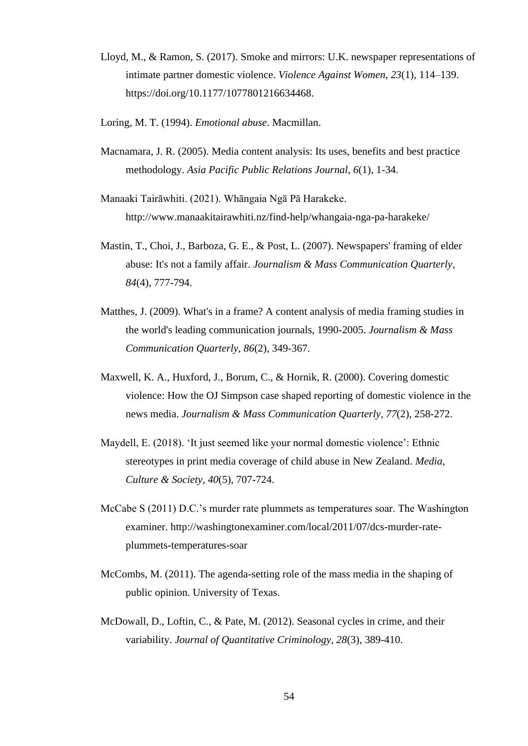Lloyd, M., & Ramon, S. (2017). Smoke and mirrors: U.K. newspaper representations of intimate partner domestic violence. *Violence Against Women*, *23*(1), 114–139. https://doi.org/10.1177/1077801216634468.

Loring, M. T. (1994). *Emotional abuse*. Macmillan.

Macnamara, J. R. (2005). Media content analysis: Its uses, benefits and best practice methodology. *Asia Pacific Public Relations Journal*, *6*(1), 1-34.

Manaaki Tairāwhiti. (2021). Whāngaia Ngā Pā Harakeke. http://www.manaakitairawhiti.nz/find-help/whangaia-nga-pa-harakeke/

Mastin, T., Choi, J., Barboza, G. E., & Post, L. (2007). Newspapers' framing of elder abuse: It's not a family affair. *Journalism & Mass Communication Quarterly*, *84*(4), 777-794.

Matthes, J. (2009). What's in a frame? A content analysis of media framing studies in the world's leading communication journals, 1990-2005. *Journalism & Mass Communication Quarterly*, *86*(2), 349-367.

Maxwell, K. A., Huxford, J., Borum, C., & Hornik, R. (2000). Covering domestic violence: How the OJ Simpson case shaped reporting of domestic violence in the news media. *Journalism & Mass Communication Quarterly*, *77*(2), 258-272.

Maydell, E. (2018). 'It just seemed like your normal domestic violence': Ethnic stereotypes in print media coverage of child abuse in New Zealand. *Media, Culture & Society*, *40*(5), 707-724.

McCabe S (2011) D.C.'s murder rate plummets as temperatures soar. The Washington examiner. http://washingtonexaminer.com/local/2011/07/dcs-murder-rate-plummets-temperatures-soar

McCombs, M. (2011). The agenda-setting role of the mass media in the shaping of public opinion. University of Texas.

McDowall, D., Loftin, C., & Pate, M. (2012). Seasonal cycles in crime, and their variability. *Journal of Quantitative Criminology*, *28*(3), 389-410.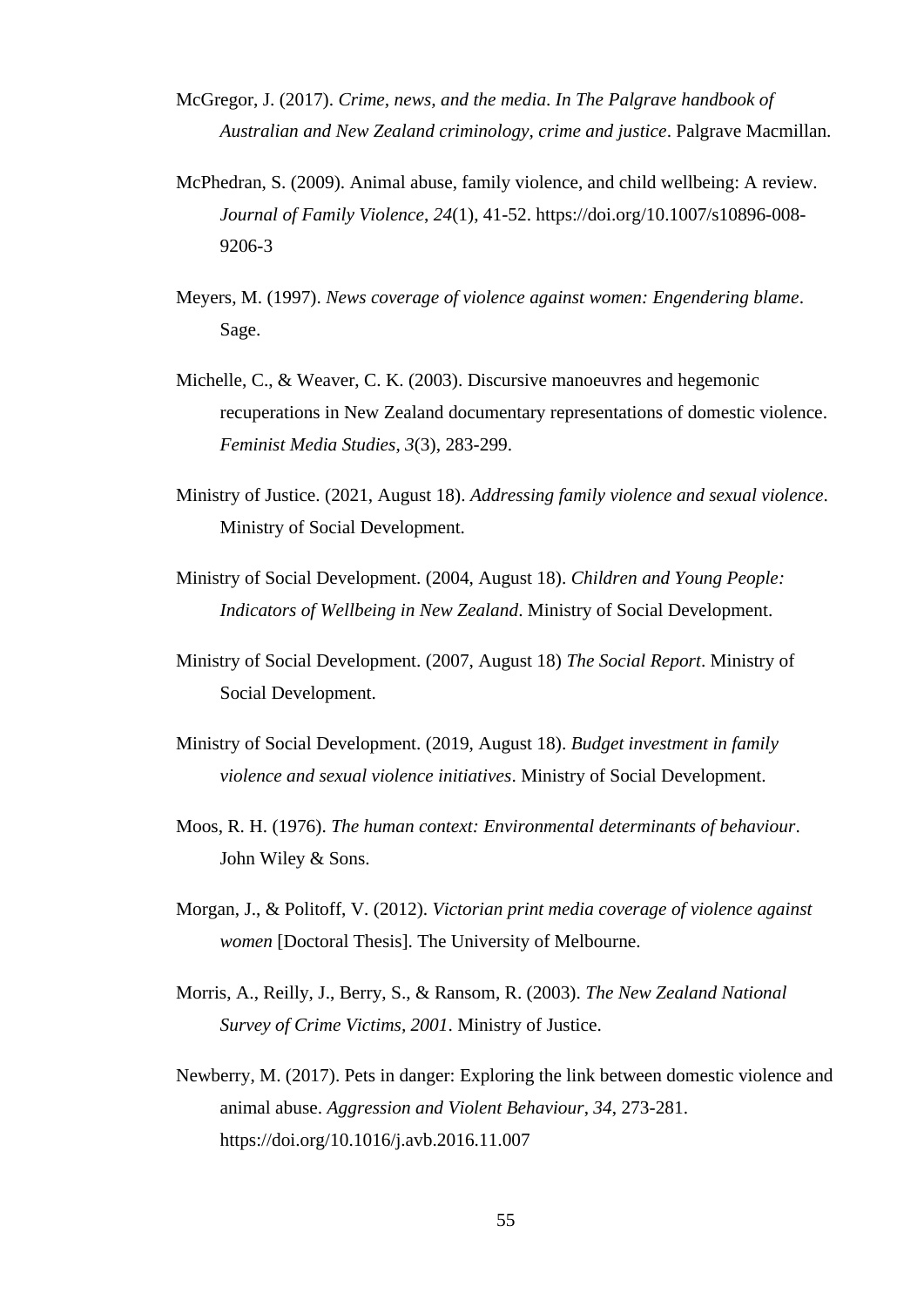McGregor, J. (2017). *Crime, news, and the media. In The Palgrave handbook of Australian and New Zealand criminology, crime and justice*. Palgrave Macmillan.

McPhedran, S. (2009). Animal abuse, family violence, and child wellbeing: A review. *Journal of Family Violence*, *24*(1), 41-52. https://doi.org/10.1007/s10896-008-9206-3

Meyers, M. (1997). *News coverage of violence against women: Engendering blame*. Sage.

Michelle, C., & Weaver, C. K. (2003). Discursive manoeuvres and hegemonic recuperations in New Zealand documentary representations of domestic violence. *Feminist Media Studies*, *3*(3), 283-299.

Ministry of Justice. (2021, August 18). *Addressing family violence and sexual violence*. Ministry of Social Development.

Ministry of Social Development. (2004, August 18). *Children and Young People: Indicators of Wellbeing in New Zealand*. Ministry of Social Development.

Ministry of Social Development. (2007, August 18) *The Social Report*. Ministry of Social Development.

Ministry of Social Development. (2019, August 18). *Budget investment in family violence and sexual violence initiatives*. Ministry of Social Development.

Moos, R. H. (1976). *The human context: Environmental determinants of behaviour*. John Wiley & Sons.

Morgan, J., & Politoff, V. (2012). *Victorian print media coverage of violence against women* [Doctoral Thesis]. The University of Melbourne.

Morris, A., Reilly, J., Berry, S., & Ransom, R. (2003). *The New Zealand National Survey of Crime Victims, 2001*. Ministry of Justice.

Newberry, M. (2017). Pets in danger: Exploring the link between domestic violence and animal abuse. *Aggression and Violent Behaviour*, *34*, 273-281. https://doi.org/10.1016/j.avb.2016.11.007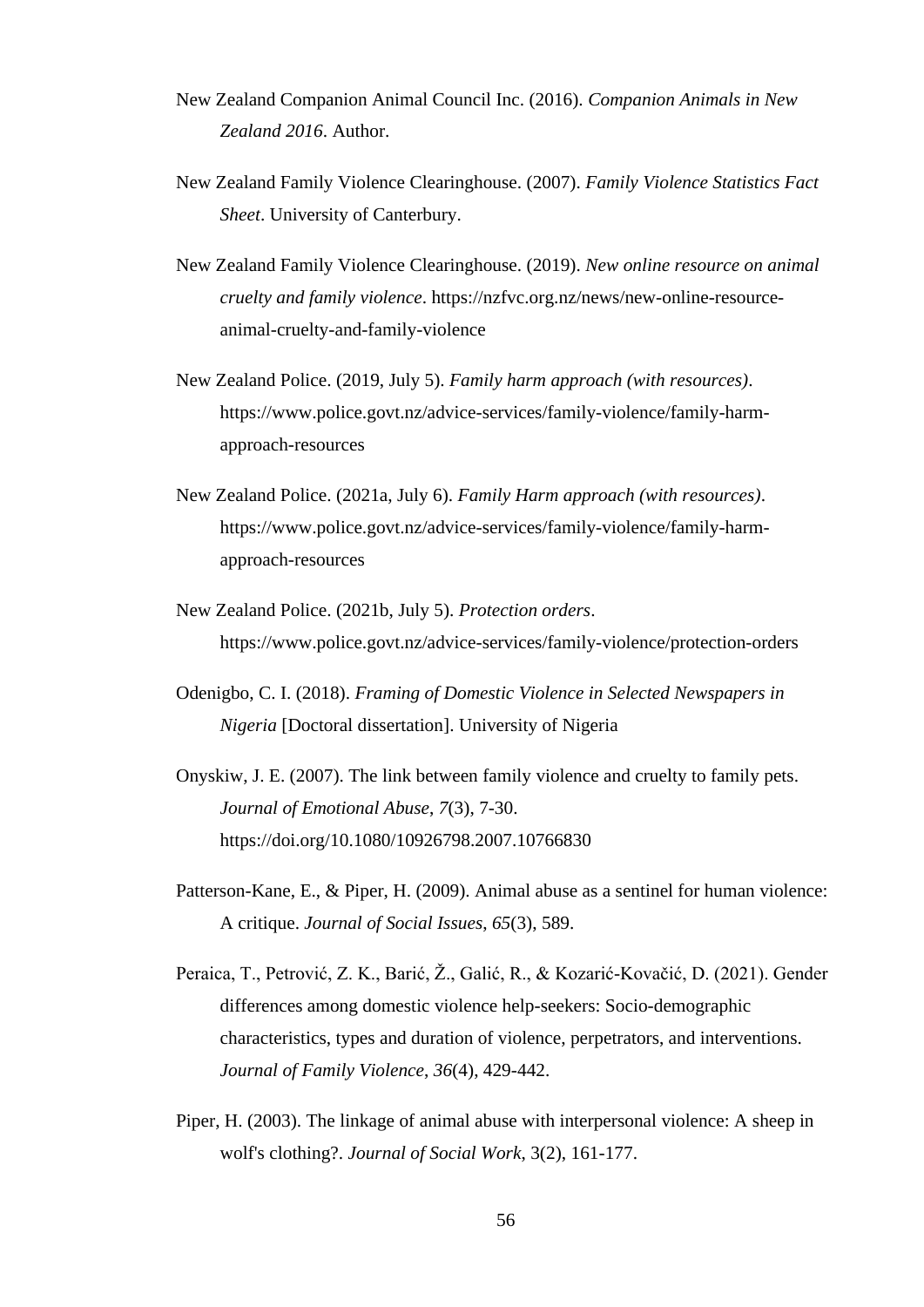New Zealand Companion Animal Council Inc. (2016). *Companion Animals in New Zealand 2016*. Author.

New Zealand Family Violence Clearinghouse. (2007). *Family Violence Statistics Fact Sheet*. University of Canterbury.

New Zealand Family Violence Clearinghouse. (2019). *New online resource on animal cruelty and family violence*. https://nzfvc.org.nz/news/new-online-resource-animal-cruelty-and-family-violence

New Zealand Police. (2019, July 5). *Family harm approach (with resources)*. https://www.police.govt.nz/advice-services/family-violence/family-harm-approach-resources

New Zealand Police. (2021a, July 6). *Family Harm approach (with resources)*. https://www.police.govt.nz/advice-services/family-violence/family-harm-approach-resources

New Zealand Police. (2021b, July 5). *Protection orders*. https://www.police.govt.nz/advice-services/family-violence/protection-orders

Odenigbo, C. I. (2018). *Framing of Domestic Violence in Selected Newspapers in Nigeria* [Doctoral dissertation]. University of Nigeria

Onyskiw, J. E. (2007). The link between family violence and cruelty to family pets. *Journal of Emotional Abuse*, *7*(3), 7-30. https://doi.org/10.1080/10926798.2007.10766830

Patterson-Kane, E., & Piper, H. (2009). Animal abuse as a sentinel for human violence: A critique. *Journal of Social Issues*, *65*(3), 589.

Peraica, T., Petrović, Z. K., Barić, Ž., Galić, R., & Kozarić-Kovačić, D. (2021). Gender differences among domestic violence help-seekers: Socio-demographic characteristics, types and duration of violence, perpetrators, and interventions. *Journal of Family Violence*, *36*(4), 429-442.

Piper, H. (2003). The linkage of animal abuse with interpersonal violence: A sheep in wolf's clothing?. *Journal of Social Work*, 3(2), 161-177.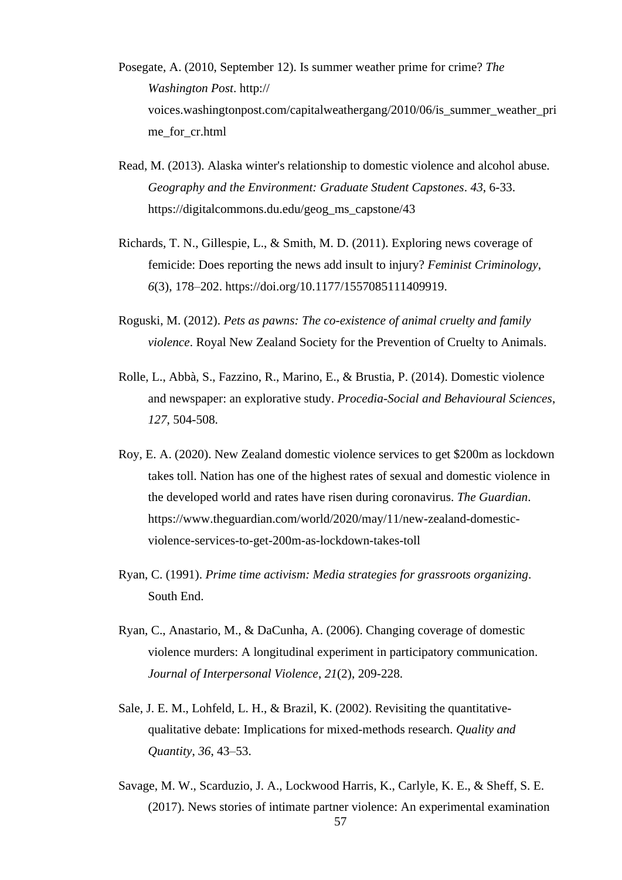Posegate, A. (2010, September 12). Is summer weather prime for crime? *The Washington Post*. http:// voices.washingtonpost.com/capitalweathergang/2010/06/is_summer_weather_prime_for_cr.html

Read, M. (2013). Alaska winter's relationship to domestic violence and alcohol abuse. *Geography and the Environment: Graduate Student Capstones*. *43*, 6-33. https://digitalcommons.du.edu/geog_ms_capstone/43

Richards, T. N., Gillespie, L., & Smith, M. D. (2011). Exploring news coverage of femicide: Does reporting the news add insult to injury? *Feminist Criminology*, *6*(3), 178–202. https://doi.org/10.1177/1557085111409919.

Roguski, M. (2012). *Pets as pawns: The co-existence of animal cruelty and family violence*. Royal New Zealand Society for the Prevention of Cruelty to Animals.

Rolle, L., Abbà, S., Fazzino, R., Marino, E., & Brustia, P. (2014). Domestic violence and newspaper: an explorative study. *Procedia-Social and Behavioural Sciences*, *127*, 504-508.

Roy, E. A. (2020). New Zealand domestic violence services to get $200m as lockdown takes toll. Nation has one of the highest rates of sexual and domestic violence in the developed world and rates have risen during coronavirus. *The Guardian*. https://www.theguardian.com/world/2020/may/11/new-zealand-domestic-violence-services-to-get-200m-as-lockdown-takes-toll

Ryan, C. (1991). *Prime time activism: Media strategies for grassroots organizing*. South End.

Ryan, C., Anastario, M., & DaCunha, A. (2006). Changing coverage of domestic violence murders: A longitudinal experiment in participatory communication. *Journal of Interpersonal Violence*, *21*(2), 209-228.

Sale, J. E. M., Lohfeld, L. H., & Brazil, K. (2002). Revisiting the quantitative-qualitative debate: Implications for mixed-methods research. *Quality and Quantity*, *36*, 43–53.

Savage, M. W., Scarduzio, J. A., Lockwood Harris, K., Carlyle, K. E., & Sheff, S. E. (2017). News stories of intimate partner violence: An experimental examination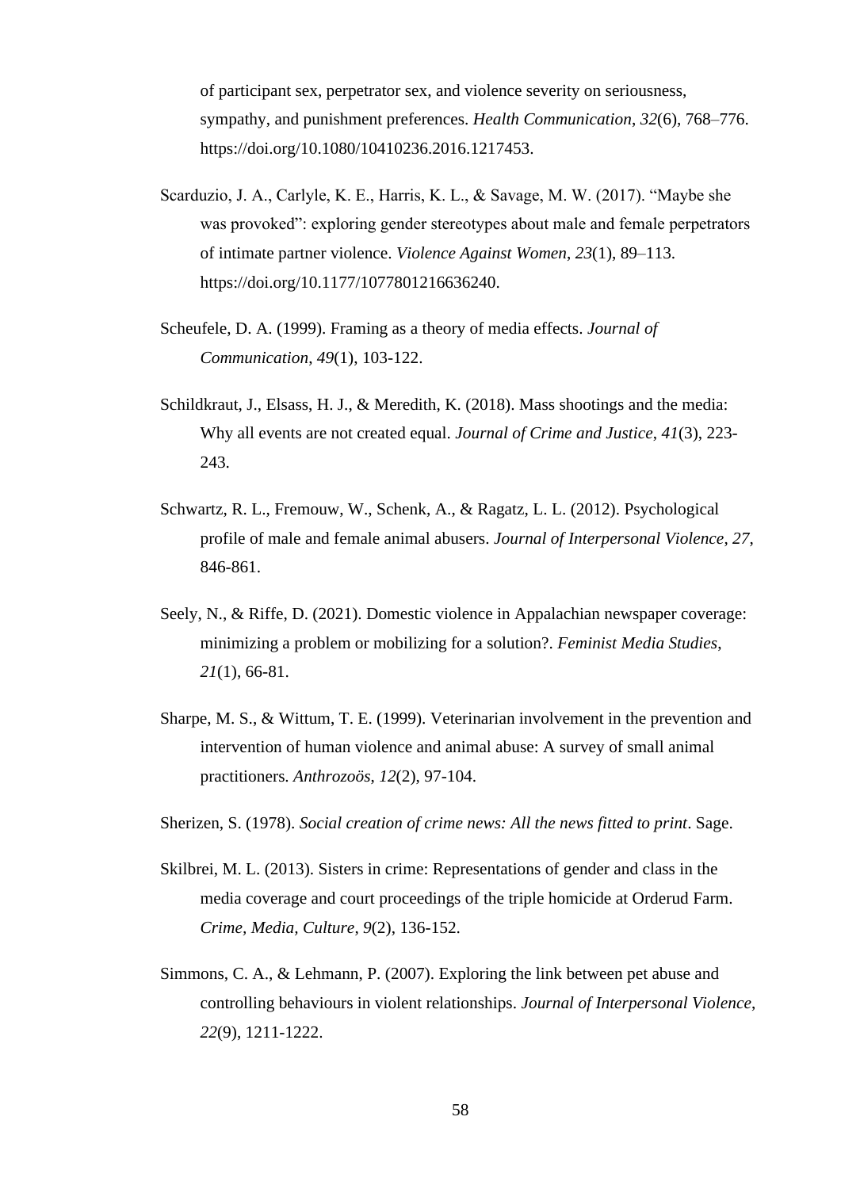of participant sex, perpetrator sex, and violence severity on seriousness, sympathy, and punishment preferences. *Health Communication*, *32*(6), 768–776. https://doi.org/10.1080/10410236.2016.1217453.

Scarduzio, J. A., Carlyle, K. E., Harris, K. L., & Savage, M. W. (2017). "Maybe she was provoked": exploring gender stereotypes about male and female perpetrators of intimate partner violence. *Violence Against Women*, *23*(1), 89–113. https://doi.org/10.1177/1077801216636240.

Scheufele, D. A. (1999). Framing as a theory of media effects. *Journal of Communication*, *49*(1), 103-122.

Schildkraut, J., Elsass, H. J., & Meredith, K. (2018). Mass shootings and the media: Why all events are not created equal. *Journal of Crime and Justice*, *41*(3), 223-243.

Schwartz, R. L., Fremouw, W., Schenk, A., & Ragatz, L. L. (2012). Psychological profile of male and female animal abusers. *Journal of Interpersonal Violence*, *27*, 846-861.

Seely, N., & Riffe, D. (2021). Domestic violence in Appalachian newspaper coverage: minimizing a problem or mobilizing for a solution?. *Feminist Media Studies*, *21*(1), 66-81.

Sharpe, M. S., & Wittum, T. E. (1999). Veterinarian involvement in the prevention and intervention of human violence and animal abuse: A survey of small animal practitioners. *Anthrozoös*, *12*(2), 97-104.

Sherizen, S. (1978). *Social creation of crime news: All the news fitted to print*. Sage.

Skilbrei, M. L. (2013). Sisters in crime: Representations of gender and class in the media coverage and court proceedings of the triple homicide at Orderud Farm. *Crime, Media, Culture*, *9*(2), 136-152.

Simmons, C. A., & Lehmann, P. (2007). Exploring the link between pet abuse and controlling behaviours in violent relationships. *Journal of Interpersonal Violence*, *22*(9), 1211-1222.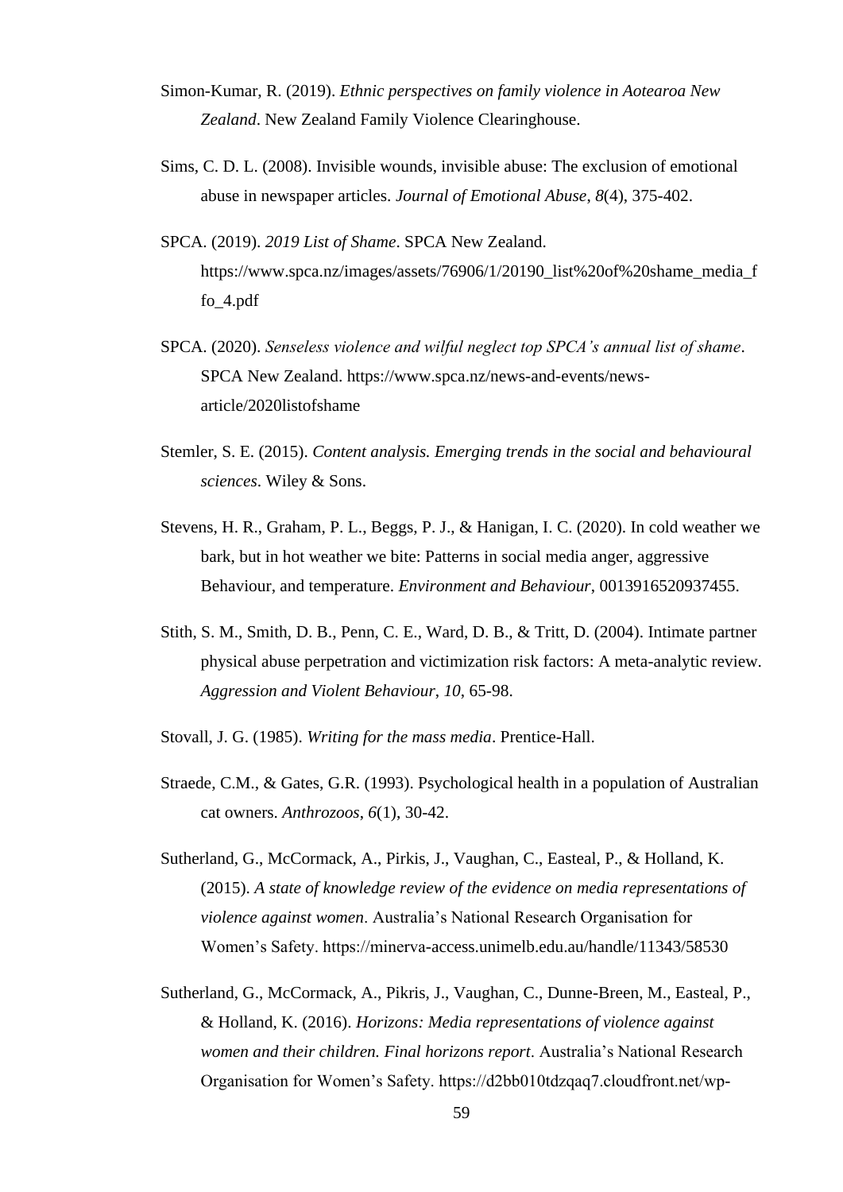Simon-Kumar, R. (2019). *Ethnic perspectives on family violence in Aotearoa New Zealand*. New Zealand Family Violence Clearinghouse.

Sims, C. D. L. (2008). Invisible wounds, invisible abuse: The exclusion of emotional abuse in newspaper articles. *Journal of Emotional Abuse*, *8*(4), 375-402.

SPCA. (2019). *2019 List of Shame*. SPCA New Zealand. https://www.spca.nz/images/assets/76906/1/20190_list%20of%20shame_media_ffo_4.pdf

SPCA. (2020). *Senseless violence and wilful neglect top SPCA's annual list of shame*. SPCA New Zealand. https://www.spca.nz/news-and-events/news-article/2020listofshame

Stemler, S. E. (2015). *Content analysis. Emerging trends in the social and behavioural sciences*. Wiley & Sons.

Stevens, H. R., Graham, P. L., Beggs, P. J., & Hanigan, I. C. (2020). In cold weather we bark, but in hot weather we bite: Patterns in social media anger, aggressive Behaviour, and temperature. *Environment and Behaviour*, 0013916520937455.

Stith, S. M., Smith, D. B., Penn, C. E., Ward, D. B., & Tritt, D. (2004). Intimate partner physical abuse perpetration and victimization risk factors: A meta-analytic review. *Aggression and Violent Behaviour*, *10*, 65-98.

Stovall, J. G. (1985). *Writing for the mass media*. Prentice-Hall.

Straede, C.M., & Gates, G.R. (1993). Psychological health in a population of Australian cat owners. *Anthrozoos*, *6*(1), 30-42.

Sutherland, G., McCormack, A., Pirkis, J., Vaughan, C., Easteal, P., & Holland, K. (2015). *A state of knowledge review of the evidence on media representations of violence against women*. Australia's National Research Organisation for Women's Safety. https://minerva-access.unimelb.edu.au/handle/11343/58530

Sutherland, G., McCormack, A., Pikris, J., Vaughan, C., Dunne-Breen, M., Easteal, P., & Holland, K. (2016). *Horizons: Media representations of violence against women and their children. Final horizons report*. Australia's National Research Organisation for Women's Safety. https://d2bb010tdzqaq7.cloudfront.net/wp-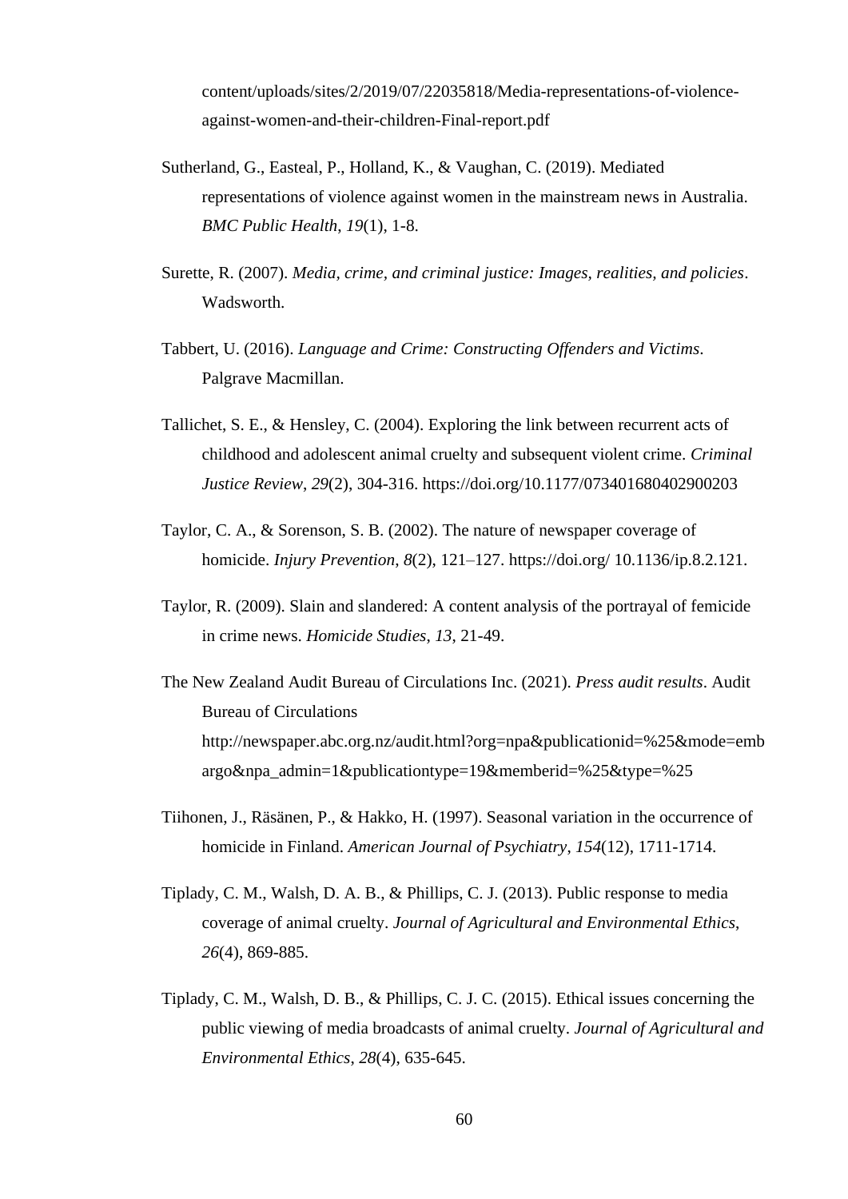content/uploads/sites/2/2019/07/22035818/Media-representations-of-violence-against-women-and-their-children-Final-report.pdf

Sutherland, G., Easteal, P., Holland, K., & Vaughan, C. (2019). Mediated representations of violence against women in the mainstream news in Australia. *BMC Public Health*, *19*(1), 1-8.

Surette, R. (2007). *Media, crime, and criminal justice: Images, realities, and policies*. Wadsworth.

Tabbert, U. (2016). *Language and Crime: Constructing Offenders and Victims*. Palgrave Macmillan.

Tallichet, S. E., & Hensley, C. (2004). Exploring the link between recurrent acts of childhood and adolescent animal cruelty and subsequent violent crime. *Criminal Justice Review*, *29*(2), 304-316. https://doi.org/10.1177/073401680402900203

Taylor, C. A., & Sorenson, S. B. (2002). The nature of newspaper coverage of homicide. *Injury Prevention*, *8*(2), 121–127. https://doi.org/ 10.1136/ip.8.2.121.

Taylor, R. (2009). Slain and slandered: A content analysis of the portrayal of femicide in crime news. *Homicide Studies*, *13*, 21-49.

The New Zealand Audit Bureau of Circulations Inc. (2021). *Press audit results*. Audit Bureau of Circulations http://newspaper.abc.org.nz/audit.html?org=npa&publicationid=%25&mode=embargo&npa_admin=1&publicationtype=19&memberid=%25&type=%25

Tiihonen, J., Räsänen, P., & Hakko, H. (1997). Seasonal variation in the occurrence of homicide in Finland. *American Journal of Psychiatry*, *154*(12), 1711-1714.

Tiplady, C. M., Walsh, D. A. B., & Phillips, C. J. (2013). Public response to media coverage of animal cruelty. *Journal of Agricultural and Environmental Ethics*, *26*(4), 869-885.

Tiplady, C. M., Walsh, D. B., & Phillips, C. J. C. (2015). Ethical issues concerning the public viewing of media broadcasts of animal cruelty. *Journal of Agricultural and Environmental Ethics*, *28*(4), 635-645.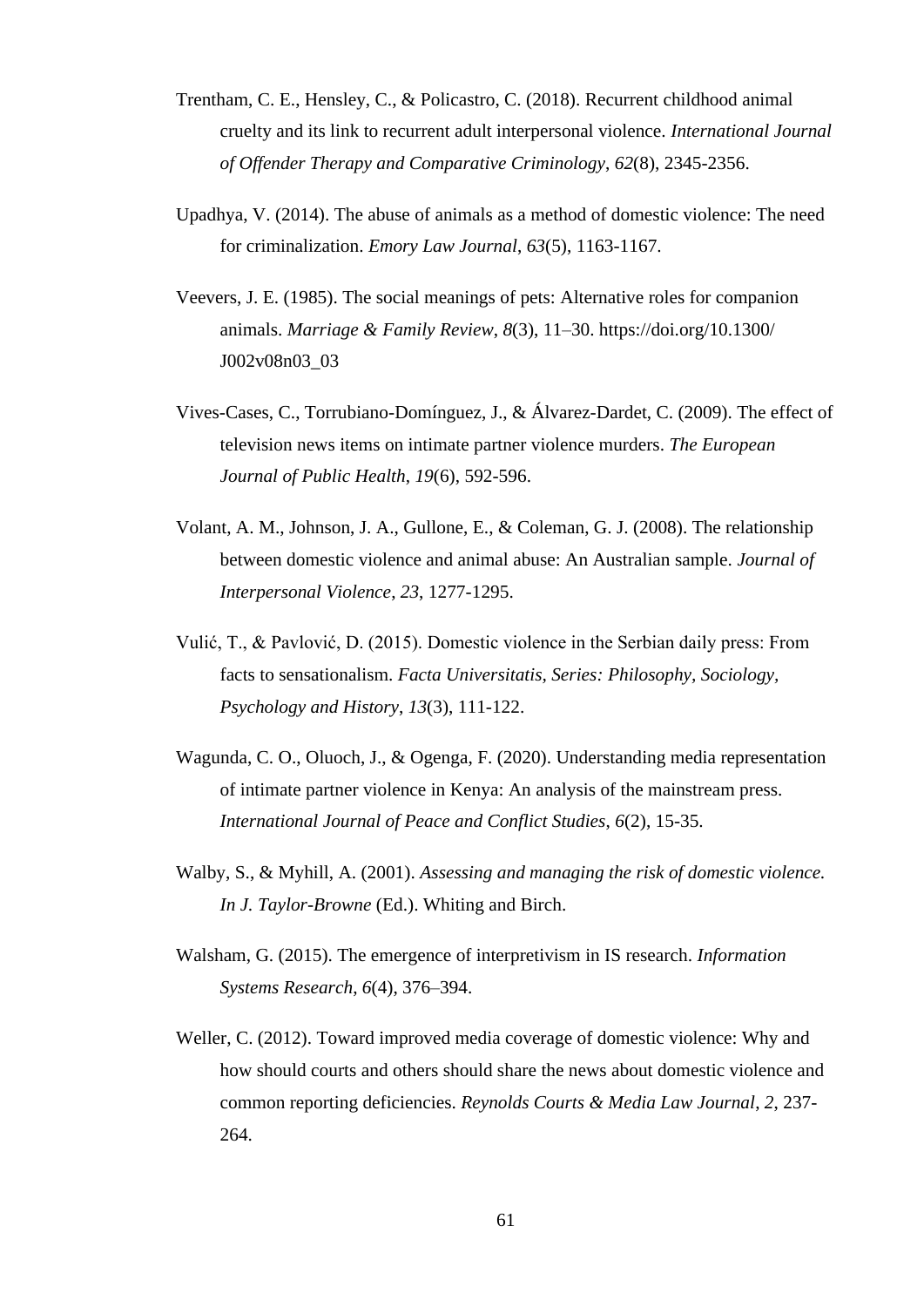Trentham, C. E., Hensley, C., & Policastro, C. (2018). Recurrent childhood animal cruelty and its link to recurrent adult interpersonal violence. *International Journal of Offender Therapy and Comparative Criminology*, *62*(8), 2345-2356.

Upadhya, V. (2014). The abuse of animals as a method of domestic violence: The need for criminalization. *Emory Law Journal*, *63*(5), 1163-1167.

Veevers, J. E. (1985). The social meanings of pets: Alternative roles for companion animals. *Marriage & Family Review*, *8*(3), 11–30. https://doi.org/10.1300/J002v08n03_03

Vives-Cases, C., Torrubiano-Domínguez, J., & Álvarez-Dardet, C. (2009). The effect of television news items on intimate partner violence murders. *The European Journal of Public Health*, *19*(6), 592-596.

Volant, A. M., Johnson, J. A., Gullone, E., & Coleman, G. J. (2008). The relationship between domestic violence and animal abuse: An Australian sample. *Journal of Interpersonal Violence*, *23*, 1277-1295.

Vulić, T., & Pavlović, D. (2015). Domestic violence in the Serbian daily press: From facts to sensationalism. *Facta Universitatis, Series: Philosophy, Sociology, Psychology and History*, *13*(3), 111-122.

Wagunda, C. O., Oluoch, J., & Ogenga, F. (2020). Understanding media representation of intimate partner violence in Kenya: An analysis of the mainstream press. *International Journal of Peace and Conflict Studies*, *6*(2), 15-35.

Walby, S., & Myhill, A. (2001). *Assessing and managing the risk of domestic violence. In J. Taylor-Browne* (Ed.). Whiting and Birch.

Walsham, G. (2015). The emergence of interpretivism in IS research. *Information Systems Research*, *6*(4), 376–394.

Weller, C. (2012). Toward improved media coverage of domestic violence: Why and how should courts and others should share the news about domestic violence and common reporting deficiencies. *Reynolds Courts & Media Law Journal*, *2*, 237-264.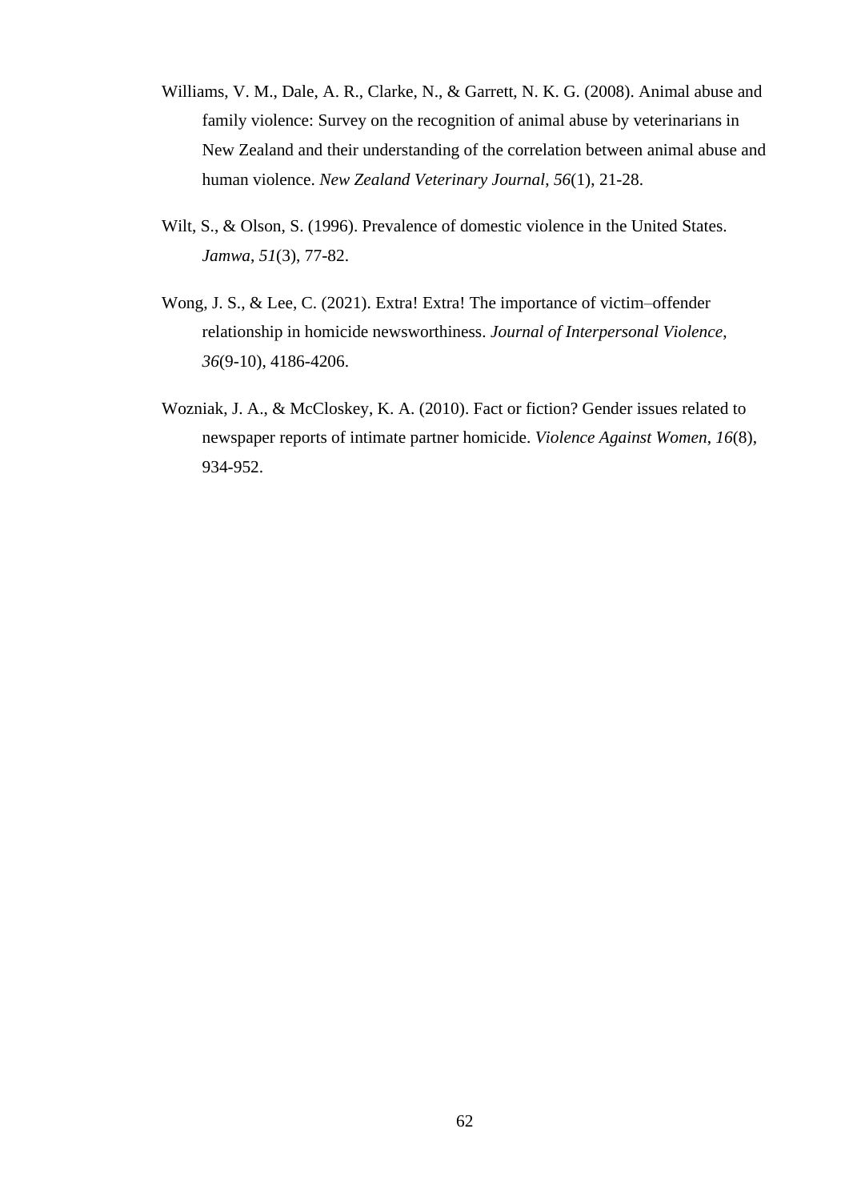Williams, V. M., Dale, A. R., Clarke, N., & Garrett, N. K. G. (2008). Animal abuse and family violence: Survey on the recognition of animal abuse by veterinarians in New Zealand and their understanding of the correlation between animal abuse and human violence. *New Zealand Veterinary Journal*, *56*(1), 21-28.

Wilt, S., & Olson, S. (1996). Prevalence of domestic violence in the United States. *Jamwa*, *51*(3), 77-82.

Wong, J. S., & Lee, C. (2021). Extra! Extra! The importance of victim–offender relationship in homicide newsworthiness. *Journal of Interpersonal Violence*, *36*(9-10), 4186-4206.

Wozniak, J. A., & McCloskey, K. A. (2010). Fact or fiction? Gender issues related to newspaper reports of intimate partner homicide. *Violence Against Women*, *16*(8), 934-952.